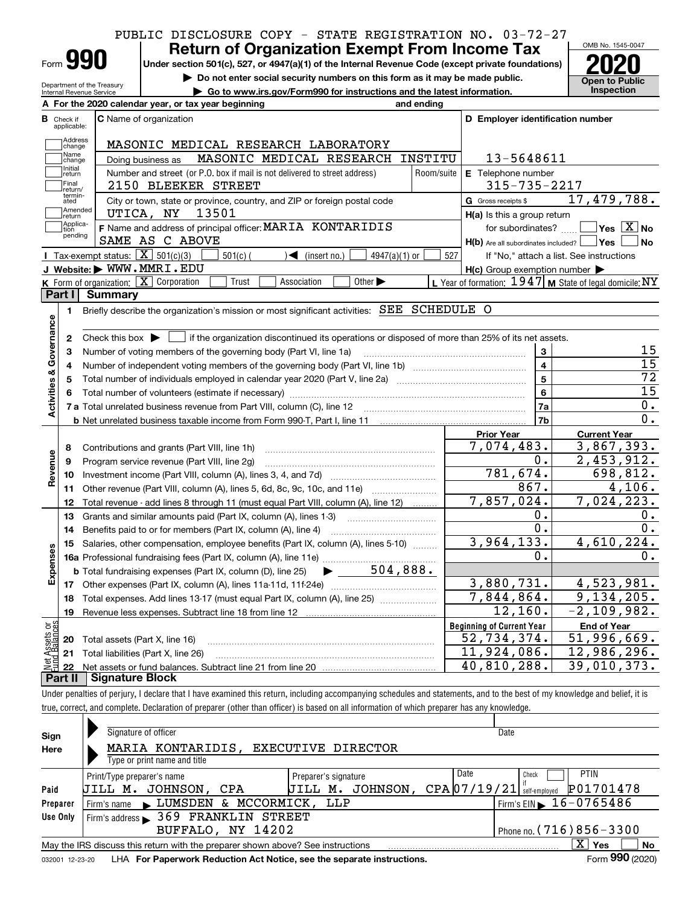PUBLIC DISCLOSURE COPY - STATE REGISTRATION NO. 03-72-27

# Form 990 — Return of Organization Exempt From Income Tax

OMB No. 1545-0047

**2020**

**Open to Public Inspection**

Under section 501(c), 527, or 4947(a)(1) of the Internal Revenue Code (except private foundations)

▶ Do not enter social security numbers on this form as it may be made public.

▶ Go to www.irs.gov/Form990 for instructions and the latest information.

Department of the Treasury
Internal Revenue Service

**A** For the 2020 calendar year, or tax year beginning and ending

**B** Check if applicable: Address change, Name change, Initial return, Final return/terminated, Amended return, Application pending

**C** Name of organization: MASONIC MEDICAL RESEARCH LABORATORY

Doing business as: MASONIC MEDICAL RESEARCH INSTITU

Number and street (or P.O. box if mail is not delivered to street address): 2150 BLEEKER STREET — Room/suite

City or town, state or province, country, and ZIP or foreign postal code: UTICA, NY 13501

**D** Employer identification number: 13-5648611

**E** Telephone number: 315-735-2217

**G** Gross receipts $ 17,479,788.

**F** Name and address of principal officer: MARIA KONTARIDIS, SAME AS C ABOVE

**H(a)** Is this a group return for subordinates? ☐ Yes ☒ No

**H(b)** Are all subordinates included? ☐ Yes ☐ No — If "No," attach a list. See instructions

**H(c)** Group exemption number ▶

**I** Tax-exempt status: ☒ 501(c)(3) ☐ 501(c) ( ) ◀ (insert no.) ☐ 4947(a)(1) or ☐ 527

**J** Website: ▶ WWW.MMRI.EDU

**K** Form of organization: ☒ Corporation ☐ Trust ☐ Association ☐ Other ▶

**L** Year of formation: 1947 **M** State of legal domicile: NY

## Part I — Summary

**Activities & Governance**

| | | | |
|---|---|---|---|
| 1 | Briefly describe the organization's mission or most significant activities: SEE SCHEDULE O | | |
| 2 | Check this box ▶ ☐ if the organization discontinued its operations or disposed of more than 25% of its net assets. | | |
| 3 | Number of voting members of the governing body (Part VI, line 1a) | 3 | 15 |
| 4 | Number of independent voting members of the governing body (Part VI, line 1b) | 4 | 15 |
| 5 | Total number of individuals employed in calendar year 2020 (Part V, line 2a) | 5 | 72 |
| 6 | Total number of volunteers (estimate if necessary) | 6 | 15 |
| 7a | Total unrelated business revenue from Part VIII, column (C), line 12 | 7a | 0. |
| 7b | Net unrelated business taxable income from Form 990-T, Part I, line 11 | 7b | 0. |

| | | Prior Year | Current Year |
|---|---|---|---|
| **Revenue** | | | |
| 8 | Contributions and grants (Part VIII, line 1h) | 7,074,483. | 3,867,393. |
| 9 | Program service revenue (Part VIII, line 2g) | 0. | 2,453,912. |
| 10 | Investment income (Part VIII, column (A), lines 3, 4, and 7d) | 781,674. | 698,812. |
| 11 | Other revenue (Part VIII, column (A), lines 5, 6d, 8c, 9c, 10c, and 11e) | 867. | 4,106. |
| 12 | Total revenue - add lines 8 through 11 (must equal Part VIII, column (A), line 12) | 7,857,024. | 7,024,223. |
| **Expenses** | | | |
| 13 | Grants and similar amounts paid (Part IX, column (A), lines 1-3) | 0. | 0. |
| 14 | Benefits paid to or for members (Part IX, column (A), line 4) | 0. | 0. |
| 15 | Salaries, other compensation, employee benefits (Part IX, column (A), lines 5-10) | 3,964,133. | 4,610,224. |
| 16a | Professional fundraising fees (Part IX, column (A), line 11e) | 0. | 0. |
| b | Total fundraising expenses (Part IX, column (D), line 25) ▶ 504,888. | | |
| 17 | Other expenses (Part IX, column (A), lines 11a-11d, 11f-24e) | 3,880,731. | 4,523,981. |
| 18 | Total expenses. Add lines 13-17 (must equal Part IX, column (A), line 25) | 7,844,864. | 9,134,205. |
| 19 | Revenue less expenses. Subtract line 18 from line 12 | 12,160. | -2,109,982. |

| | | Beginning of Current Year | End of Year |
|---|---|---|---|
| **Net Assets or Fund Balances** | | | |
| 20 | Total assets (Part X, line 16) | 52,734,374. | 51,996,669. |
| 21 | Total liabilities (Part X, line 26) | 11,924,086. | 12,986,296. |
| 22 | Net assets or fund balances. Subtract line 21 from line 20 | 40,810,288. | 39,010,373. |

## Part II — Signature Block

Under penalties of perjury, I declare that I have examined this return, including accompanying schedules and statements, and to the best of my knowledge and belief, it is true, correct, and complete. Declaration of preparer (other than officer) is based on all information of which preparer has any knowledge.

**Sign Here**

Signature of officer — Date

MARIA KONTARIDIS, EXECUTIVE DIRECTOR
Type or print name and title

**Paid Preparer Use Only**

| Print/Type preparer's name | Preparer's signature | Date | Check ☐ if self-employed | PTIN |
|---|---|---|---|---|
| JILL M. JOHNSON, CPA | JILL M. JOHNSON, CPA | 07/19/21 | | P01701478 |

Firm's name ▶ LUMSDEN & MCCORMICK, LLP — Firm's EIN ▶ 16-0765486

Firm's address ▶ 369 FRANKLIN STREET, BUFFALO, NY 14202 — Phone no. (716)856-3300

May the IRS discuss this return with the preparer shown above? See instructions ☒ Yes ☐ No

032001 12-23-20 LHA For Paperwork Reduction Act Notice, see the separate instructions. Form **990** (2020)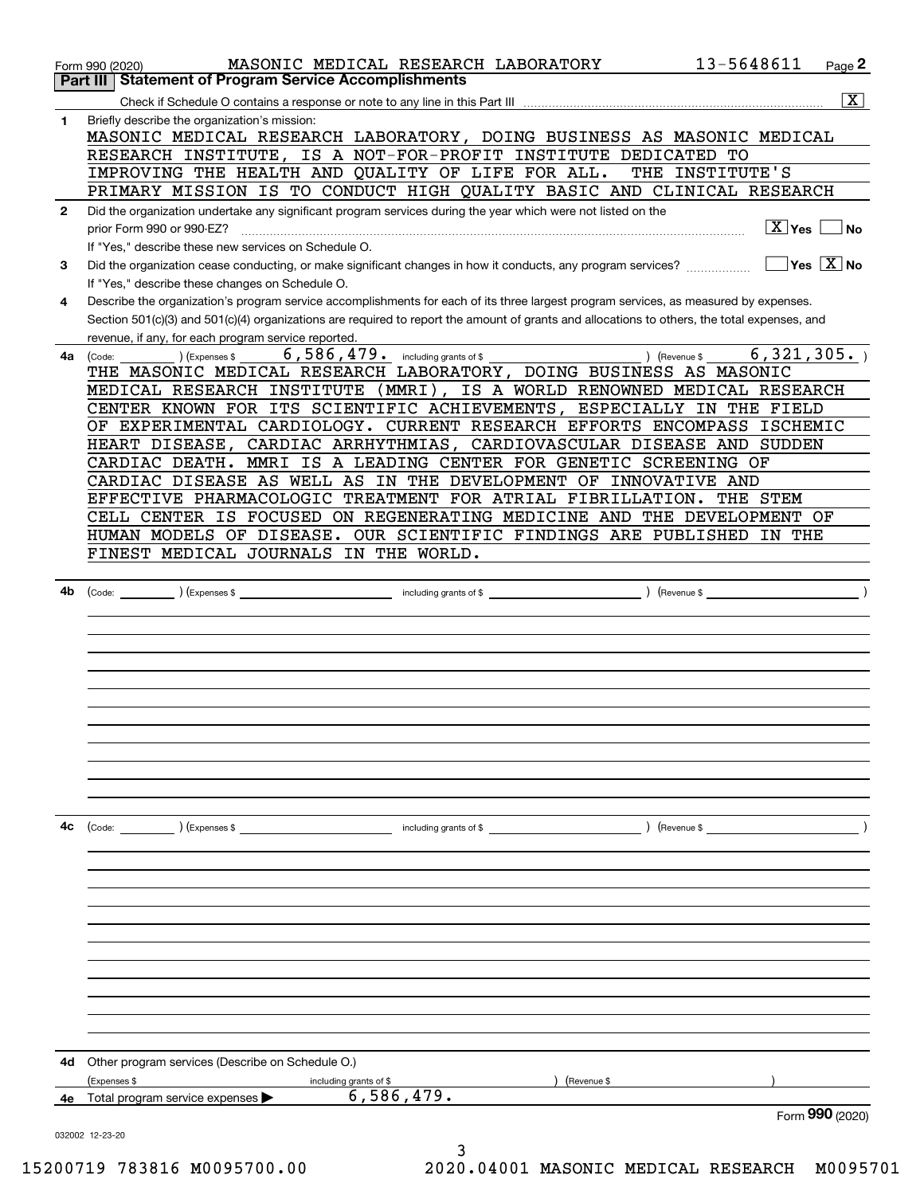Form 990 (2020) MASONIC MEDICAL RESEARCH LABORATORY 13-5648611 Page **2**

**Part III | Statement of Program Service Accomplishments**

Check if Schedule O contains a response or note to any line in this Part III ..... [X]

**1** Briefly describe the organization's mission:

MASONIC MEDICAL RESEARCH LABORATORY, DOING BUSINESS AS MASONIC MEDICAL RESEARCH INSTITUTE, IS A NOT-FOR-PROFIT INSTITUTE DEDICATED TO IMPROVING THE HEALTH AND QUALITY OF LIFE FOR ALL. THE INSTITUTE'S PRIMARY MISSION IS TO CONDUCT HIGH QUALITY BASIC AND CLINICAL RESEARCH

**2** Did the organization undertake any significant program services during the year which were not listed on the prior Form 990 or 990-EZ? ..... [X] Yes [ ] No

If "Yes," describe these new services on Schedule O.

**3** Did the organization cease conducting, or make significant changes in how it conducts, any program services? ..... [ ] Yes [X] No

If "Yes," describe these changes on Schedule O.

**4** Describe the organization's program service accomplishments for each of its three largest program services, as measured by expenses. Section 501(c)(3) and 501(c)(4) organizations are required to report the amount of grants and allocations to others, the total expenses, and revenue, if any, for each program service reported.

**4a** (Code: ) (Expenses $ 6,586,479. including grants of $ ) (Revenue $ 6,321,305. )

THE MASONIC MEDICAL RESEARCH LABORATORY, DOING BUSINESS AS MASONIC MEDICAL RESEARCH INSTITUTE (MMRI), IS A WORLD RENOWNED MEDICAL RESEARCH CENTER KNOWN FOR ITS SCIENTIFIC ACHIEVEMENTS, ESPECIALLY IN THE FIELD OF EXPERIMENTAL CARDIOLOGY. CURRENT RESEARCH EFFORTS ENCOMPASS ISCHEMIC HEART DISEASE, CARDIAC ARRHYTHMIAS, CARDIOVASCULAR DISEASE AND SUDDEN CARDIAC DEATH. MMRI IS A LEADING CENTER FOR GENETIC SCREENING OF CARDIAC DISEASE AS WELL AS IN THE DEVELOPMENT OF INNOVATIVE AND EFFECTIVE PHARMACOLOGIC TREATMENT FOR ATRIAL FIBRILLATION. THE STEM CELL CENTER IS FOCUSED ON REGENERATING MEDICINE AND THE DEVELOPMENT OF HUMAN MODELS OF DISEASE. OUR SCIENTIFIC FINDINGS ARE PUBLISHED IN THE FINEST MEDICAL JOURNALS IN THE WORLD.

**4b** (Code: ) (Expenses $ including grants of $ ) (Revenue $ )

**4c** (Code: ) (Expenses $ including grants of $ ) (Revenue $ )

**4d** Other program services (Describe on Schedule O.)

(Expenses $ including grants of $ ) (Revenue $ )

**4e** Total program service expenses ▶ 6,586,479.

Form **990** (2020)

032002 12-23-20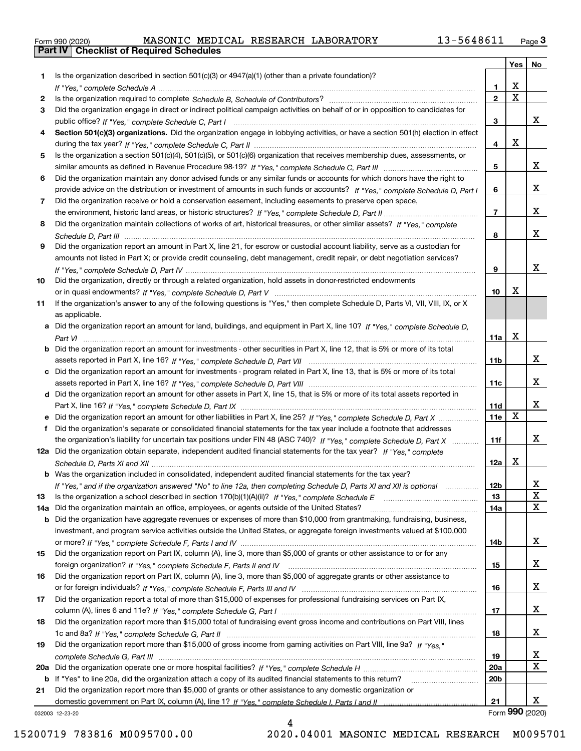Form 990 (2020) MASONIC MEDICAL RESEARCH LABORATORY 13-5648611 Page 3

**Part IV Checklist of Required Schedules**

| | | | Yes | No |
|---|---|---|---|---|
| 1 | Is the organization described in section 501(c)(3) or 4947(a)(1) (other than a private foundation)? *If "Yes," complete Schedule A* | 1 | X | |
| 2 | Is the organization required to complete *Schedule B, Schedule of Contributors*? | 2 | X | |
| 3 | Did the organization engage in direct or indirect political campaign activities on behalf of or in opposition to candidates for public office? *If "Yes," complete Schedule C, Part I* | 3 | | X |
| 4 | **Section 501(c)(3) organizations.** Did the organization engage in lobbying activities, or have a section 501(h) election in effect during the tax year? *If "Yes," complete Schedule C, Part II* | 4 | X | |
| 5 | Is the organization a section 501(c)(4), 501(c)(5), or 501(c)(6) organization that receives membership dues, assessments, or similar amounts as defined in Revenue Procedure 98-19? *If "Yes," complete Schedule C, Part III* | 5 | | X |
| 6 | Did the organization maintain any donor advised funds or any similar funds or accounts for which donors have the right to provide advice on the distribution or investment of amounts in such funds or accounts? *If "Yes," complete Schedule D, Part I* | 6 | | X |
| 7 | Did the organization receive or hold a conservation easement, including easements to preserve open space, the environment, historic land areas, or historic structures? *If "Yes," complete Schedule D, Part II* | 7 | | X |
| 8 | Did the organization maintain collections of works of art, historical treasures, or other similar assets? *If "Yes," complete Schedule D, Part III* | 8 | | X |
| 9 | Did the organization report an amount in Part X, line 21, for escrow or custodial account liability, serve as a custodian for amounts not listed in Part X; or provide credit counseling, debt management, credit repair, or debt negotiation services? *If "Yes," complete Schedule D, Part IV* | 9 | | X |
| 10 | Did the organization, directly or through a related organization, hold assets in donor-restricted endowments or in quasi endowments? *If "Yes," complete Schedule D, Part V* | 10 | X | |
| 11 | If the organization's answer to any of the following questions is "Yes," then complete Schedule D, Parts VI, VII, VIII, IX, or X as applicable. | | | |
| a | Did the organization report an amount for land, buildings, and equipment in Part X, line 10? *If "Yes," complete Schedule D, Part VI* | 11a | X | |
| b | Did the organization report an amount for investments - other securities in Part X, line 12, that is 5% or more of its total assets reported in Part X, line 16? *If "Yes," complete Schedule D, Part VII* | 11b | | X |
| c | Did the organization report an amount for investments - program related in Part X, line 13, that is 5% or more of its total assets reported in Part X, line 16? *If "Yes," complete Schedule D, Part VIII* | 11c | | X |
| d | Did the organization report an amount for other assets in Part X, line 15, that is 5% or more of its total assets reported in Part X, line 16? *If "Yes," complete Schedule D, Part IX* | 11d | | X |
| e | Did the organization report an amount for other liabilities in Part X, line 25? *If "Yes," complete Schedule D, Part X* | 11e | X | |
| f | Did the organization's separate or consolidated financial statements for the tax year include a footnote that addresses the organization's liability for uncertain tax positions under FIN 48 (ASC 740)? *If "Yes," complete Schedule D, Part X* | 11f | | X |
| 12a | Did the organization obtain separate, independent audited financial statements for the tax year? *If "Yes," complete Schedule D, Parts XI and XII* | 12a | X | |
| b | Was the organization included in consolidated, independent audited financial statements for the tax year? *If "Yes," and if the organization answered "No" to line 12a, then completing Schedule D, Parts XI and XII is optional* | 12b | | X |
| 13 | Is the organization a school described in section 170(b)(1)(A)(ii)? *If "Yes," complete Schedule E* | 13 | | X |
| 14a | Did the organization maintain an office, employees, or agents outside of the United States? | 14a | | X |
| b | Did the organization have aggregate revenues or expenses of more than $10,000 from grantmaking, fundraising, business, investment, and program service activities outside the United States, or aggregate foreign investments valued at $100,000 or more? *If "Yes," complete Schedule F, Parts I and IV* | 14b | | X |
| 15 | Did the organization report on Part IX, column (A), line 3, more than $5,000 of grants or other assistance to or for any foreign organization? *If "Yes," complete Schedule F, Parts II and IV* | 15 | | X |
| 16 | Did the organization report on Part IX, column (A), line 3, more than $5,000 of aggregate grants or other assistance to or for foreign individuals? *If "Yes," complete Schedule F, Parts III and IV* | 16 | | X |
| 17 | Did the organization report a total of more than $15,000 of expenses for professional fundraising services on Part IX, column (A), lines 6 and 11e? *If "Yes," complete Schedule G, Part I* | 17 | | X |
| 18 | Did the organization report more than $15,000 total of fundraising event gross income and contributions on Part VIII, lines 1c and 8a? *If "Yes," complete Schedule G, Part II* | 18 | | X |
| 19 | Did the organization report more than $15,000 of gross income from gaming activities on Part VIII, line 9a? *If "Yes," complete Schedule G, Part III* | 19 | | X |
| 20a | Did the organization operate one or more hospital facilities? *If "Yes," complete Schedule H* | 20a | | X |
| b | If "Yes" to line 20a, did the organization attach a copy of its audited financial statements to this return? | 20b | | |
| 21 | Did the organization report more than $5,000 of grants or other assistance to any domestic organization or domestic government on Part IX, column (A), line 1? *If "Yes," complete Schedule I, Parts I and II* | 21 | | X |

032003 12-23-20 Form **990** (2020)

15200719 783816 M0095700.00 2020.04001 MASONIC MEDICAL RESEARCH M0095701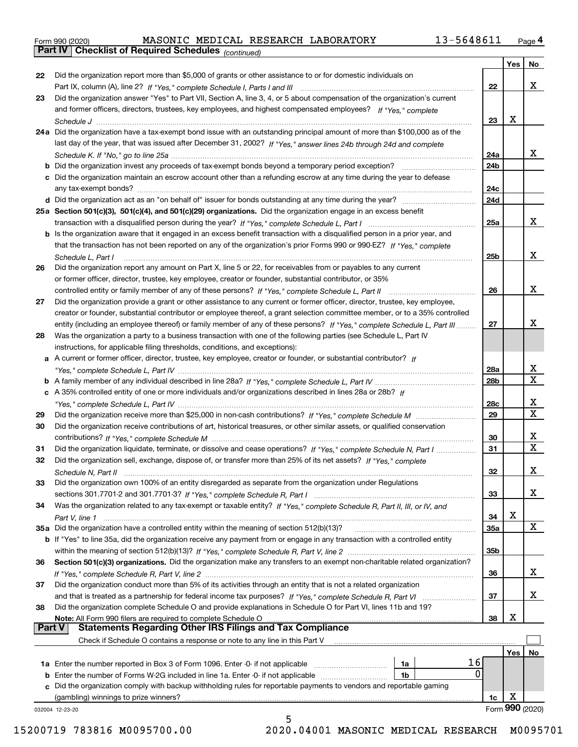Form 990 (2020) MASONIC MEDICAL RESEARCH LABORATORY 13-5648611

## Part IV Checklist of Required Schedules *(continued)*

| | | | Yes | No |
|---|---|---|---|---|
| 22 | Did the organization report more than $5,000 of grants or other assistance to or for domestic individuals on Part IX, column (A), line 2? *If "Yes," complete Schedule I, Parts I and III* | 22 | | X |
| 23 | Did the organization answer "Yes" to Part VII, Section A, line 3, 4, or 5 about compensation of the organization's current and former officers, directors, trustees, key employees, and highest compensated employees? *If "Yes," complete Schedule J* | 23 | X | |
| 24a | Did the organization have a tax-exempt bond issue with an outstanding principal amount of more than $100,000 as of the last day of the year, that was issued after December 31, 2002? *If "Yes," answer lines 24b through 24d and complete Schedule K. If "No," go to line 25a* | 24a | | X |
| b | Did the organization invest any proceeds of tax-exempt bonds beyond a temporary period exception? | 24b | | |
| c | Did the organization maintain an escrow account other than a refunding escrow at any time during the year to defease any tax-exempt bonds? | 24c | | |
| d | Did the organization act as an "on behalf of" issuer for bonds outstanding at any time during the year? | 24d | | |
| 25a | **Section 501(c)(3), 501(c)(4), and 501(c)(29) organizations.** Did the organization engage in an excess benefit transaction with a disqualified person during the year? *If "Yes," complete Schedule L, Part I* | 25a | | X |
| b | Is the organization aware that it engaged in an excess benefit transaction with a disqualified person in a prior year, and that the transaction has not been reported on any of the organization's prior Forms 990 or 990-EZ? *If "Yes," complete Schedule L, Part I* | 25b | | X |
| 26 | Did the organization report any amount on Part X, line 5 or 22, for receivables from or payables to any current or former officer, director, trustee, key employee, creator or founder, substantial contributor, or 35% controlled entity or family member of any of these persons? *If "Yes," complete Schedule L, Part II* | 26 | | X |
| 27 | Did the organization provide a grant or other assistance to any current or former officer, director, trustee, key employee, creator or founder, substantial contributor or employee thereof, a grant selection committee member, or to a 35% controlled entity (including an employee thereof) or family member of any of these persons? *If "Yes," complete Schedule L, Part III* | 27 | | X |
| 28 | Was the organization a party to a business transaction with one of the following parties (see Schedule L, Part IV instructions, for applicable filing thresholds, conditions, and exceptions): | | | |
| a | A current or former officer, director, trustee, key employee, creator or founder, or substantial contributor? *If "Yes," complete Schedule L, Part IV* | 28a | | X |
| b | A family member of any individual described in line 28a? *If "Yes," complete Schedule L, Part IV* | 28b | | X |
| c | A 35% controlled entity of one or more individuals and/or organizations described in lines 28a or 28b? *If "Yes," complete Schedule L, Part IV* | 28c | | X |
| 29 | Did the organization receive more than $25,000 in non-cash contributions? *If "Yes," complete Schedule M* | 29 | | X |
| 30 | Did the organization receive contributions of art, historical treasures, or other similar assets, or qualified conservation contributions? *If "Yes," complete Schedule M* | 30 | | X |
| 31 | Did the organization liquidate, terminate, or dissolve and cease operations? *If "Yes," complete Schedule N, Part I* | 31 | | X |
| 32 | Did the organization sell, exchange, dispose of, or transfer more than 25% of its net assets? *If "Yes," complete Schedule N, Part II* | 32 | | X |
| 33 | Did the organization own 100% of an entity disregarded as separate from the organization under Regulations sections 301.7701-2 and 301.7701-3? *If "Yes," complete Schedule R, Part I* | 33 | | X |
| 34 | Was the organization related to any tax-exempt or taxable entity? *If "Yes," complete Schedule R, Part II, III, or IV, and Part V, line 1* | 34 | X | |
| 35a | Did the organization have a controlled entity within the meaning of section 512(b)(13)? | 35a | | X |
| b | If "Yes" to line 35a, did the organization receive any payment from or engage in any transaction with a controlled entity within the meaning of section 512(b)(13)? *If "Yes," complete Schedule R, Part V, line 2* | 35b | | |
| 36 | **Section 501(c)(3) organizations.** Did the organization make any transfers to an exempt non-charitable related organization? *If "Yes," complete Schedule R, Part V, line 2* | 36 | | X |
| 37 | Did the organization conduct more than 5% of its activities through an entity that is not a related organization and that is treated as a partnership for federal income tax purposes? *If "Yes," complete Schedule R, Part VI* | 37 | | X |
| 38 | Did the organization complete Schedule O and provide explanations in Schedule O for Part VI, lines 11b and 19? **Note:** All Form 990 filers are required to complete Schedule O | 38 | X | |

## Part V Statements Regarding Other IRS Filings and Tax Compliance

Check if Schedule O contains a response or note to any line in this Part V ☐

| | | | | | Yes | No |
|---|---|---|---|---|---|---|
| 1a | Enter the number reported in Box 3 of Form 1096. Enter -0- if not applicable | 1a | 16 | | | |
| b | Enter the number of Forms W-2G included in line 1a. Enter -0- if not applicable | 1b | 0 | | | |
| c | Did the organization comply with backup withholding rules for reportable payments to vendors and reportable gaming (gambling) winnings to prize winners? | | | 1c | X | |

032004 12-23-20

Form **990** (2020)

15200719 783816 M0095700.00 2020.04001 MASONIC MEDICAL RESEARCH M0095701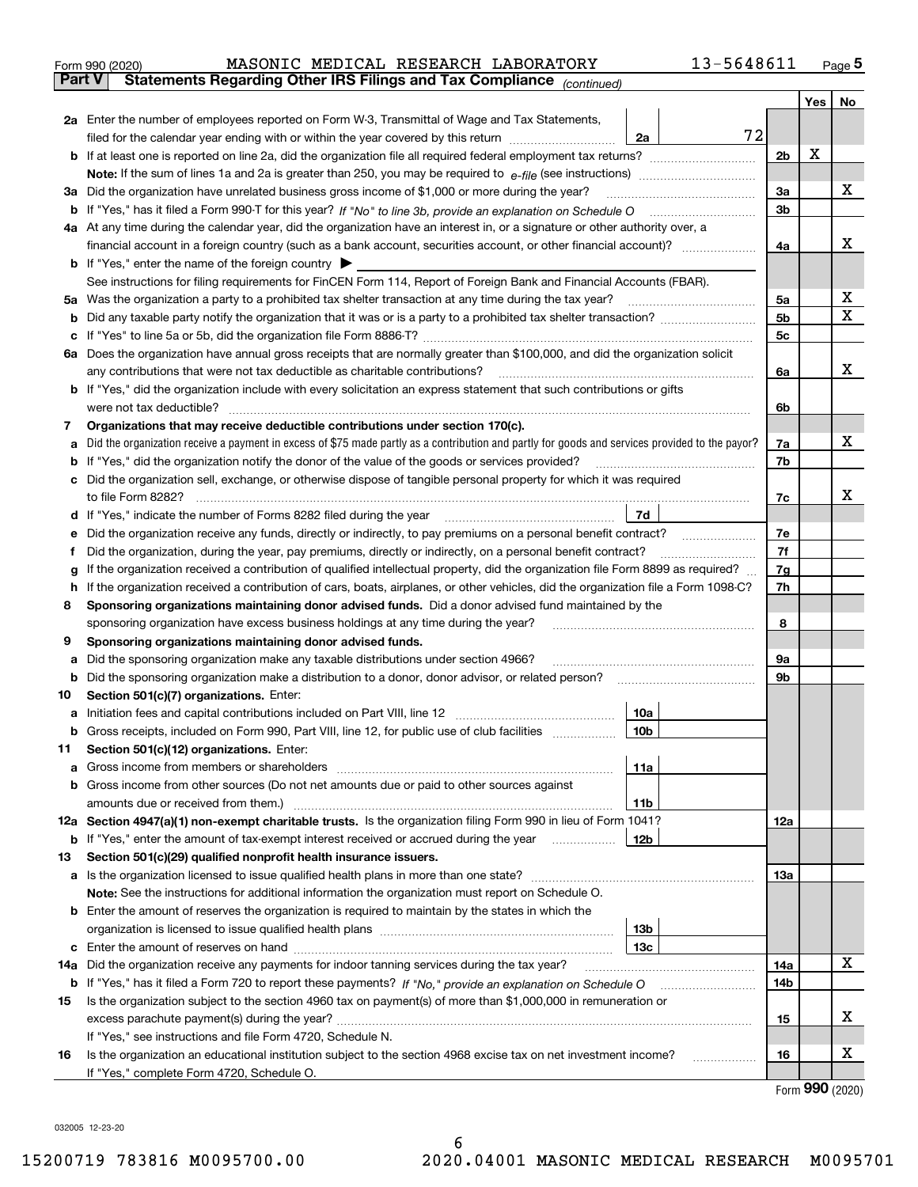Form 990 (2020) MASONIC MEDICAL RESEARCH LABORATORY 13-5648611 Page 5

**Part V Statements Regarding Other IRS Filings and Tax Compliance** *(continued)*

| | | | | Yes | No |
|---|---|---|---|---|---|
| **2a** | Enter the number of employees reported on Form W-3, Transmittal of Wage and Tax Statements, filed for the calendar year ending with or within the year covered by this return | 2a | 72 | | |
| **b** | If at least one is reported on line 2a, did the organization file all required federal employment tax returns? | 2b | | X | |
| | **Note:** If the sum of lines 1a and 2a is greater than 250, you may be required to *e-file* (see instructions) | | | | |
| **3a** | Did the organization have unrelated business gross income of $1,000 or more during the year? | 3a | | | X |
| **b** | If "Yes," has it filed a Form 990-T for this year? *If "No" to line 3b, provide an explanation on Schedule O* | 3b | | | |
| **4a** | At any time during the calendar year, did the organization have an interest in, or a signature or other authority over, a financial account in a foreign country (such as a bank account, securities account, or other financial account)? | 4a | | | X |
| **b** | If "Yes," enter the name of the foreign country ▶ | | | | |
| | See instructions for filing requirements for FinCEN Form 114, Report of Foreign Bank and Financial Accounts (FBAR). | | | | |
| **5a** | Was the organization a party to a prohibited tax shelter transaction at any time during the tax year? | 5a | | | X |
| **b** | Did any taxable party notify the organization that it was or is a party to a prohibited tax shelter transaction? | 5b | | | X |
| **c** | If "Yes" to line 5a or 5b, did the organization file Form 8886-T? | 5c | | | |
| **6a** | Does the organization have annual gross receipts that are normally greater than $100,000, and did the organization solicit any contributions that were not tax deductible as charitable contributions? | 6a | | | X |
| **b** | If "Yes," did the organization include with every solicitation an express statement that such contributions or gifts were not tax deductible? | 6b | | | |
| **7** | **Organizations that may receive deductible contributions under section 170(c).** | | | | |
| **a** | Did the organization receive a payment in excess of $75 made partly as a contribution and partly for goods and services provided to the payor? | 7a | | | X |
| **b** | If "Yes," did the organization notify the donor of the value of the goods or services provided? | 7b | | | |
| **c** | Did the organization sell, exchange, or otherwise dispose of tangible personal property for which it was required to file Form 8282? | 7c | | | X |
| **d** | If "Yes," indicate the number of Forms 8282 filed during the year | 7d | | | |
| **e** | Did the organization receive any funds, directly or indirectly, to pay premiums on a personal benefit contract? | 7e | | | |
| **f** | Did the organization, during the year, pay premiums, directly or indirectly, on a personal benefit contract? | 7f | | | |
| **g** | If the organization received a contribution of qualified intellectual property, did the organization file Form 8899 as required? | 7g | | | |
| **h** | If the organization received a contribution of cars, boats, airplanes, or other vehicles, did the organization file a Form 1098-C? | 7h | | | |
| **8** | **Sponsoring organizations maintaining donor advised funds.** Did a donor advised fund maintained by the sponsoring organization have excess business holdings at any time during the year? | 8 | | | |
| **9** | **Sponsoring organizations maintaining donor advised funds.** | | | | |
| **a** | Did the sponsoring organization make any taxable distributions under section 4966? | 9a | | | |
| **b** | Did the sponsoring organization make a distribution to a donor, donor advisor, or related person? | 9b | | | |
| **10** | **Section 501(c)(7) organizations.** Enter: | | | | |
| **a** | Initiation fees and capital contributions included on Part VIII, line 12 | 10a | | | |
| **b** | Gross receipts, included on Form 990, Part VIII, line 12, for public use of club facilities | 10b | | | |
| **11** | **Section 501(c)(12) organizations.** Enter: | | | | |
| **a** | Gross income from members or shareholders | 11a | | | |
| **b** | Gross income from other sources (Do not net amounts due or paid to other sources against amounts due or received from them.) | 11b | | | |
| **12a** | **Section 4947(a)(1) non-exempt charitable trusts.** Is the organization filing Form 990 in lieu of Form 1041? | 12a | | | |
| **b** | If "Yes," enter the amount of tax-exempt interest received or accrued during the year | 12b | | | |
| **13** | **Section 501(c)(29) qualified nonprofit health insurance issuers.** | | | | |
| **a** | Is the organization licensed to issue qualified health plans in more than one state? | 13a | | | |
| | **Note:** See the instructions for additional information the organization must report on Schedule O. | | | | |
| **b** | Enter the amount of reserves the organization is required to maintain by the states in which the organization is licensed to issue qualified health plans | 13b | | | |
| **c** | Enter the amount of reserves on hand | 13c | | | |
| **14a** | Did the organization receive any payments for indoor tanning services during the tax year? | 14a | | | X |
| **b** | If "Yes," has it filed a Form 720 to report these payments? *If "No," provide an explanation on Schedule O* | 14b | | | |
| **15** | Is the organization subject to the section 4960 tax on payment(s) of more than $1,000,000 in remuneration or excess parachute payment(s) during the year? | 15 | | | X |
| | If "Yes," see instructions and file Form 4720, Schedule N. | | | | |
| **16** | Is the organization an educational institution subject to the section 4968 excise tax on net investment income? | 16 | | | X |
| | If "Yes," complete Form 4720, Schedule O. | | | | |

Form **990** (2020)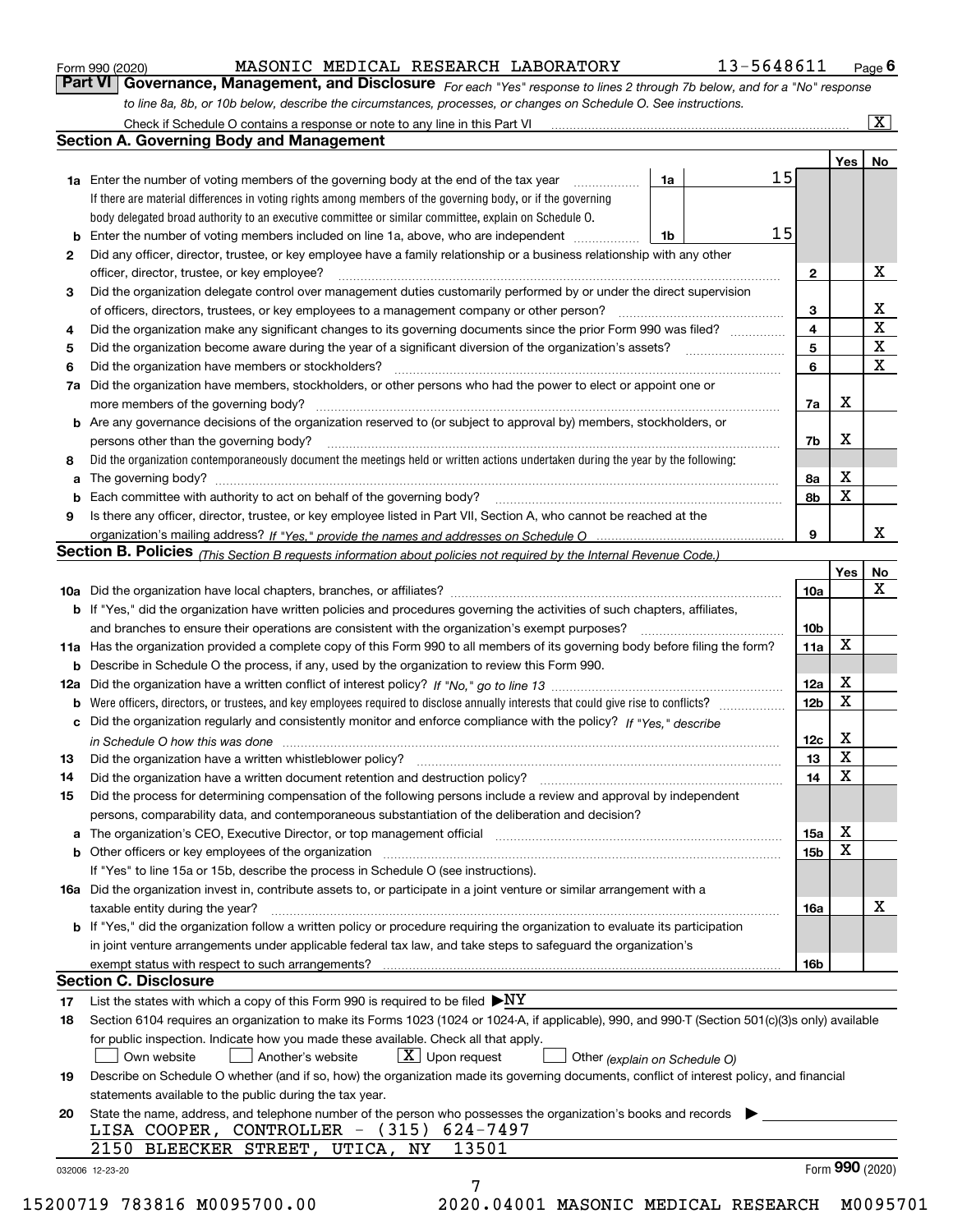Form 990 (2020) MASONIC MEDICAL RESEARCH LABORATORY 13-5648611 Page 6

**Part VI Governance, Management, and Disclosure** *For each "Yes" response to lines 2 through 7b below, and for a "No" response to line 8a, 8b, or 10b below, describe the circumstances, processes, or changes on Schedule O. See instructions.*

Check if Schedule O contains a response or note to any line in this Part VI .......... [X]

## Section A. Governing Body and Management

| | | | | Yes | No |
|---|---|---|---|---|---|
| **1a** | Enter the number of voting members of the governing body at the end of the tax year ... **1a** | 15 | | | |
| | If there are material differences in voting rights among members of the governing body, or if the governing body delegated broad authority to an executive committee or similar committee, explain on Schedule O. | | | | |
| **b** | Enter the number of voting members included on line 1a, above, who are independent ... **1b** | 15 | | | |
| **2** | Did any officer, director, trustee, or key employee have a family relationship or a business relationship with any other officer, director, trustee, or key employee? | | **2** | | X |
| **3** | Did the organization delegate control over management duties customarily performed by or under the direct supervision of officers, directors, trustees, or key employees to a management company or other person? | | **3** | | X |
| **4** | Did the organization make any significant changes to its governing documents since the prior Form 990 was filed? | | **4** | | X |
| **5** | Did the organization become aware during the year of a significant diversion of the organization's assets? | | **5** | | X |
| **6** | Did the organization have members or stockholders? | | **6** | | X |
| **7a** | Did the organization have members, stockholders, or other persons who had the power to elect or appoint one or more members of the governing body? | | **7a** | X | |
| **b** | Are any governance decisions of the organization reserved to (or subject to approval by) members, stockholders, or persons other than the governing body? | | **7b** | X | |
| **8** | Did the organization contemporaneously document the meetings held or written actions undertaken during the year by the following: | | | | |
| **a** | The governing body? | | **8a** | X | |
| **b** | Each committee with authority to act on behalf of the governing body? | | **8b** | X | |
| **9** | Is there any officer, director, trustee, or key employee listed in Part VII, Section A, who cannot be reached at the organization's mailing address? *If "Yes," provide the names and addresses on Schedule O* | | **9** | | X |

## Section B. Policies *(This Section B requests information about policies not required by the Internal Revenue Code.)*

| | | | Yes | No |
|---|---|---|---|---|
| **10a** | Did the organization have local chapters, branches, or affiliates? | **10a** | | X |
| **b** | If "Yes," did the organization have written policies and procedures governing the activities of such chapters, affiliates, and branches to ensure their operations are consistent with the organization's exempt purposes? | **10b** | | |
| **11a** | Has the organization provided a complete copy of this Form 990 to all members of its governing body before filing the form? | **11a** | X | |
| **b** | Describe in Schedule O the process, if any, used by the organization to review this Form 990. | | | |
| **12a** | Did the organization have a written conflict of interest policy? *If "No," go to line 13* | **12a** | X | |
| **b** | Were officers, directors, or trustees, and key employees required to disclose annually interests that could give rise to conflicts? | **12b** | X | |
| **c** | Did the organization regularly and consistently monitor and enforce compliance with the policy? *If "Yes," describe in Schedule O how this was done* | **12c** | X | |
| **13** | Did the organization have a written whistleblower policy? | **13** | X | |
| **14** | Did the organization have a written document retention and destruction policy? | **14** | X | |
| **15** | Did the process for determining compensation of the following persons include a review and approval by independent persons, comparability data, and contemporaneous substantiation of the deliberation and decision? | | | |
| **a** | The organization's CEO, Executive Director, or top management official | **15a** | X | |
| **b** | Other officers or key employees of the organization | **15b** | X | |
| | If "Yes" to line 15a or 15b, describe the process in Schedule O (see instructions). | | | |
| **16a** | Did the organization invest in, contribute assets to, or participate in a joint venture or similar arrangement with a taxable entity during the year? | **16a** | | X |
| **b** | If "Yes," did the organization follow a written policy or procedure requiring the organization to evaluate its participation in joint venture arrangements under applicable federal tax law, and take steps to safeguard the organization's exempt status with respect to such arrangements? | **16b** | | |

## Section C. Disclosure

**17** List the states with which a copy of this Form 990 is required to be filed ▶NY

**18** Section 6104 requires an organization to make its Forms 1023 (1024 or 1024-A, if applicable), 990, and 990-T (Section 501(c)(3)s only) available for public inspection. Indicate how you made these available. Check all that apply.

[ ] Own website [ ] Another's website [X] Upon request [ ] Other *(explain on Schedule O)*

**19** Describe on Schedule O whether (and if so, how) the organization made its governing documents, conflict of interest policy, and financial statements available to the public during the tax year.

**20** State the name, address, and telephone number of the person who possesses the organization's books and records ▶

LISA COOPER, CONTROLLER - (315) 624-7497
2150 BLEECKER STREET, UTICA, NY 13501

032006 12-23-20 Form **990** (2020)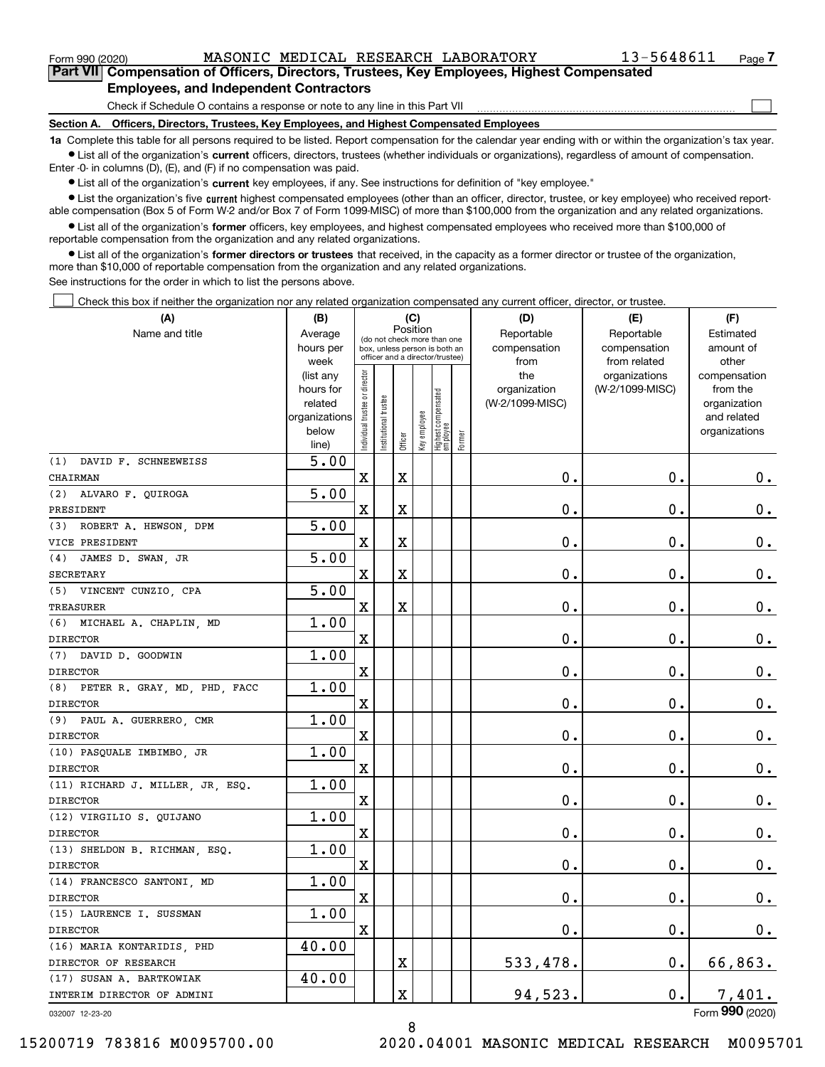Form 990 (2020) MASONIC MEDICAL RESEARCH LABORATORY 13-5648611 Page 7

**Part VII Compensation of Officers, Directors, Trustees, Key Employees, Highest Compensated Employees, and Independent Contractors**

Check if Schedule O contains a response or note to any line in this Part VII

**Section A. Officers, Directors, Trustees, Key Employees, and Highest Compensated Employees**

**1a** Complete this table for all persons required to be listed. Report compensation for the calendar year ending with or within the organization's tax year.

- List all of the organization's **current** officers, directors, trustees (whether individuals or organizations), regardless of amount of compensation. Enter -0- in columns (D), (E), and (F) if no compensation was paid.
- List all of the organization's **current** key employees, if any. See instructions for definition of "key employee."
- List the organization's five **current** highest compensated employees (other than an officer, director, trustee, or key employee) who received reportable compensation (Box 5 of Form W-2 and/or Box 7 of Form 1099-MISC) of more than $100,000 from the organization and any related organizations.
- List all of the organization's **former** officers, key employees, and highest compensated employees who received more than $100,000 of reportable compensation from the organization and any related organizations.
- List all of the organization's **former directors or trustees** that received, in the capacity as a former director or trustee of the organization, more than $10,000 of reportable compensation from the organization and any related organizations.

See instructions for the order in which to list the persons above.

Check this box if neither the organization nor any related organization compensated any current officer, director, or trustee.

| (A) Name and title | (B) Average hours per week (list any hours for related organizations below line) | (C) Position: Individual trustee or director | Institutional trustee | Officer | Key employee | Highest compensated employee | Former | (D) Reportable compensation from the organization (W-2/1099-MISC) | (E) Reportable compensation from related organizations (W-2/1099-MISC) | (F) Estimated amount of other compensation from the organization and related organizations |
|---|---|---|---|---|---|---|---|---|---|---|
| (1) DAVID F. SCHNEEWEISS<br>CHAIRMAN | 5.00 | X | | X | | | | 0. | 0. | 0. |
| (2) ALVARO F. QUIROGA<br>PRESIDENT | 5.00 | X | | X | | | | 0. | 0. | 0. |
| (3) ROBERT A. HEWSON, DPM<br>VICE PRESIDENT | 5.00 | X | | X | | | | 0. | 0. | 0. |
| (4) JAMES D. SWAN, JR<br>SECRETARY | 5.00 | X | | X | | | | 0. | 0. | 0. |
| (5) VINCENT CUNZIO, CPA<br>TREASURER | 5.00 | X | | X | | | | 0. | 0. | 0. |
| (6) MICHAEL A. CHAPLIN, MD<br>DIRECTOR | 1.00 | X | | | | | | 0. | 0. | 0. |
| (7) DAVID D. GOODWIN<br>DIRECTOR | 1.00 | X | | | | | | 0. | 0. | 0. |
| (8) PETER R. GRAY, MD, PHD, FACC<br>DIRECTOR | 1.00 | X | | | | | | 0. | 0. | 0. |
| (9) PAUL A. GUERRERO, CMR<br>DIRECTOR | 1.00 | X | | | | | | 0. | 0. | 0. |
| (10) PASQUALE IMBIMBO, JR<br>DIRECTOR | 1.00 | X | | | | | | 0. | 0. | 0. |
| (11) RICHARD J. MILLER, JR, ESQ.<br>DIRECTOR | 1.00 | X | | | | | | 0. | 0. | 0. |
| (12) VIRGILIO S. QUIJANO<br>DIRECTOR | 1.00 | X | | | | | | 0. | 0. | 0. |
| (13) SHELDON B. RICHMAN, ESQ.<br>DIRECTOR | 1.00 | X | | | | | | 0. | 0. | 0. |
| (14) FRANCESCO SANTONI, MD<br>DIRECTOR | 1.00 | X | | | | | | 0. | 0. | 0. |
| (15) LAURENCE I. SUSSMAN<br>DIRECTOR | 1.00 | X | | | | | | 0. | 0. | 0. |
| (16) MARIA KONTARIDIS, PHD<br>DIRECTOR OF RESEARCH | 40.00 | | | X | | | | 533,478. | 0. | 66,863. |
| (17) SUSAN A. BARTKOWIAK<br>INTERIM DIRECTOR OF ADMINI | 40.00 | | | X | | | | 94,523. | 0. | 7,401. |

032007 12-23-20 Form **990** (2020)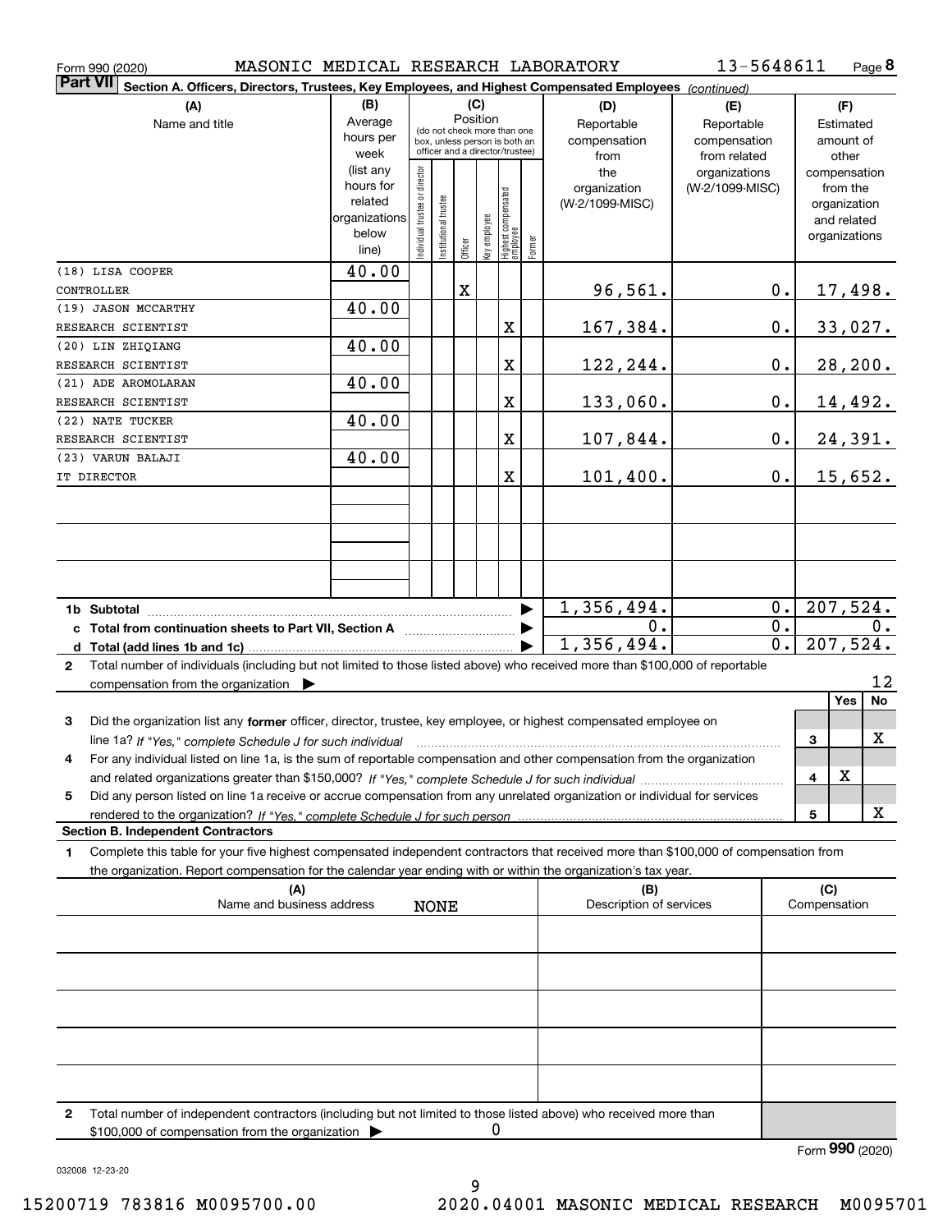Form 990 (2020) MASONIC MEDICAL RESEARCH LABORATORY 13-5648611 Page 8

**Part VII Section A. Officers, Directors, Trustees, Key Employees, and Highest Compensated Employees** *(continued)*

| (A) Name and title | (B) Average hours per week (list any hours for related organizations below line) | (C) Position: Individual trustee or director | Institutional trustee | Officer | Key employee | Highest compensated employee | Former | (D) Reportable compensation from the organization (W-2/1099-MISC) | (E) Reportable compensation from related organizations (W-2/1099-MISC) | (F) Estimated amount of other compensation from the organization and related organizations |
|---|---|---|---|---|---|---|---|---|---|---|
| (18) LISA COOPER<br>CONTROLLER | 40.00 | | | X | | | | 96,561. | 0. | 17,498. |
| (19) JASON MCCARTHY<br>RESEARCH SCIENTIST | 40.00 | | | | | X | | 167,384. | 0. | 33,027. |
| (20) LIN ZHIQIANG<br>RESEARCH SCIENTIST | 40.00 | | | | | X | | 122,244. | 0. | 28,200. |
| (21) ADE AROMOLARAN<br>RESEARCH SCIENTIST | 40.00 | | | | | X | | 133,060. | 0. | 14,492. |
| (22) NATE TUCKER<br>RESEARCH SCIENTIST | 40.00 | | | | | X | | 107,844. | 0. | 24,391. |
| (23) VARUN BALAJI<br>IT DIRECTOR | 40.00 | | | | | X | | 101,400. | 0. | 15,652. |
| **1b Subtotal** | | | | | | | | 1,356,494. | 0. | 207,524. |
| **c Total from continuation sheets to Part VII, Section A** | | | | | | | | 0. | 0. | 0. |
| **d Total (add lines 1b and 1c)** | | | | | | | | 1,356,494. | 0. | 207,524. |

**2** Total number of individuals (including but not limited to those listed above) who received more than $100,000 of reportable compensation from the organization ▶ 12

| | | Yes | No |
|---|---|---|---|
| **3** Did the organization list any **former** officer, director, trustee, key employee, or highest compensated employee on line 1a? *If "Yes," complete Schedule J for such individual* | 3 | | X |
| **4** For any individual listed on line 1a, is the sum of reportable compensation and other compensation from the organization and related organizations greater than $150,000? *If "Yes," complete Schedule J for such individual* | 4 | X | |
| **5** Did any person listed on line 1a receive or accrue compensation from any unrelated organization or individual for services rendered to the organization? *If "Yes," complete Schedule J for such person* | 5 | | X |

**Section B. Independent Contractors**

**1** Complete this table for your five highest compensated independent contractors that received more than $100,000 of compensation from the organization. Report compensation for the calendar year ending with or within the organization's tax year.

| (A) Name and business address | (B) Description of services | (C) Compensation |
|---|---|---|
| NONE | | |
| | | |
| | | |
| | | |
| | | |

**2** Total number of independent contractors (including but not limited to those listed above) who received more than $100,000 of compensation from the organization ▶ 0

Form **990** (2020)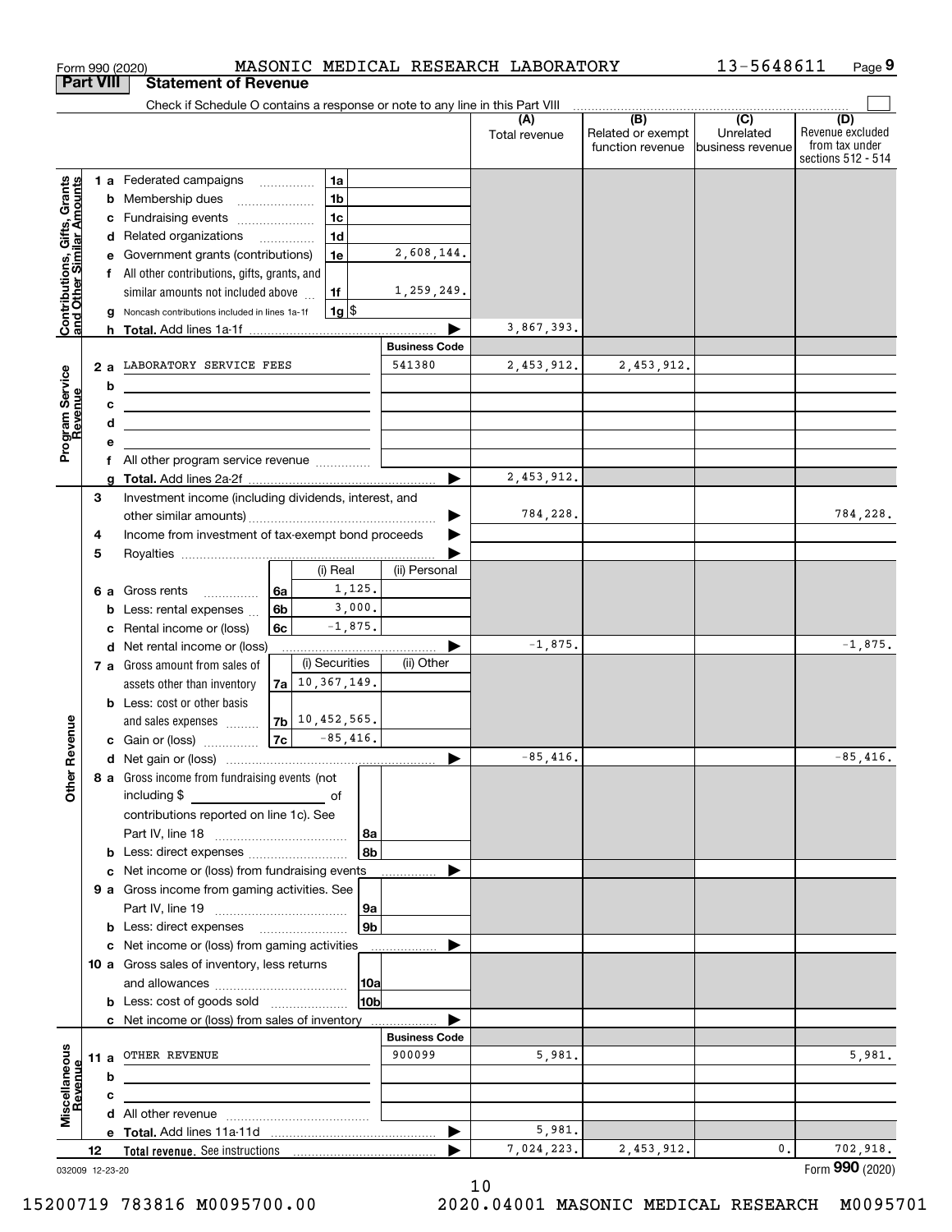Form 990 (2020) MASONIC MEDICAL RESEARCH LABORATORY 13-5648611 Page 9

**Part VIII Statement of Revenue**

Check if Schedule O contains a response or note to any line in this Part VIII

| | | | (A) Total revenue | (B) Related or exempt function revenue | (C) Unrelated business revenue | (D) Revenue excluded from tax under sections 512 - 514 |
|---|---|---|---|---|---|---|
| **Contributions, Gifts, Grants and Other Similar Amounts** | 1 a Federated campaigns | 1a | | | | |
| | b Membership dues | 1b | | | | |
| | c Fundraising events | 1c | | | | |
| | d Related organizations | 1d | | | | |
| | e Government grants (contributions) | 1e 2,608,144. | | | | |
| | f All other contributions, gifts, grants, and similar amounts not included above | 1f 1,259,249. | | | | |
| | g Noncash contributions included in lines 1a-1f | 1g $ | | | | |
| | h **Total.** Add lines 1a-1f | | 3,867,393. | | | |
| | | **Business Code** | | | | |
| **Program Service Revenue** | 2 a LABORATORY SERVICE FEES | 541380 | 2,453,912. | 2,453,912. | | |
| | b | | | | | |
| | c | | | | | |
| | d | | | | | |
| | e | | | | | |
| | f All other program service revenue | | | | | |
| | g **Total.** Add lines 2a-2f | | 2,453,912. | | | |
| **Other Revenue** | 3 Investment income (including dividends, interest, and other similar amounts) | | 784,228. | | | 784,228. |
| | 4 Income from investment of tax-exempt bond proceeds | | | | | |
| | 5 Royalties | | | | | |
| | 6 a Gross rents: (i) Real 1,125. (ii) Personal | 6a | | | | |
| | b Less: rental expenses: (i) Real 3,000. | 6b | | | | |
| | c Rental income or (loss): (i) Real -1,875. | 6c | | | | |
| | d Net rental income or (loss) | | -1,875. | | | -1,875. |
| | 7 a Gross amount from sales of assets other than inventory: (i) Securities 10,367,149. (ii) Other | 7a | | | | |
| | b Less: cost or other basis and sales expenses: (i) Securities 10,452,565. | 7b | | | | |
| | c Gain or (loss): (i) Securities -85,416. | 7c | | | | |
| | d Net gain or (loss) | | -85,416. | | | -85,416. |
| | 8 a Gross income from fundraising events (not including $ ____ of contributions reported on line 1c). See Part IV, line 18 | 8a | | | | |
| | b Less: direct expenses | 8b | | | | |
| | c Net income or (loss) from fundraising events | | | | | |
| | 9 a Gross income from gaming activities. See Part IV, line 19 | 9a | | | | |
| | b Less: direct expenses | 9b | | | | |
| | c Net income or (loss) from gaming activities | | | | | |
| | 10 a Gross sales of inventory, less returns and allowances | 10a | | | | |
| | b Less: cost of goods sold | 10b | | | | |
| | c Net income or (loss) from sales of inventory | | | | | |
| | | **Business Code** | | | | |
| **Miscellaneous Revenue** | 11 a OTHER REVENUE | 900099 | 5,981. | | | 5,981. |
| | b | | | | | |
| | c | | | | | |
| | d All other revenue | | | | | |
| | e **Total.** Add lines 11a-11d | | 5,981. | | | |
| | 12 **Total revenue.** See instructions | | 7,024,223. | 2,453,912. | 0. | 702,918. |

032009 12-23-20 Form **990** (2020)

15200719 783816 M0095700.00 2020.04001 MASONIC MEDICAL RESEARCH M0095701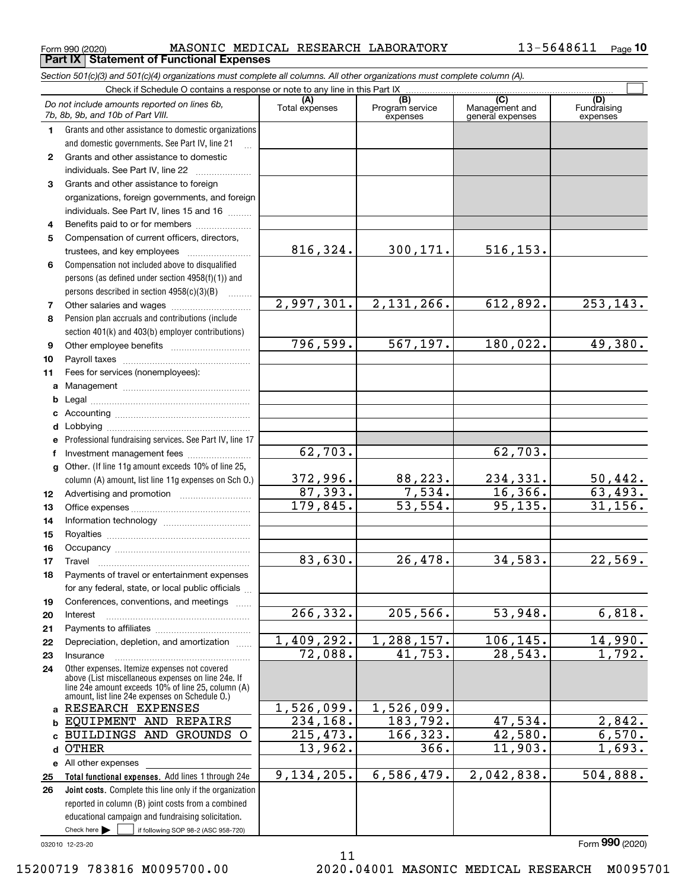Form 990 (2020) MASONIC MEDICAL RESEARCH LABORATORY 13-5648611 Page **10**

## Part IX Statement of Functional Expenses

*Section 501(c)(3) and 501(c)(4) organizations must complete all columns. All other organizations must complete column (A).*

Check if Schedule O contains a response or note to any line in this Part IX ☐

| | *Do not include amounts reported on lines 6b, 7b, 8b, 9b, and 10b of Part VIII.* | (A) Total expenses | (B) Program service expenses | (C) Management and general expenses | (D) Fundraising expenses |
|---|---|---|---|---|---|
| 1 | Grants and other assistance to domestic organizations and domestic governments. See Part IV, line 21 | | | | |
| 2 | Grants and other assistance to domestic individuals. See Part IV, line 22 | | | | |
| 3 | Grants and other assistance to foreign organizations, foreign governments, and foreign individuals. See Part IV, lines 15 and 16 | | | | |
| 4 | Benefits paid to or for members | | | | |
| 5 | Compensation of current officers, directors, trustees, and key employees | 816,324. | 300,171. | 516,153. | |
| 6 | Compensation not included above to disqualified persons (as defined under section 4958(f)(1)) and persons described in section 4958(c)(3)(B) | | | | |
| 7 | Other salaries and wages | 2,997,301. | 2,131,266. | 612,892. | 253,143. |
| 8 | Pension plan accruals and contributions (include section 401(k) and 403(b) employer contributions) | | | | |
| 9 | Other employee benefits | 796,599. | 567,197. | 180,022. | 49,380. |
| 10 | Payroll taxes | | | | |
| 11 | Fees for services (nonemployees): | | | | |
| a | Management | | | | |
| b | Legal | | | | |
| c | Accounting | | | | |
| d | Lobbying | | | | |
| e | Professional fundraising services. See Part IV, line 17 | | | | |
| f | Investment management fees | 62,703. | | 62,703. | |
| g | Other. (If line 11g amount exceeds 10% of line 25, column (A) amount, list line 11g expenses on Sch O.) | 372,996. | 88,223. | 234,331. | 50,442. |
| 12 | Advertising and promotion | 87,393. | 7,534. | 16,366. | 63,493. |
| 13 | Office expenses | 179,845. | 53,554. | 95,135. | 31,156. |
| 14 | Information technology | | | | |
| 15 | Royalties | | | | |
| 16 | Occupancy | | | | |
| 17 | Travel | 83,630. | 26,478. | 34,583. | 22,569. |
| 18 | Payments of travel or entertainment expenses for any federal, state, or local public officials | | | | |
| 19 | Conferences, conventions, and meetings | | | | |
| 20 | Interest | 266,332. | 205,566. | 53,948. | 6,818. |
| 21 | Payments to affiliates | | | | |
| 22 | Depreciation, depletion, and amortization | 1,409,292. | 1,288,157. | 106,145. | 14,990. |
| 23 | Insurance | 72,088. | 41,753. | 28,543. | 1,792. |
| 24 | Other expenses. Itemize expenses not covered above (List miscellaneous expenses on line 24e. If line 24e amount exceeds 10% of line 25, column (A) amount, list line 24e expenses on Schedule O.) | | | | |
| a | RESEARCH EXPENSES | 1,526,099. | 1,526,099. | | |
| b | EQUIPMENT AND REPAIRS | 234,168. | 183,792. | 47,534. | 2,842. |
| c | BUILDINGS AND GROUNDS O | 215,473. | 166,323. | 42,580. | 6,570. |
| d | OTHER | 13,962. | 366. | 11,903. | 1,693. |
| e | All other expenses | | | | |
| 25 | **Total functional expenses.** Add lines 1 through 24e | 9,134,205. | 6,586,479. | 2,042,838. | 504,888. |
| 26 | **Joint costs.** Complete this line only if the organization reported in column (B) joint costs from a combined educational campaign and fundraising solicitation. Check here ☐ if following SOP 98-2 (ASC 958-720) | | | | |

032010 12-23-20

Form **990** (2020)

15200719 783816 M0095700.00 2020.04001 MASONIC MEDICAL RESEARCH M0095701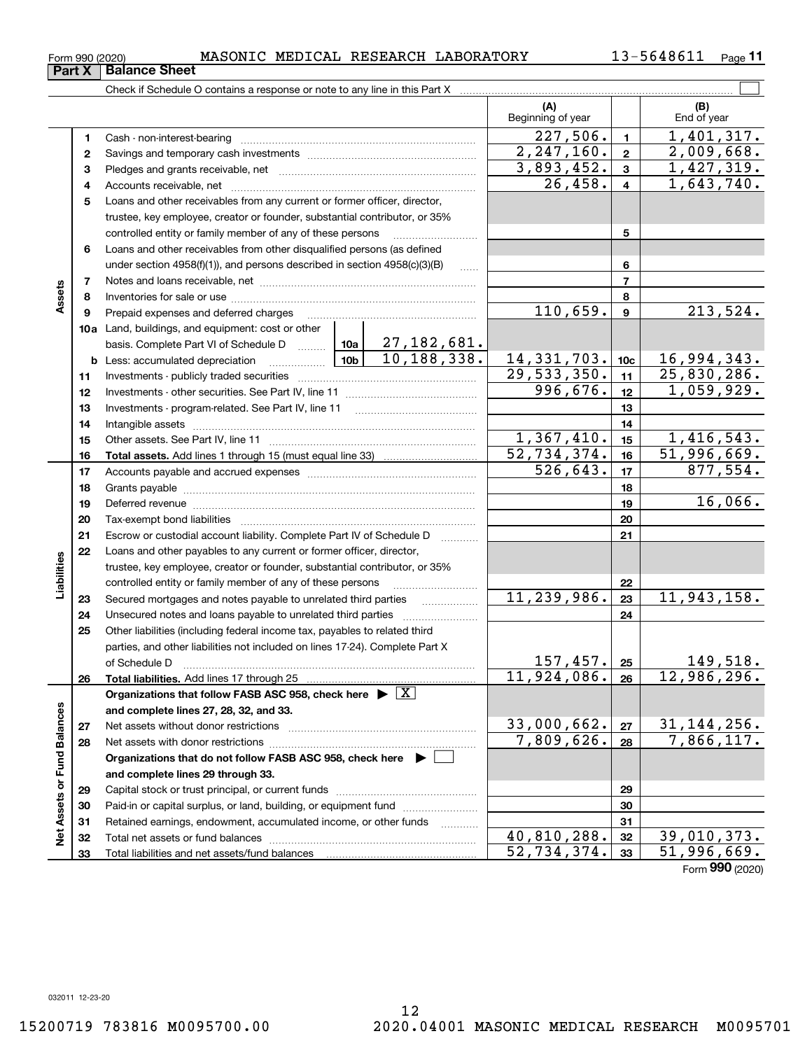Form 990 (2020) MASONIC MEDICAL RESEARCH LABORATORY 13-5648611 Page **11**

## Part X Balance Sheet

Check if Schedule O contains a response or note to any line in this Part X

| | | | | (A) Beginning of year | | (B) End of year |
|---|---|---|---|---|---|---|
| **Assets** | 1 | Cash - non-interest-bearing | | 227,506. | 1 | 1,401,317. |
| | 2 | Savings and temporary cash investments | | 2,247,160. | 2 | 2,009,668. |
| | 3 | Pledges and grants receivable, net | | 3,893,452. | 3 | 1,427,319. |
| | 4 | Accounts receivable, net | | 26,458. | 4 | 1,643,740. |
| | 5 | Loans and other receivables from any current or former officer, director, trustee, key employee, creator or founder, substantial contributor, or 35% controlled entity or family member of any of these persons | | | 5 | |
| | 6 | Loans and other receivables from other disqualified persons (as defined under section 4958(f)(1)), and persons described in section 4958(c)(3)(B) | | | 6 | |
| | 7 | Notes and loans receivable, net | | | 7 | |
| | 8 | Inventories for sale or use | | | 8 | |
| | 9 | Prepaid expenses and deferred charges | | 110,659. | 9 | 213,524. |
| | 10a | Land, buildings, and equipment: cost or other basis. Complete Part VI of Schedule D | 10a 27,182,681. | | | |
| | b | Less: accumulated depreciation | 10b 10,188,338. | 14,331,703. | 10c | 16,994,343. |
| | 11 | Investments - publicly traded securities | | 29,533,350. | 11 | 25,830,286. |
| | 12 | Investments - other securities. See Part IV, line 11 | | 996,676. | 12 | 1,059,929. |
| | 13 | Investments - program-related. See Part IV, line 11 | | | 13 | |
| | 14 | Intangible assets | | | 14 | |
| | 15 | Other assets. See Part IV, line 11 | | 1,367,410. | 15 | 1,416,543. |
| | 16 | **Total assets.** Add lines 1 through 15 (must equal line 33) | | 52,734,374. | 16 | 51,996,669. |
| **Liabilities** | 17 | Accounts payable and accrued expenses | | 526,643. | 17 | 877,554. |
| | 18 | Grants payable | | | 18 | |
| | 19 | Deferred revenue | | | 19 | 16,066. |
| | 20 | Tax-exempt bond liabilities | | | 20 | |
| | 21 | Escrow or custodial account liability. Complete Part IV of Schedule D | | | 21 | |
| | 22 | Loans and other payables to any current or former officer, director, trustee, key employee, creator or founder, substantial contributor, or 35% controlled entity or family member of any of these persons | | | 22 | |
| | 23 | Secured mortgages and notes payable to unrelated third parties | | 11,239,986. | 23 | 11,943,158. |
| | 24 | Unsecured notes and loans payable to unrelated third parties | | | 24 | |
| | 25 | Other liabilities (including federal income tax, payables to related third parties, and other liabilities not included on lines 17-24). Complete Part X of Schedule D | | 157,457. | 25 | 149,518. |
| | 26 | **Total liabilities.** Add lines 17 through 25 | | 11,924,086. | 26 | 12,986,296. |
| **Net Assets or Fund Balances** | | **Organizations that follow FASB ASC 958, check here** ▶ [X] **and complete lines 27, 28, 32, and 33.** | | | | |
| | 27 | Net assets without donor restrictions | | 33,000,662. | 27 | 31,144,256. |
| | 28 | Net assets with donor restrictions | | 7,809,626. | 28 | 7,866,117. |
| | | **Organizations that do not follow FASB ASC 958, check here** ▶ [ ] **and complete lines 29 through 33.** | | | | |
| | 29 | Capital stock or trust principal, or current funds | | | 29 | |
| | 30 | Paid-in or capital surplus, or land, building, or equipment fund | | | 30 | |
| | 31 | Retained earnings, endowment, accumulated income, or other funds | | | 31 | |
| | 32 | Total net assets or fund balances | | 40,810,288. | 32 | 39,010,373. |
| | 33 | Total liabilities and net assets/fund balances | | 52,734,374. | 33 | 51,996,669. |

Form **990** (2020)

032011 12-23-20

15200719 783816 M0095700.00 2020.04001 MASONIC MEDICAL RESEARCH M0095701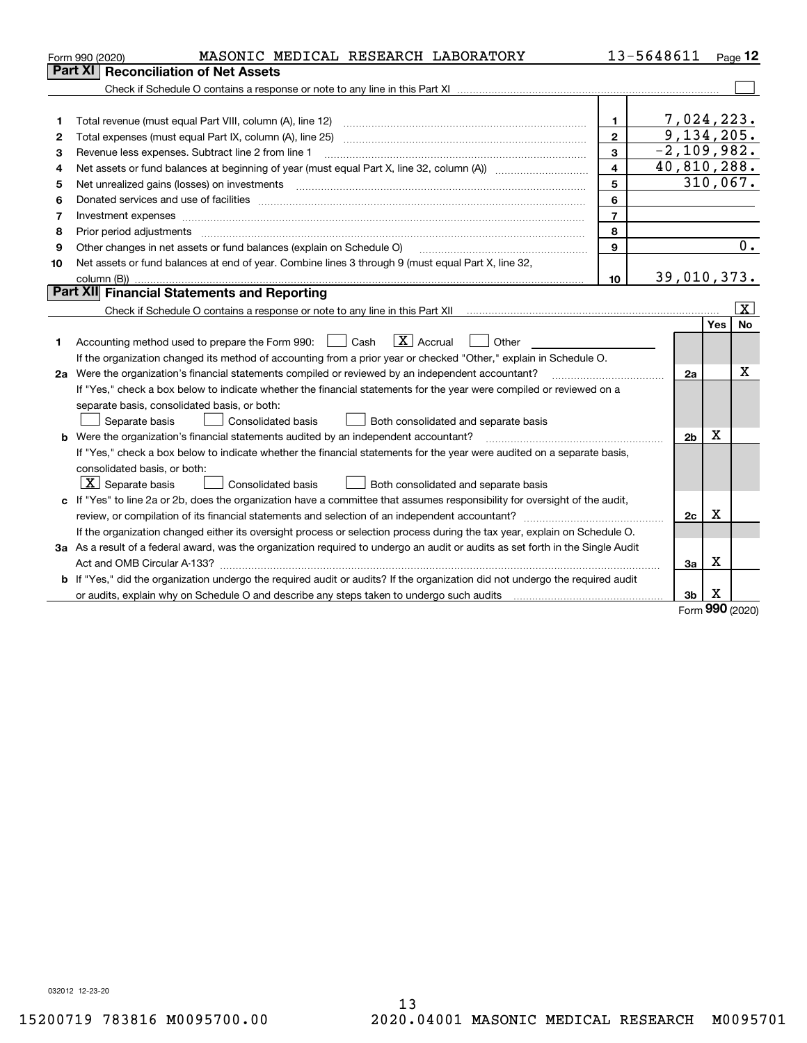Form 990 (2020) MASONIC MEDICAL RESEARCH LABORATORY 13-5648611 Page **12**

## Part XI Reconciliation of Net Assets

Check if Schedule O contains a response or note to any line in this Part XI ☐

| | | | |
|---|---|---|---|
| 1 | Total revenue (must equal Part VIII, column (A), line 12) | 1 | 7,024,223. |
| 2 | Total expenses (must equal Part IX, column (A), line 25) | 2 | 9,134,205. |
| 3 | Revenue less expenses. Subtract line 2 from line 1 | 3 | -2,109,982. |
| 4 | Net assets or fund balances at beginning of year (must equal Part X, line 32, column (A)) | 4 | 40,810,288. |
| 5 | Net unrealized gains (losses) on investments | 5 | 310,067. |
| 6 | Donated services and use of facilities | 6 | |
| 7 | Investment expenses | 7 | |
| 8 | Prior period adjustments | 8 | |
| 9 | Other changes in net assets or fund balances (explain on Schedule O) | 9 | 0. |
| 10 | Net assets or fund balances at end of year. Combine lines 3 through 9 (must equal Part X, line 32, column (B)) | 10 | 39,010,373. |

## Part XII Financial Statements and Reporting

Check if Schedule O contains a response or note to any line in this Part XII ☒

| | | | Yes | No |
|---|---|---|---|---|
| 1 | Accounting method used to prepare the Form 990: ☐ Cash ☒ Accrual ☐ Other<br>If the organization changed its method of accounting from a prior year or checked "Other," explain in Schedule O. | | | |
| 2a | Were the organization's financial statements compiled or reviewed by an independent accountant?<br>If "Yes," check a box below to indicate whether the financial statements for the year were compiled or reviewed on a separate basis, consolidated basis, or both:<br>☐ Separate basis ☐ Consolidated basis ☐ Both consolidated and separate basis | 2a | | X |
| b | Were the organization's financial statements audited by an independent accountant?<br>If "Yes," check a box below to indicate whether the financial statements for the year were audited on a separate basis, consolidated basis, or both:<br>☒ Separate basis ☐ Consolidated basis ☐ Both consolidated and separate basis | 2b | X | |
| c | If "Yes" to line 2a or 2b, does the organization have a committee that assumes responsibility for oversight of the audit, review, or compilation of its financial statements and selection of an independent accountant?<br>If the organization changed either its oversight process or selection process during the tax year, explain on Schedule O. | 2c | X | |
| 3a | As a result of a federal award, was the organization required to undergo an audit or audits as set forth in the Single Audit Act and OMB Circular A-133? | 3a | X | |
| b | If "Yes," did the organization undergo the required audit or audits? If the organization did not undergo the required audit or audits, explain why on Schedule O and describe any steps taken to undergo such audits | 3b | X | |

Form **990** (2020)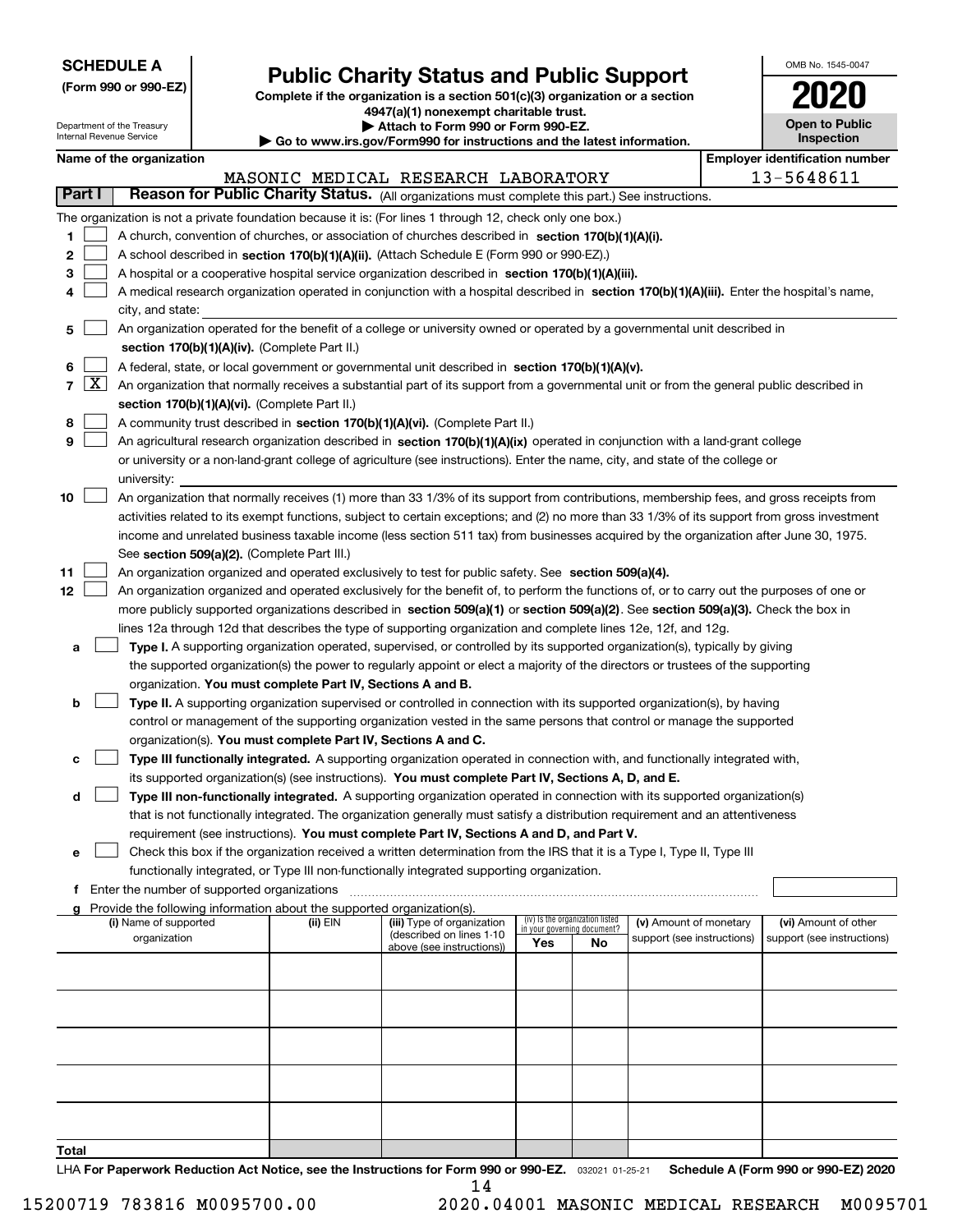**SCHEDULE A**
**(Form 990 or 990-EZ)**

Department of the Treasury
Internal Revenue Service

# Public Charity Status and Public Support

**Complete if the organization is a section 501(c)(3) organization or a section 4947(a)(1) nonexempt charitable trust.**
**▶ Attach to Form 990 or Form 990-EZ.**
**▶ Go to www.irs.gov/Form990 for instructions and the latest information.**

OMB No. 1545-0047
**2020**
**Open to Public Inspection**

**Name of the organization:** MASONIC MEDICAL RESEARCH LABORATORY
**Employer identification number:** 13-5648611

## Part I Reason for Public Charity Status. (All organizations must complete this part.) See instructions.

The organization is not a private foundation because it is: (For lines 1 through 12, check only one box.)

1. ☐ A church, convention of churches, or association of churches described in **section 170(b)(1)(A)(i).**
2. ☐ A school described in **section 170(b)(1)(A)(ii).** (Attach Schedule E (Form 990 or 990-EZ).)
3. ☐ A hospital or a cooperative hospital service organization described in **section 170(b)(1)(A)(iii).**
4. ☐ A medical research organization operated in conjunction with a hospital described in **section 170(b)(1)(A)(iii).** Enter the hospital's name, city, and state:
5. ☐ An organization operated for the benefit of a college or university owned or operated by a governmental unit described in **section 170(b)(1)(A)(iv).** (Complete Part II.)
6. ☐ A federal, state, or local government or governmental unit described in **section 170(b)(1)(A)(v).**
7. ☒ An organization that normally receives a substantial part of its support from a governmental unit or from the general public described in **section 170(b)(1)(A)(vi).** (Complete Part II.)
8. ☐ A community trust described in **section 170(b)(1)(A)(vi).** (Complete Part II.)
9. ☐ An agricultural research organization described in **section 170(b)(1)(A)(ix)** operated in conjunction with a land-grant college or university or a non-land-grant college of agriculture (see instructions). Enter the name, city, and state of the college or university:
10. ☐ An organization that normally receives (1) more than 33 1/3% of its support from contributions, membership fees, and gross receipts from activities related to its exempt functions, subject to certain exceptions; and (2) no more than 33 1/3% of its support from gross investment income and unrelated business taxable income (less section 511 tax) from businesses acquired by the organization after June 30, 1975. See **section 509(a)(2).** (Complete Part III.)
11. ☐ An organization organized and operated exclusively to test for public safety. See **section 509(a)(4).**
12. ☐ An organization organized and operated exclusively for the benefit of, to perform the functions of, or to carry out the purposes of one or more publicly supported organizations described in **section 509(a)(1)** or **section 509(a)(2)**. See **section 509(a)(3).** Check the box in lines 12a through 12d that describes the type of supporting organization and complete lines 12e, 12f, and 12g.
   - **a** ☐ **Type I.** A supporting organization operated, supervised, or controlled by its supported organization(s), typically by giving the supported organization(s) the power to regularly appoint or elect a majority of the directors or trustees of the supporting organization. **You must complete Part IV, Sections A and B.**
   - **b** ☐ **Type II.** A supporting organization supervised or controlled in connection with its supported organization(s), by having control or management of the supporting organization vested in the same persons that control or manage the supported organization(s). **You must complete Part IV, Sections A and C.**
   - **c** ☐ **Type III functionally integrated.** A supporting organization operated in connection with, and functionally integrated with, its supported organization(s) (see instructions). **You must complete Part IV, Sections A, D, and E.**
   - **d** ☐ **Type III non-functionally integrated.** A supporting organization operated in connection with its supported organization(s) that is not functionally integrated. The organization generally must satisfy a distribution requirement and an attentiveness requirement (see instructions). **You must complete Part IV, Sections A and D, and Part V.**
   - **e** ☐ Check this box if the organization received a written determination from the IRS that it is a Type I, Type II, Type III functionally integrated, or Type III non-functionally integrated supporting organization.
   - **f** Enter the number of supported organizations
   - **g** Provide the following information about the supported organization(s).

| (i) Name of supported organization | (ii) EIN | (iii) Type of organization (described on lines 1-10 above (see instructions)) | (iv) Is the organization listed in your governing document? Yes | No | (v) Amount of monetary support (see instructions) | (vi) Amount of other support (see instructions) |
|---|---|---|---|---|---|---|
| | | | | | | |
| | | | | | | |
| | | | | | | |
| | | | | | | |
| | | | | | | |
| **Total** | | | | | | |

LHA **For Paperwork Reduction Act Notice, see the Instructions for Form 990 or 990-EZ.** 032021 01-25-21 **Schedule A (Form 990 or 990-EZ) 2020**

15200719 783816 M0095700.00 2020.04001 MASONIC MEDICAL RESEARCH M0095701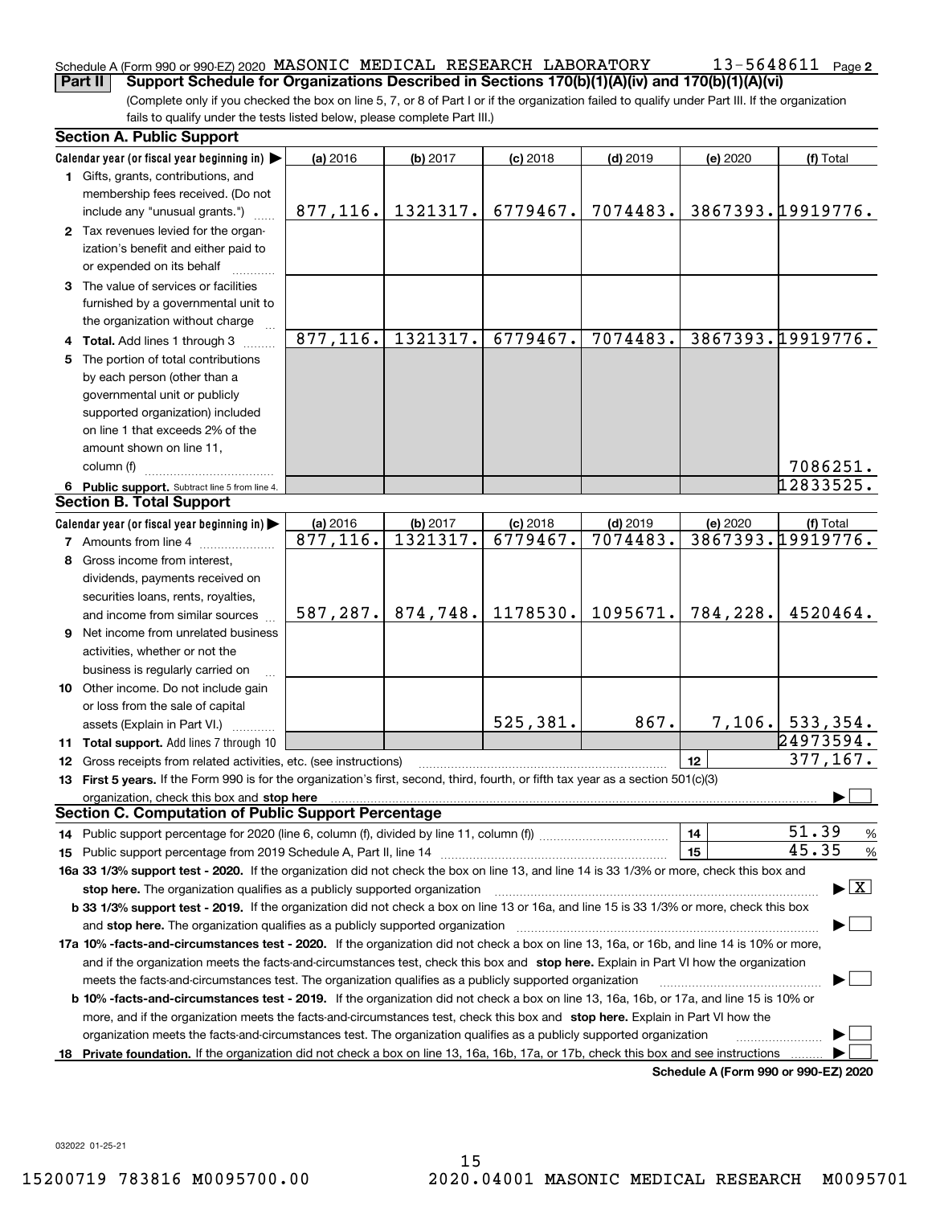Schedule A (Form 990 or 990-EZ) 2020 MASONIC MEDICAL RESEARCH LABORATORY 13-5648611 Page 2

**Part II** **Support Schedule for Organizations Described in Sections 170(b)(1)(A)(iv) and 170(b)(1)(A)(vi)**

(Complete only if you checked the box on line 5, 7, or 8 of Part I or if the organization failed to qualify under Part III. If the organization fails to qualify under the tests listed below, please complete Part III.)

### Section A. Public Support

| Calendar year (or fiscal year beginning in) ▶ | (a) 2016 | (b) 2017 | (c) 2018 | (d) 2019 | (e) 2020 | (f) Total |
|---|---|---|---|---|---|---|
| **1** Gifts, grants, contributions, and membership fees received. (Do not include any "unusual grants.") | 877,116. | 1321317. | 6779467. | 7074483. | 3867393. | 19919776. |
| **2** Tax revenues levied for the organization's benefit and either paid to or expended on its behalf | | | | | | |
| **3** The value of services or facilities furnished by a governmental unit to the organization without charge | | | | | | |
| **4 Total.** Add lines 1 through 3 | 877,116. | 1321317. | 6779467. | 7074483. | 3867393. | 19919776. |
| **5** The portion of total contributions by each person (other than a governmental unit or publicly supported organization) included on line 1 that exceeds 2% of the amount shown on line 11, column (f) | | | | | | 7086251. |
| **6 Public support.** Subtract line 5 from line 4. | | | | | | 12833525. |

### Section B. Total Support

| Calendar year (or fiscal year beginning in) ▶ | (a) 2016 | (b) 2017 | (c) 2018 | (d) 2019 | (e) 2020 | (f) Total |
|---|---|---|---|---|---|---|
| **7** Amounts from line 4 | 877,116. | 1321317. | 6779467. | 7074483. | 3867393. | 19919776. |
| **8** Gross income from interest, dividends, payments received on securities loans, rents, royalties, and income from similar sources | 587,287. | 874,748. | 1178530. | 1095671. | 784,228. | 4520464. |
| **9** Net income from unrelated business activities, whether or not the business is regularly carried on | | | | | | |
| **10** Other income. Do not include gain or loss from the sale of capital assets (Explain in Part VI.) | | | 525,381. | 867. | 7,106. | 533,354. |
| **11 Total support.** Add lines 7 through 10 | | | | | | 24973594. |

**12** Gross receipts from related activities, etc. (see instructions) | **12** | 377,167.

**13 First 5 years.** If the Form 990 is for the organization's first, second, third, fourth, or fifth tax year as a section 501(c)(3) organization, check this box and **stop here** ▶ ☐

### Section C. Computation of Public Support Percentage

**14** Public support percentage for 2020 (line 6, column (f), divided by line 11, column (f)) | **14** | 51.39 %

**15** Public support percentage from 2019 Schedule A, Part II, line 14 | **15** | 45.35 %

**16a 33 1/3% support test - 2020.** If the organization did not check the box on line 13, and line 14 is 33 1/3% or more, check this box and **stop here.** The organization qualifies as a publicly supported organization ▶ ☒

**b 33 1/3% support test - 2019.** If the organization did not check a box on line 13 or 16a, and line 15 is 33 1/3% or more, check this box and **stop here.** The organization qualifies as a publicly supported organization ▶ ☐

**17a 10% -facts-and-circumstances test - 2020.** If the organization did not check a box on line 13, 16a, or 16b, and line 14 is 10% or more, and if the organization meets the facts-and-circumstances test, check this box and **stop here.** Explain in Part VI how the organization meets the facts-and-circumstances test. The organization qualifies as a publicly supported organization ▶ ☐

**b 10% -facts-and-circumstances test - 2019.** If the organization did not check a box on line 13, 16a, 16b, or 17a, and line 15 is 10% or more, and if the organization meets the facts-and-circumstances test, check this box and **stop here.** Explain in Part VI how the organization meets the facts-and-circumstances test. The organization qualifies as a publicly supported organization ▶ ☐

**18 Private foundation.** If the organization did not check a box on line 13, 16a, 16b, 17a, or 17b, check this box and see instructions ▶ ☐

**Schedule A (Form 990 or 990-EZ) 2020**

032022 01-25-21

15200719 783816 M0095700.00 2020.04001 MASONIC MEDICAL RESEARCH M0095701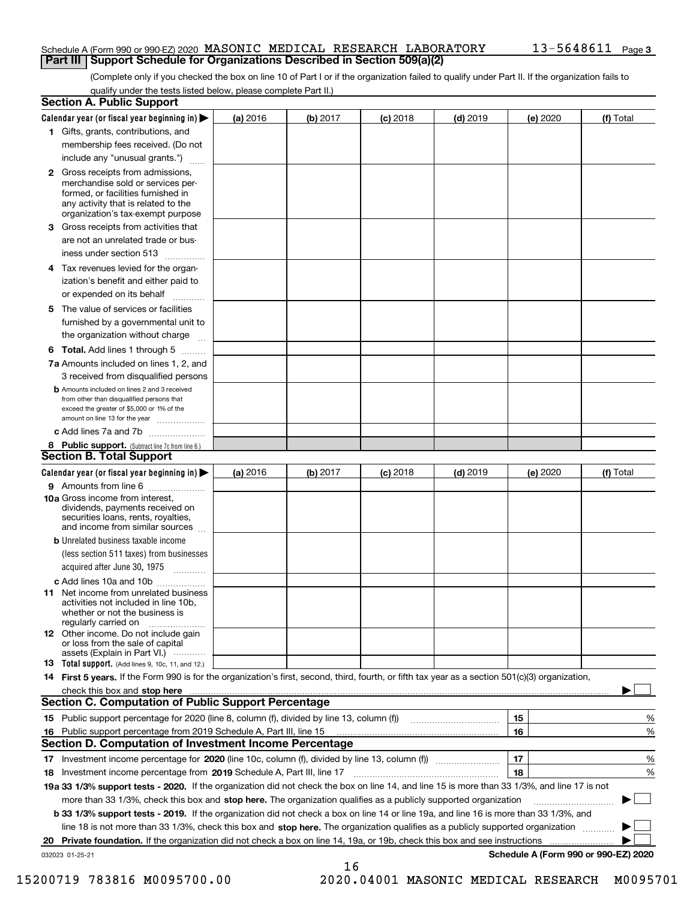Schedule A (Form 990 or 990-EZ) 2020 MASONIC MEDICAL RESEARCH LABORATORY 13-5648611 Page 3

## Part III Support Schedule for Organizations Described in Section 509(a)(2)

(Complete only if you checked the box on line 10 of Part I or if the organization failed to qualify under Part II. If the organization fails to qualify under the tests listed below, please complete Part II.)

### Section A. Public Support

| Calendar year (or fiscal year beginning in) ▶ | (a) 2016 | (b) 2017 | (c) 2018 | (d) 2019 | (e) 2020 | (f) Total |
|---|---|---|---|---|---|---|
| **1** Gifts, grants, contributions, and membership fees received. (Do not include any "unusual grants.") | | | | | | |
| **2** Gross receipts from admissions, merchandise sold or services performed, or facilities furnished in any activity that is related to the organization's tax-exempt purpose | | | | | | |
| **3** Gross receipts from activities that are not an unrelated trade or business under section 513 | | | | | | |
| **4** Tax revenues levied for the organization's benefit and either paid to or expended on its behalf | | | | | | |
| **5** The value of services or facilities furnished by a governmental unit to the organization without charge | | | | | | |
| **6 Total.** Add lines 1 through 5 | | | | | | |
| **7a** Amounts included on lines 1, 2, and 3 received from disqualified persons | | | | | | |
| **b** Amounts included on lines 2 and 3 received from other than disqualified persons that exceed the greater of $5,000 or 1% of the amount on line 13 for the year | | | | | | |
| **c** Add lines 7a and 7b | | | | | | |
| **8 Public support.** (Subtract line 7c from line 6.) | | | | | | |

### Section B. Total Support

| Calendar year (or fiscal year beginning in) ▶ | (a) 2016 | (b) 2017 | (c) 2018 | (d) 2019 | (e) 2020 | (f) Total |
|---|---|---|---|---|---|---|
| **9** Amounts from line 6 | | | | | | |
| **10a** Gross income from interest, dividends, payments received on securities loans, rents, royalties, and income from similar sources | | | | | | |
| **b** Unrelated business taxable income (less section 511 taxes) from businesses acquired after June 30, 1975 | | | | | | |
| **c** Add lines 10a and 10b | | | | | | |
| **11** Net income from unrelated business activities not included in line 10b, whether or not the business is regularly carried on | | | | | | |
| **12** Other income. Do not include gain or loss from the sale of capital assets (Explain in Part VI.) | | | | | | |
| **13 Total support.** (Add lines 9, 10c, 11, and 12.) | | | | | | |

**14 First 5 years.** If the Form 990 is for the organization's first, second, third, fourth, or fifth tax year as a section 501(c)(3) organization, check this box and **stop here** ▶ ☐

### Section C. Computation of Public Support Percentage

| | | | |
|---|---|---|---|
| **15** Public support percentage for 2020 (line 8, column (f), divided by line 13, column (f)) | 15 | | % |
| **16** Public support percentage from 2019 Schedule A, Part III, line 15 | 16 | | % |

### Section D. Computation of Investment Income Percentage

| | | | |
|---|---|---|---|
| **17** Investment income percentage for **2020** (line 10c, column (f), divided by line 13, column (f)) | 17 | | % |
| **18** Investment income percentage from **2019** Schedule A, Part III, line 17 | 18 | | % |

**19a 33 1/3% support tests - 2020.** If the organization did not check the box on line 14, and line 15 is more than 33 1/3%, and line 17 is not more than 33 1/3%, check this box and **stop here.** The organization qualifies as a publicly supported organization ▶ ☐

**b 33 1/3% support tests - 2019.** If the organization did not check a box on line 14 or line 19a, and line 16 is more than 33 1/3%, and line 18 is not more than 33 1/3%, check this box and **stop here.** The organization qualifies as a publicly supported organization ▶ ☐

**20 Private foundation.** If the organization did not check a box on line 14, 19a, or 19b, check this box and see instructions ▶ ☐

032023 01-25-21 **Schedule A (Form 990 or 990-EZ) 2020**

15200719 783816 M0095700.00 2020.04001 MASONIC MEDICAL RESEARCH M0095701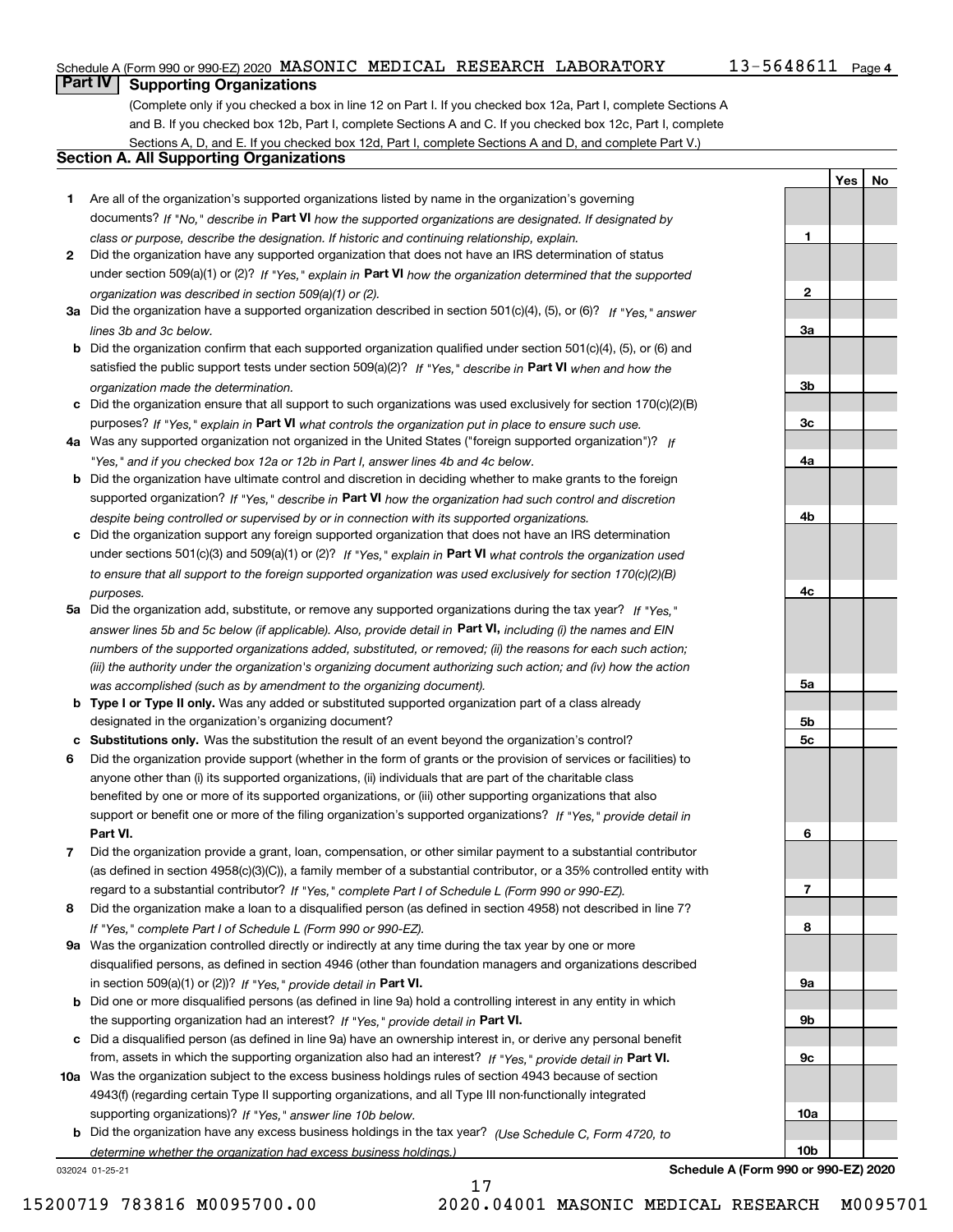Schedule A (Form 990 or 990-EZ) 2020 MASONIC MEDICAL RESEARCH LABORATORY 13-5648611 Page 4

## Part IV Supporting Organizations

(Complete only if you checked a box in line 12 on Part I. If you checked box 12a, Part I, complete Sections A and B. If you checked box 12b, Part I, complete Sections A and C. If you checked box 12c, Part I, complete Sections A, D, and E. If you checked box 12d, Part I, complete Sections A and D, and complete Part V.)

### Section A. All Supporting Organizations

| | | | Yes | No |
|---|---|---|---|---|
| **1** | Are all of the organization's supported organizations listed by name in the organization's governing documents? *If "No," describe in* **Part VI** *how the supported organizations are designated. If designated by class or purpose, describe the designation. If historic and continuing relationship, explain.* | **1** | | |
| **2** | Did the organization have any supported organization that does not have an IRS determination of status under section 509(a)(1) or (2)? *If "Yes," explain in* **Part VI** *how the organization determined that the supported organization was described in section 509(a)(1) or (2).* | **2** | | |
| **3a** | Did the organization have a supported organization described in section 501(c)(4), (5), or (6)? *If "Yes," answer lines 3b and 3c below.* | **3a** | | |
| **b** | Did the organization confirm that each supported organization qualified under section 501(c)(4), (5), or (6) and satisfied the public support tests under section 509(a)(2)? *If "Yes," describe in* **Part VI** *when and how the organization made the determination.* | **3b** | | |
| **c** | Did the organization ensure that all support to such organizations was used exclusively for section 170(c)(2)(B) purposes? *If "Yes," explain in* **Part VI** *what controls the organization put in place to ensure such use.* | **3c** | | |
| **4a** | Was any supported organization not organized in the United States ("foreign supported organization")? *If "Yes," and if you checked box 12a or 12b in Part I, answer lines 4b and 4c below.* | **4a** | | |
| **b** | Did the organization have ultimate control and discretion in deciding whether to make grants to the foreign supported organization? *If "Yes," describe in* **Part VI** *how the organization had such control and discretion despite being controlled or supervised by or in connection with its supported organizations.* | **4b** | | |
| **c** | Did the organization support any foreign supported organization that does not have an IRS determination under sections 501(c)(3) and 509(a)(1) or (2)? *If "Yes," explain in* **Part VI** *what controls the organization used to ensure that all support to the foreign supported organization was used exclusively for section 170(c)(2)(B) purposes.* | **4c** | | |
| **5a** | Did the organization add, substitute, or remove any supported organizations during the tax year? *If "Yes," answer lines 5b and 5c below (if applicable). Also, provide detail in* **Part VI,** *including (i) the names and EIN numbers of the supported organizations added, substituted, or removed; (ii) the reasons for each such action; (iii) the authority under the organization's organizing document authorizing such action; and (iv) how the action was accomplished (such as by amendment to the organizing document).* | **5a** | | |
| **b** | **Type I or Type II only.** Was any added or substituted supported organization part of a class already designated in the organization's organizing document? | **5b** | | |
| **c** | **Substitutions only.** Was the substitution the result of an event beyond the organization's control? | **5c** | | |
| **6** | Did the organization provide support (whether in the form of grants or the provision of services or facilities) to anyone other than (i) its supported organizations, (ii) individuals that are part of the charitable class benefited by one or more of its supported organizations, or (iii) other supporting organizations that also support or benefit one or more of the filing organization's supported organizations? *If "Yes," provide detail in* **Part VI.** | **6** | | |
| **7** | Did the organization provide a grant, loan, compensation, or other similar payment to a substantial contributor (as defined in section 4958(c)(3)(C)), a family member of a substantial contributor, or a 35% controlled entity with regard to a substantial contributor? *If "Yes," complete Part I of Schedule L (Form 990 or 990-EZ).* | **7** | | |
| **8** | Did the organization make a loan to a disqualified person (as defined in section 4958) not described in line 7? *If "Yes," complete Part I of Schedule L (Form 990 or 990-EZ).* | **8** | | |
| **9a** | Was the organization controlled directly or indirectly at any time during the tax year by one or more disqualified persons, as defined in section 4946 (other than foundation managers and organizations described in section 509(a)(1) or (2))? *If "Yes," provide detail in* **Part VI.** | **9a** | | |
| **b** | Did one or more disqualified persons (as defined in line 9a) hold a controlling interest in any entity in which the supporting organization had an interest? *If "Yes," provide detail in* **Part VI.** | **9b** | | |
| **c** | Did a disqualified person (as defined in line 9a) have an ownership interest in, or derive any personal benefit from, assets in which the supporting organization also had an interest? *If "Yes," provide detail in* **Part VI.** | **9c** | | |
| **10a** | Was the organization subject to the excess business holdings rules of section 4943 because of section 4943(f) (regarding certain Type II supporting organizations, and all Type III non-functionally integrated supporting organizations)? *If "Yes," answer line 10b below.* | **10a** | | |
| **b** | Did the organization have any excess business holdings in the tax year? *(Use Schedule C, Form 4720, to determine whether the organization had excess business holdings.)* | **10b** | | |

032024 01-25-21 **Schedule A (Form 990 or 990-EZ) 2020**

15200719 783816 M0095700.00 2020.04001 MASONIC MEDICAL RESEARCH M0095701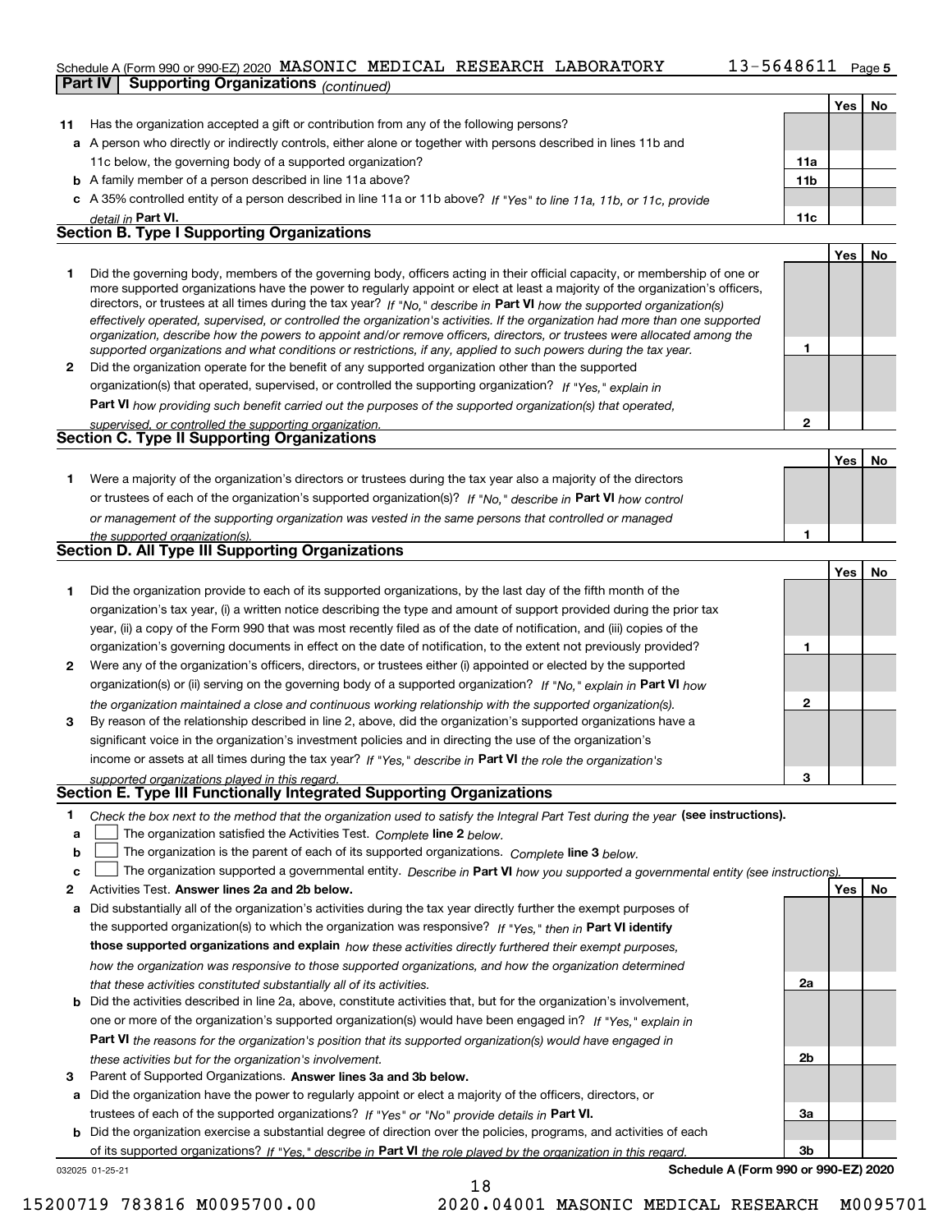Schedule A (Form 990 or 990-EZ) 2020 MASONIC MEDICAL RESEARCH LABORATORY 13-5648611 Page 5

**Part IV Supporting Organizations** *(continued)*

| | | | Yes | No |
|---|---|---|---|---|
| **11** | Has the organization accepted a gift or contribution from any of the following persons? | | | |
| **a** | A person who directly or indirectly controls, either alone or together with persons described in lines 11b and 11c below, the governing body of a supported organization? | **11a** | | |
| **b** | A family member of a person described in line 11a above? | **11b** | | |
| **c** | A 35% controlled entity of a person described in line 11a or 11b above? *If "Yes" to line 11a, 11b, or 11c, provide detail in* **Part VI.** | **11c** | | |

## Section B. Type I Supporting Organizations

| | | | Yes | No |
|---|---|---|---|---|
| **1** | Did the governing body, members of the governing body, officers acting in their official capacity, or membership of one or more supported organizations have the power to regularly appoint or elect at least a majority of the organization's officers, directors, or trustees at all times during the tax year? *If "No," describe in* **Part VI** *how the supported organization(s) effectively operated, supervised, or controlled the organization's activities. If the organization had more than one supported organization, describe how the powers to appoint and/or remove officers, directors, or trustees were allocated among the supported organizations and what conditions or restrictions, if any, applied to such powers during the tax year.* | **1** | | |
| **2** | Did the organization operate for the benefit of any supported organization other than the supported organization(s) that operated, supervised, or controlled the supporting organization? *If "Yes," explain in* **Part VI** *how providing such benefit carried out the purposes of the supported organization(s) that operated, supervised, or controlled the supporting organization.* | **2** | | |

## Section C. Type II Supporting Organizations

| | | | Yes | No |
|---|---|---|---|---|
| **1** | Were a majority of the organization's directors or trustees during the tax year also a majority of the directors or trustees of each of the organization's supported organization(s)? *If "No," describe in* **Part VI** *how control or management of the supporting organization was vested in the same persons that controlled or managed the supported organization(s).* | **1** | | |

## Section D. All Type III Supporting Organizations

| | | | Yes | No |
|---|---|---|---|---|
| **1** | Did the organization provide to each of its supported organizations, by the last day of the fifth month of the organization's tax year, (i) a written notice describing the type and amount of support provided during the prior tax year, (ii) a copy of the Form 990 that was most recently filed as of the date of notification, and (iii) copies of the organization's governing documents in effect on the date of notification, to the extent not previously provided? | **1** | | |
| **2** | Were any of the organization's officers, directors, or trustees either (i) appointed or elected by the supported organization(s) or (ii) serving on the governing body of a supported organization? *If "No," explain in* **Part VI** *how the organization maintained a close and continuous working relationship with the supported organization(s).* | **2** | | |
| **3** | By reason of the relationship described in line 2, above, did the organization's supported organizations have a significant voice in the organization's investment policies and in directing the use of the organization's income or assets at all times during the tax year? *If "Yes," describe in* **Part VI** *the role the organization's supported organizations played in this regard.* | **3** | | |

## Section E. Type III Functionally Integrated Supporting Organizations

**1** *Check the box next to the method that the organization used to satisfy the Integral Part Test during the year* **(see instructions).**

- **a** ☐ The organization satisfied the Activities Test. *Complete* **line 2** *below.*
- **b** ☐ The organization is the parent of each of its supported organizations. *Complete* **line 3** *below.*
- **c** ☐ The organization supported a governmental entity. *Describe in* **Part VI** *how you supported a governmental entity (see instructions).*

| | | | Yes | No |
|---|---|---|---|---|
| **2** | Activities Test. **Answer lines 2a and 2b below.** | | | |
| **a** | Did substantially all of the organization's activities during the tax year directly further the exempt purposes of the supported organization(s) to which the organization was responsive? *If "Yes," then in* **Part VI identify those supported organizations and explain** *how these activities directly furthered their exempt purposes, how the organization was responsive to those supported organizations, and how the organization determined that these activities constituted substantially all of its activities.* | **2a** | | |
| **b** | Did the activities described in line 2a, above, constitute activities that, but for the organization's involvement, one or more of the organization's supported organization(s) would have been engaged in? *If "Yes," explain in* **Part VI** *the reasons for the organization's position that its supported organization(s) would have engaged in these activities but for the organization's involvement.* | **2b** | | |
| **3** | Parent of Supported Organizations. **Answer lines 3a and 3b below.** | | | |
| **a** | Did the organization have the power to regularly appoint or elect a majority of the officers, directors, or trustees of each of the supported organizations? *If "Yes" or "No" provide details in* **Part VI.** | **3a** | | |
| **b** | Did the organization exercise a substantial degree of direction over the policies, programs, and activities of each of its supported organizations? *If "Yes," describe in* **Part VI** *the role played by the organization in this regard.* | **3b** | | |

032025 01-25-21 **Schedule A (Form 990 or 990-EZ) 2020**

15200719 783816 M0095700.00 2020.04001 MASONIC MEDICAL RESEARCH M0095701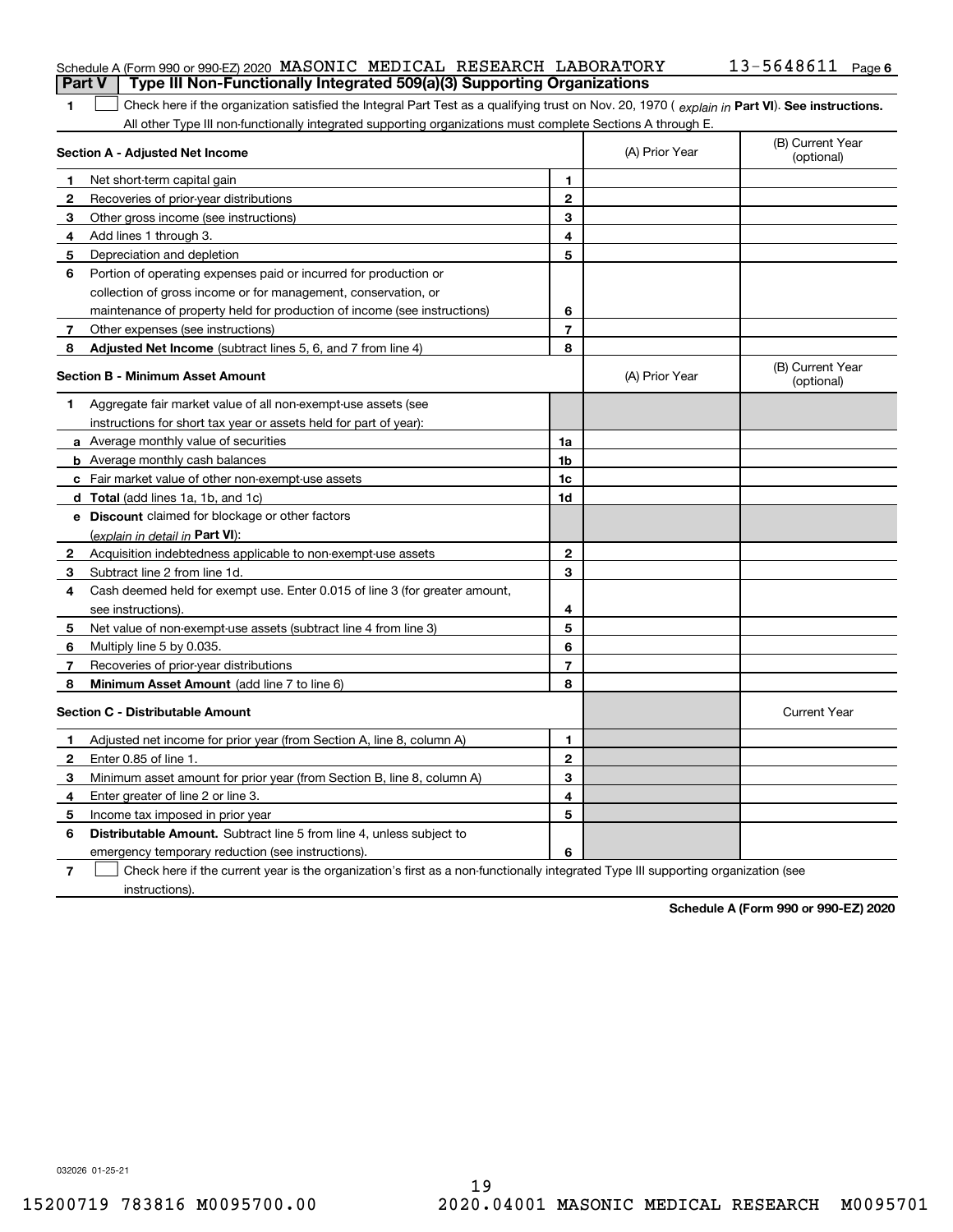Schedule A (Form 990 or 990-EZ) 2020 MASONIC MEDICAL RESEARCH LABORATORY 13-5648611 Page 6

**Part V | Type III Non-Functionally Integrated 509(a)(3) Supporting Organizations**

**1** ☐ Check here if the organization satisfied the Integral Part Test as a qualifying trust on Nov. 20, 1970 ( *explain in* **Part VI**). **See instructions.** All other Type III non-functionally integrated supporting organizations must complete Sections A through E.

| **Section A - Adjusted Net Income** | | | (A) Prior Year | (B) Current Year (optional) |
|---|---|---|---|---|
| **1** | Net short-term capital gain | **1** | | |
| **2** | Recoveries of prior-year distributions | **2** | | |
| **3** | Other gross income (see instructions) | **3** | | |
| **4** | Add lines 1 through 3. | **4** | | |
| **5** | Depreciation and depletion | **5** | | |
| **6** | Portion of operating expenses paid or incurred for production or collection of gross income or for management, conservation, or maintenance of property held for production of income (see instructions) | **6** | | |
| **7** | Other expenses (see instructions) | **7** | | |
| **8** | **Adjusted Net Income** (subtract lines 5, 6, and 7 from line 4) | **8** | | |

| **Section B - Minimum Asset Amount** | | | (A) Prior Year | (B) Current Year (optional) |
|---|---|---|---|---|
| **1** | Aggregate fair market value of all non-exempt-use assets (see instructions for short tax year or assets held for part of year): | | | |
| **a** | Average monthly value of securities | **1a** | | |
| **b** | Average monthly cash balances | **1b** | | |
| **c** | Fair market value of other non-exempt-use assets | **1c** | | |
| **d** | **Total** (add lines 1a, 1b, and 1c) | **1d** | | |
| **e** | **Discount** claimed for blockage or other factors (*explain in detail in* **Part VI**): | | | |
| **2** | Acquisition indebtedness applicable to non-exempt-use assets | **2** | | |
| **3** | Subtract line 2 from line 1d. | **3** | | |
| **4** | Cash deemed held for exempt use. Enter 0.015 of line 3 (for greater amount, see instructions). | **4** | | |
| **5** | Net value of non-exempt-use assets (subtract line 4 from line 3) | **5** | | |
| **6** | Multiply line 5 by 0.035. | **6** | | |
| **7** | Recoveries of prior-year distributions | **7** | | |
| **8** | **Minimum Asset Amount** (add line 7 to line 6) | **8** | | |

| **Section C - Distributable Amount** | | | | Current Year |
|---|---|---|---|---|
| **1** | Adjusted net income for prior year (from Section A, line 8, column A) | **1** | | |
| **2** | Enter 0.85 of line 1. | **2** | | |
| **3** | Minimum asset amount for prior year (from Section B, line 8, column A) | **3** | | |
| **4** | Enter greater of line 2 or line 3. | **4** | | |
| **5** | Income tax imposed in prior year | **5** | | |
| **6** | **Distributable Amount.** Subtract line 5 from line 4, unless subject to emergency temporary reduction (see instructions). | **6** | | |

**7** ☐ Check here if the current year is the organization's first as a non-functionally integrated Type III supporting organization (see instructions).

**Schedule A (Form 990 or 990-EZ) 2020**

032026 01-25-21

15200719 783816 M0095700.00 2020.04001 MASONIC MEDICAL RESEARCH M0095701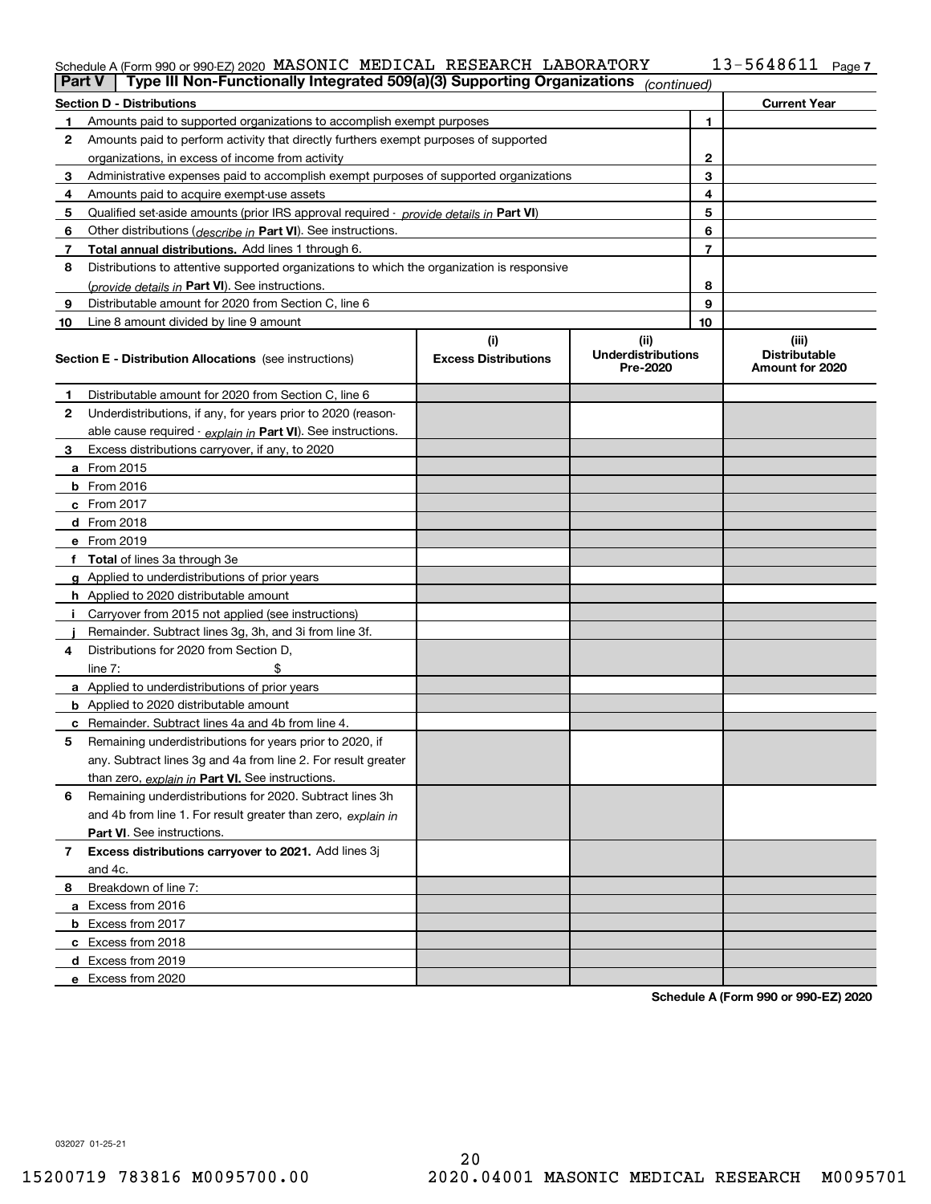Schedule A (Form 990 or 990-EZ) 2020 MASONIC MEDICAL RESEARCH LABORATORY 13-5648611 Page 7

## Part V | Type III Non-Functionally Integrated 509(a)(3) Supporting Organizations *(continued)*

| Section D - Distributions | | | Current Year |
|---|---|---|---|
| 1 | Amounts paid to supported organizations to accomplish exempt purposes | 1 | |
| 2 | Amounts paid to perform activity that directly furthers exempt purposes of supported organizations, in excess of income from activity | 2 | |
| 3 | Administrative expenses paid to accomplish exempt purposes of supported organizations | 3 | |
| 4 | Amounts paid to acquire exempt-use assets | 4 | |
| 5 | Qualified set-aside amounts (prior IRS approval required - *provide details in* **Part VI**) | 5 | |
| 6 | Other distributions (*describe in* **Part VI**). See instructions. | 6 | |
| 7 | **Total annual distributions.** Add lines 1 through 6. | 7 | |
| 8 | Distributions to attentive supported organizations to which the organization is responsive (*provide details in* **Part VI**). See instructions. | 8 | |
| 9 | Distributable amount for 2020 from Section C, line 6 | 9 | |
| 10 | Line 8 amount divided by line 9 amount | 10 | |

| **Section E - Distribution Allocations** (see instructions) | (i) Excess Distributions | (ii) Underdistributions Pre-2020 | (iii) Distributable Amount for 2020 |
|---|---|---|---|
| **1** Distributable amount for 2020 from Section C, line 6 | | | |
| **2** Underdistributions, if any, for years prior to 2020 (reasonable cause required - *explain in* **Part VI**). See instructions. | | | |
| **3** Excess distributions carryover, if any, to 2020 | | | |
| **a** From 2015 | | | |
| **b** From 2016 | | | |
| **c** From 2017 | | | |
| **d** From 2018 | | | |
| **e** From 2019 | | | |
| **f Total** of lines 3a through 3e | | | |
| **g** Applied to underdistributions of prior years | | | |
| **h** Applied to 2020 distributable amount | | | |
| **i** Carryover from 2015 not applied (see instructions) | | | |
| **j** Remainder. Subtract lines 3g, 3h, and 3i from line 3f. | | | |
| **4** Distributions for 2020 from Section D, line 7: $ | | | |
| **a** Applied to underdistributions of prior years | | | |
| **b** Applied to 2020 distributable amount | | | |
| **c** Remainder. Subtract lines 4a and 4b from line 4. | | | |
| **5** Remaining underdistributions for years prior to 2020, if any. Subtract lines 3g and 4a from line 2. For result greater than zero, *explain in* **Part VI.** See instructions. | | | |
| **6** Remaining underdistributions for 2020. Subtract lines 3h and 4b from line 1. For result greater than zero, *explain in* **Part VI**. See instructions. | | | |
| **7 Excess distributions carryover to 2021.** Add lines 3j and 4c. | | | |
| **8** Breakdown of line 7: | | | |
| **a** Excess from 2016 | | | |
| **b** Excess from 2017 | | | |
| **c** Excess from 2018 | | | |
| **d** Excess from 2019 | | | |
| **e** Excess from 2020 | | | |

**Schedule A (Form 990 or 990-EZ) 2020**

032027 01-25-21

15200719 783816 M0095700.00 2020.04001 MASONIC MEDICAL RESEARCH M0095701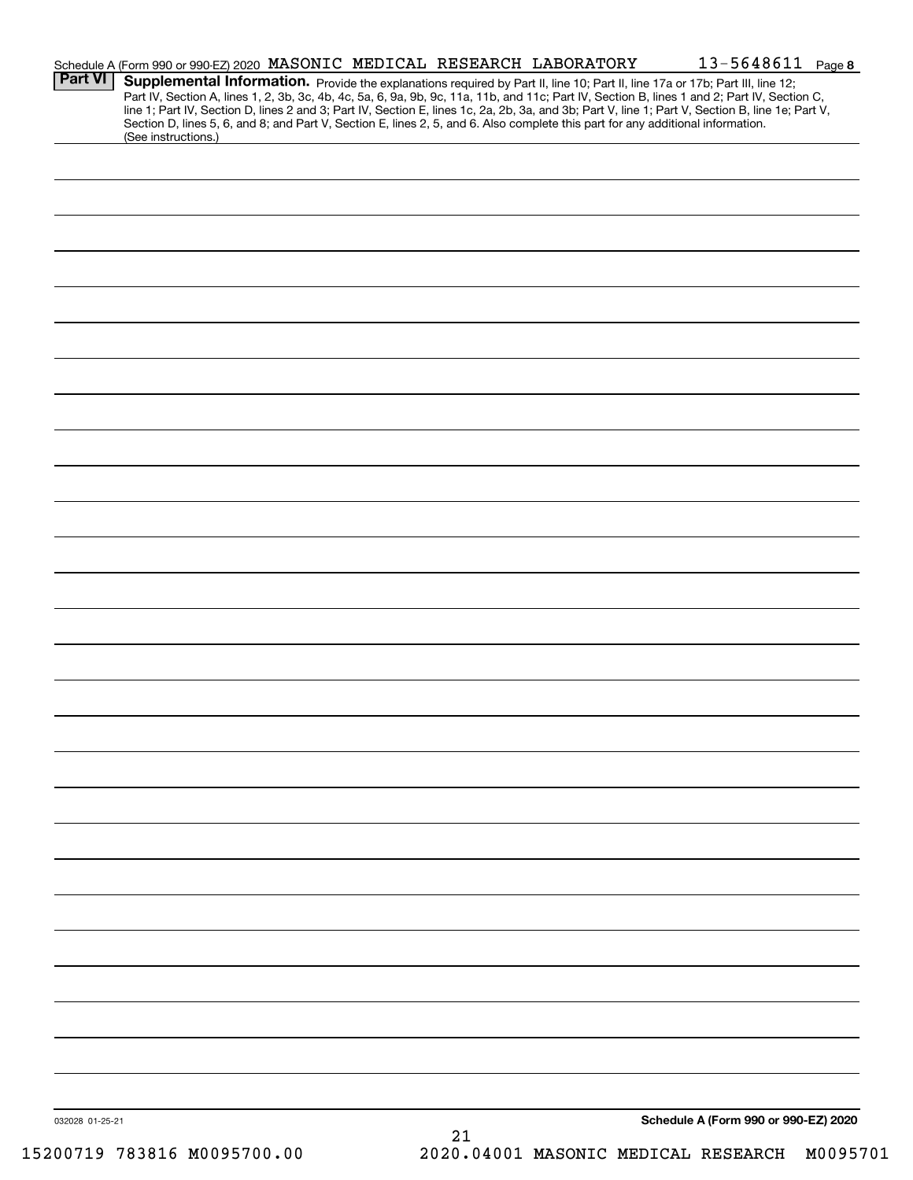Schedule A (Form 990 or 990-EZ) 2020 MASONIC MEDICAL RESEARCH LABORATORY 13-5648611 Page 8

**Part VI** **Supplemental Information.** Provide the explanations required by Part II, line 10; Part II, line 17a or 17b; Part III, line 12; Part IV, Section A, lines 1, 2, 3b, 3c, 4b, 4c, 5a, 6, 9a, 9b, 9c, 11a, 11b, and 11c; Part IV, Section B, lines 1 and 2; Part IV, Section C, line 1; Part IV, Section D, lines 2 and 3; Part IV, Section E, lines 1c, 2a, 2b, 3a, and 3b; Part V, line 1; Part V, Section B, line 1e; Part V, Section D, lines 5, 6, and 8; and Part V, Section E, lines 2, 5, and 6. Also complete this part for any additional information. (See instructions.)

032028 01-25-21

**Schedule A (Form 990 or 990-EZ) 2020**

15200719 783816 M0095700.00 2020.04001 MASONIC MEDICAL RESEARCH M0095701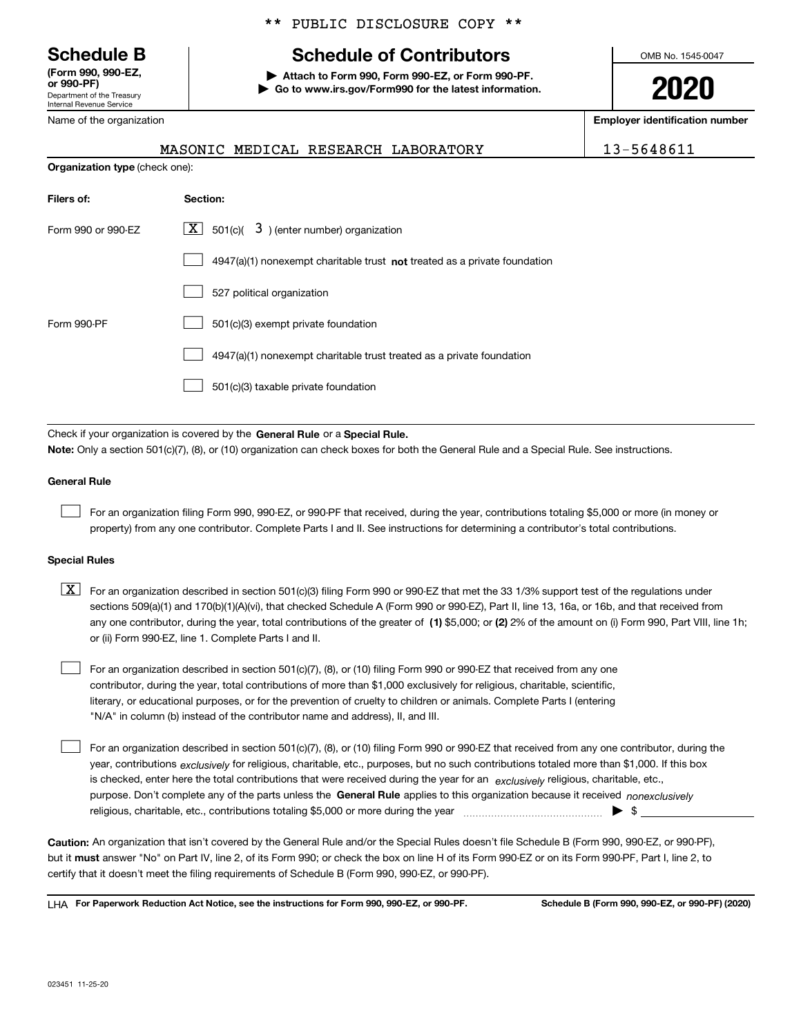** PUBLIC DISCLOSURE COPY **

**Schedule B**
**(Form 990, 990-EZ, or 990-PF)**
Department of the Treasury
Internal Revenue Service

# Schedule of Contributors

▶ **Attach to Form 990, Form 990-EZ, or Form 990-PF.**
▶ **Go to www.irs.gov/Form990 for the latest information.**

OMB No. 1545-0047

**2020**

| Name of the organization | Employer identification number |
|---|---|
| MASONIC MEDICAL RESEARCH LABORATORY | 13-5648611 |

**Organization type** (check one):

| Filers of: | Section: |
|---|---|
| Form 990 or 990-EZ | [X] 501(c)( 3 ) (enter number) organization |
| | [ ] 4947(a)(1) nonexempt charitable trust **not** treated as a private foundation |
| | [ ] 527 political organization |
| Form 990-PF | [ ] 501(c)(3) exempt private foundation |
| | [ ] 4947(a)(1) nonexempt charitable trust treated as a private foundation |
| | [ ] 501(c)(3) taxable private foundation |

Check if your organization is covered by the **General Rule** or a **Special Rule.**

**Note:** Only a section 501(c)(7), (8), or (10) organization can check boxes for both the General Rule and a Special Rule. See instructions.

**General Rule**

[ ] For an organization filing Form 990, 990-EZ, or 990-PF that received, during the year, contributions totaling $5,000 or more (in money or property) from any one contributor. Complete Parts I and II. See instructions for determining a contributor's total contributions.

**Special Rules**

[X] For an organization described in section 501(c)(3) filing Form 990 or 990-EZ that met the 33 1/3% support test of the regulations under sections 509(a)(1) and 170(b)(1)(A)(vi), that checked Schedule A (Form 990 or 990-EZ), Part II, line 13, 16a, or 16b, and that received from any one contributor, during the year, total contributions of the greater of **(1)** $5,000; or **(2)** 2% of the amount on (i) Form 990, Part VIII, line 1h; or (ii) Form 990-EZ, line 1. Complete Parts I and II.

[ ] For an organization described in section 501(c)(7), (8), or (10) filing Form 990 or 990-EZ that received from any one contributor, during the year, total contributions of more than $1,000 exclusively for religious, charitable, scientific, literary, or educational purposes, or for the prevention of cruelty to children or animals. Complete Parts I (entering "N/A" in column (b) instead of the contributor name and address), II, and III.

[ ] For an organization described in section 501(c)(7), (8), or (10) filing Form 990 or 990-EZ that received from any one contributor, during the year, contributions *exclusively* for religious, charitable, etc., purposes, but no such contributions totaled more than $1,000. If this box is checked, enter here the total contributions that were received during the year for an *exclusively* religious, charitable, etc., purpose. Don't complete any of the parts unless the **General Rule** applies to this organization because it received *nonexclusively* religious, charitable, etc., contributions totaling $5,000 or more during the year ▶ $

**Caution:** An organization that isn't covered by the General Rule and/or the Special Rules doesn't file Schedule B (Form 990, 990-EZ, or 990-PF), but it **must** answer "No" on Part IV, line 2, of its Form 990; or check the box on line H of its Form 990-EZ or on its Form 990-PF, Part I, line 2, to certify that it doesn't meet the filing requirements of Schedule B (Form 990, 990-EZ, or 990-PF).

LHA **For Paperwork Reduction Act Notice, see the instructions for Form 990, 990-EZ, or 990-PF.** **Schedule B (Form 990, 990-EZ, or 990-PF) (2020)**

023451 11-25-20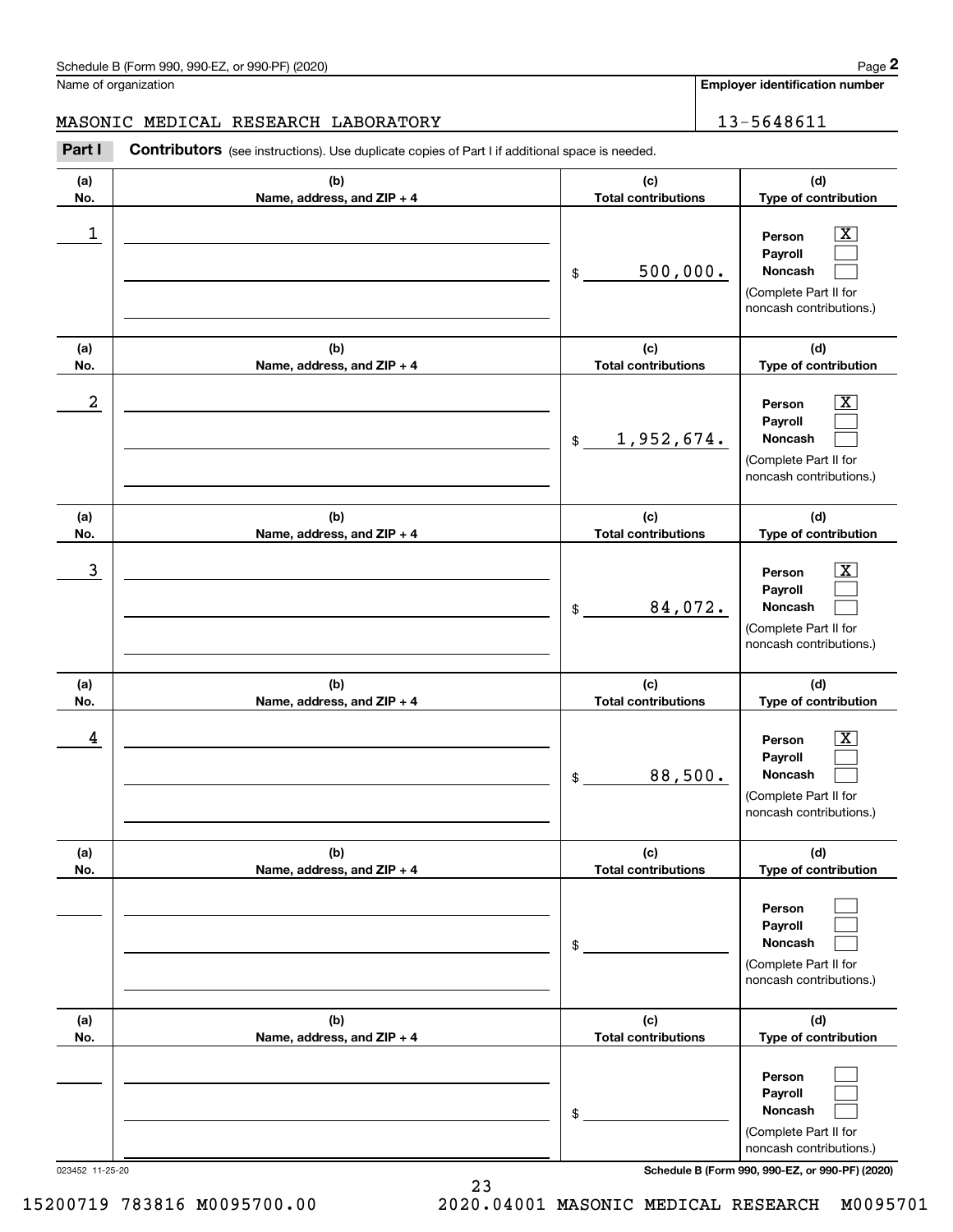Schedule B (Form 990, 990-EZ, or 990-PF) (2020)

Name of organization: MASONIC MEDICAL RESEARCH LABORATORY

**Employer identification number:** 13-5648611

**Part I** **Contributors** (see instructions). Use duplicate copies of Part I if additional space is needed.

| (a) No. | (b) Name, address, and ZIP + 4 | (c) Total contributions | (d) Type of contribution |
|---|---|---|---|
| 1 | | $ 500,000. | Person [X] Payroll [ ] Noncash [ ] (Complete Part II for noncash contributions.) |
| 2 | | $ 1,952,674. | Person [X] Payroll [ ] Noncash [ ] (Complete Part II for noncash contributions.) |
| 3 | | $ 84,072. | Person [X] Payroll [ ] Noncash [ ] (Complete Part II for noncash contributions.) |
| 4 | | $ 88,500. | Person [X] Payroll [ ] Noncash [ ] (Complete Part II for noncash contributions.) |
| | | $ | Person [ ] Payroll [ ] Noncash [ ] (Complete Part II for noncash contributions.) |
| | | $ | Person [ ] Payroll [ ] Noncash [ ] (Complete Part II for noncash contributions.) |

023452 11-25-20

15200719 783816 M0095700.00 2020.04001 MASONIC MEDICAL RESEARCH M0095701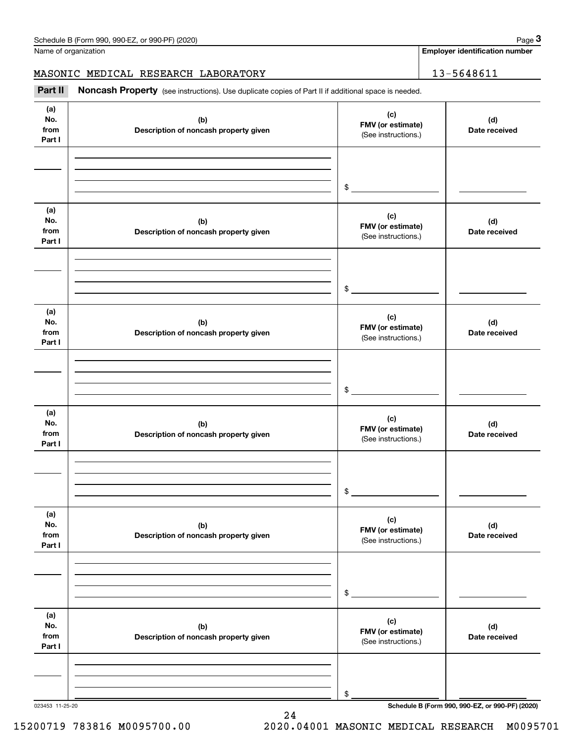Name of organization

**Employer identification number**

MASONIC MEDICAL RESEARCH LABORATORY 13-5648611

**Part II** **Noncash Property** (see instructions). Use duplicate copies of Part II if additional space is needed.

| (a) No. from Part I | (b) Description of noncash property given | (c) FMV (or estimate) (See instructions.) | (d) Date received |
|---|---|---|---|
| | | $ | |

| (a) No. from Part I | (b) Description of noncash property given | (c) FMV (or estimate) (See instructions.) | (d) Date received |
|---|---|---|---|
| | | $ | |

| (a) No. from Part I | (b) Description of noncash property given | (c) FMV (or estimate) (See instructions.) | (d) Date received |
|---|---|---|---|
| | | $ | |

| (a) No. from Part I | (b) Description of noncash property given | (c) FMV (or estimate) (See instructions.) | (d) Date received |
|---|---|---|---|
| | | $ | |

| (a) No. from Part I | (b) Description of noncash property given | (c) FMV (or estimate) (See instructions.) | (d) Date received |
|---|---|---|---|
| | | $ | |

| (a) No. from Part I | (b) Description of noncash property given | (c) FMV (or estimate) (See instructions.) | (d) Date received |
|---|---|---|---|
| | | $ | |

023453 11-25-20

**Schedule B (Form 990, 990-EZ, or 990-PF) (2020)**

15200719 783816 M0095700.00 2020.04001 MASONIC MEDICAL RESEARCH M0095701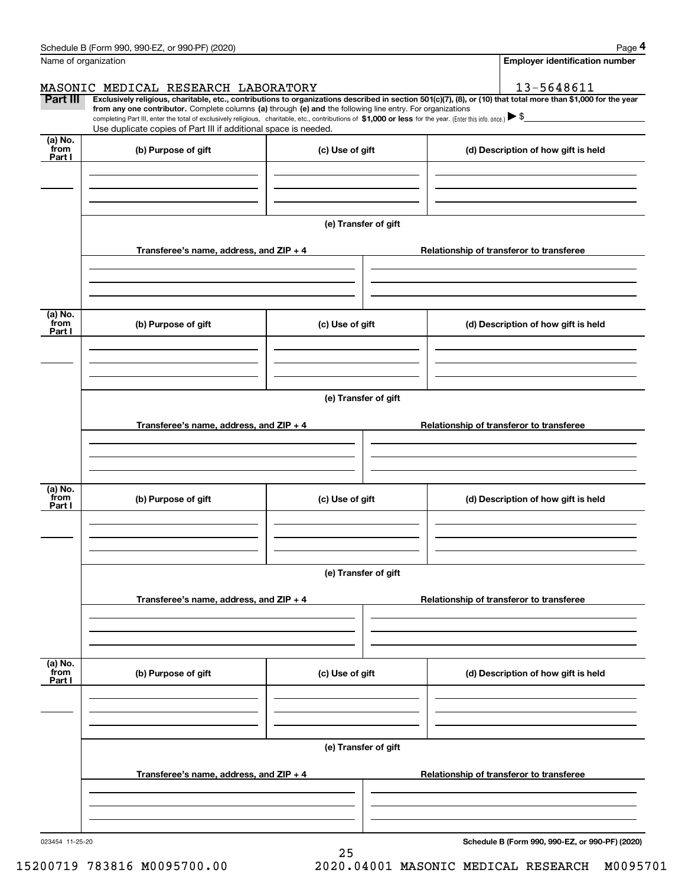Name of organization

**Employer identification number**

MASONIC MEDICAL RESEARCH LABORATORY

13-5648611

**Part III** **Exclusively religious, charitable, etc., contributions to organizations described in section 501(c)(7), (8), or (10) that total more than $1,000 for the year from any one contributor.** Complete columns **(a)** through **(e)** and the following line entry. For organizations completing Part III, enter the total of exclusively religious, charitable, etc., contributions of **$1,000 or less** for the year. (Enter this info. once.) ▶ $

Use duplicate copies of Part III if additional space is needed.

| (a) No. from Part I | (b) Purpose of gift | (c) Use of gift | (d) Description of how gift is held |
|---|---|---|---|
| | | | |

(e) Transfer of gift

| Transferee's name, address, and ZIP + 4 | Relationship of transferor to transferee |
|---|---|
| | |

| (a) No. from Part I | (b) Purpose of gift | (c) Use of gift | (d) Description of how gift is held |
|---|---|---|---|
| | | | |

(e) Transfer of gift

| Transferee's name, address, and ZIP + 4 | Relationship of transferor to transferee |
|---|---|
| | |

| (a) No. from Part I | (b) Purpose of gift | (c) Use of gift | (d) Description of how gift is held |
|---|---|---|---|
| | | | |

(e) Transfer of gift

| Transferee's name, address, and ZIP + 4 | Relationship of transferor to transferee |
|---|---|
| | |

| (a) No. from Part I | (b) Purpose of gift | (c) Use of gift | (d) Description of how gift is held |
|---|---|---|---|
| | | | |

(e) Transfer of gift

| Transferee's name, address, and ZIP + 4 | Relationship of transferor to transferee |
|---|---|
| | |

023454 11-25-20

**Schedule B (Form 990, 990-EZ, or 990-PF) (2020)**

15200719 783816 M0095700.00 2020.04001 MASONIC MEDICAL RESEARCH M0095701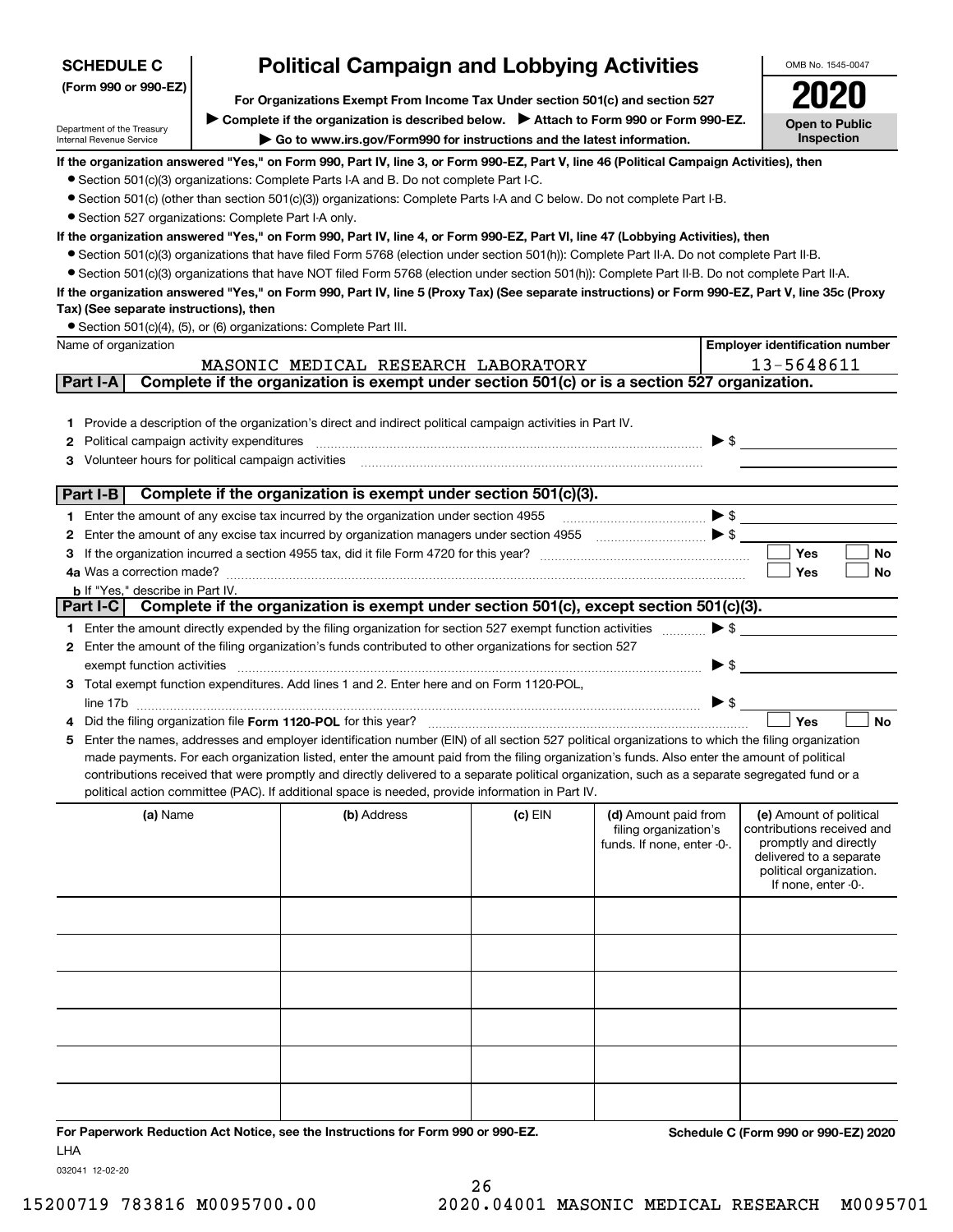**SCHEDULE C (Form 990 or 990-EZ)**

Department of the Treasury
Internal Revenue Service

# Political Campaign and Lobbying Activities

**For Organizations Exempt From Income Tax Under section 501(c) and section 527**

▶ **Complete if the organization is described below.** ▶ **Attach to Form 990 or Form 990-EZ.**

▶ **Go to www.irs.gov/Form990 for instructions and the latest information.**

OMB No. 1545-0047

**2020**

**Open to Public Inspection**

**If the organization answered "Yes," on Form 990, Part IV, line 3, or Form 990-EZ, Part V, line 46 (Political Campaign Activities), then**

- Section 501(c)(3) organizations: Complete Parts I-A and B. Do not complete Part I-C.
- Section 501(c) (other than section 501(c)(3)) organizations: Complete Parts I-A and C below. Do not complete Part I-B.
- Section 527 organizations: Complete Part I-A only.

**If the organization answered "Yes," on Form 990, Part IV, line 4, or Form 990-EZ, Part VI, line 47 (Lobbying Activities), then**

- Section 501(c)(3) organizations that have filed Form 5768 (election under section 501(h)): Complete Part II-A. Do not complete Part II-B.
- Section 501(c)(3) organizations that have NOT filed Form 5768 (election under section 501(h)): Complete Part II-B. Do not complete Part II-A.

**If the organization answered "Yes," on Form 990, Part IV, line 5 (Proxy Tax) (See separate instructions) or Form 990-EZ, Part V, line 35c (Proxy Tax) (See separate instructions), then**

- Section 501(c)(4), (5), or (6) organizations: Complete Part III.

| Name of organization | Employer identification number |
|---|---|
| MASONIC MEDICAL RESEARCH LABORATORY | 13-5648611 |

## Part I-A Complete if the organization is exempt under section 501(c) or is a section 527 organization.

1. Provide a description of the organization's direct and indirect political campaign activities in Part IV.
2. Political campaign activity expenditures ▶ $
3. Volunteer hours for political campaign activities

## Part I-B Complete if the organization is exempt under section 501(c)(3).

1. Enter the amount of any excise tax incurred by the organization under section 4955 ▶ $
2. Enter the amount of any excise tax incurred by organization managers under section 4955 ▶ $
3. If the organization incurred a section 4955 tax, did it file Form 4720 for this year? ☐ Yes ☐ No
4. a Was a correction made? ☐ Yes ☐ No
   b If "Yes," describe in Part IV.

## Part I-C Complete if the organization is exempt under section 501(c), except section 501(c)(3).

1. Enter the amount directly expended by the filing organization for section 527 exempt function activities ▶ $
2. Enter the amount of the filing organization's funds contributed to other organizations for section 527 exempt function activities ▶ $
3. Total exempt function expenditures. Add lines 1 and 2. Enter here and on Form 1120-POL, line 17b ▶ $
4. Did the filing organization file **Form 1120-POL** for this year? ☐ Yes ☐ No
5. Enter the names, addresses and employer identification number (EIN) of all section 527 political organizations to which the filing organization made payments. For each organization listed, enter the amount paid from the filing organization's funds. Also enter the amount of political contributions received that were promptly and directly delivered to a separate political organization, such as a separate segregated fund or a political action committee (PAC). If additional space is needed, provide information in Part IV.

| (a) Name | (b) Address | (c) EIN | (d) Amount paid from filing organization's funds. If none, enter -0-. | (e) Amount of political contributions received and promptly and directly delivered to a separate political organization. If none, enter -0-. |
|---|---|---|---|---|
| | | | | |
| | | | | |
| | | | | |
| | | | | |
| | | | | |
| | | | | |

**For Paperwork Reduction Act Notice, see the Instructions for Form 990 or 990-EZ.** **Schedule C (Form 990 or 990-EZ) 2020**

LHA

032041 12-02-20

15200719 783816 M0095700.00 2020.04001 MASONIC MEDICAL RESEARCH M0095701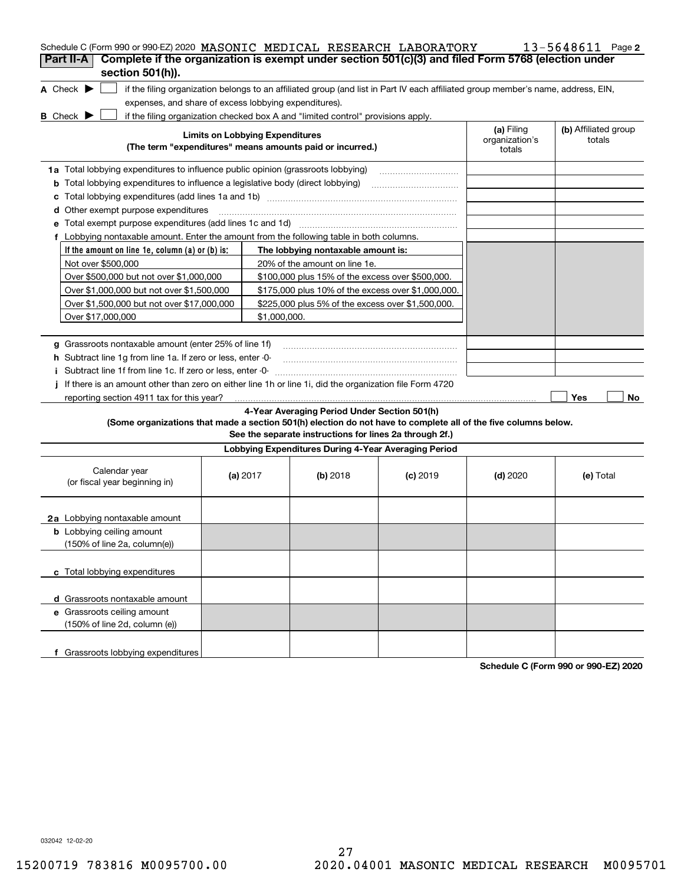Schedule C (Form 990 or 990-EZ) 2020 MASONIC MEDICAL RESEARCH LABORATORY 13-5648611 Page 2

## Part II-A Complete if the organization is exempt under section 501(c)(3) and filed Form 5768 (election under section 501(h)).

**A** Check ▶ ☐ if the filing organization belongs to an affiliated group (and list in Part IV each affiliated group member's name, address, EIN, expenses, and share of excess lobbying expenditures).

**B** Check ▶ ☐ if the filing organization checked box A and "limited control" provisions apply.

| **Limits on Lobbying Expenditures** (The term "expenditures" means amounts paid or incurred.) | **(a)** Filing organization's totals | **(b)** Affiliated group totals |
|---|---|---|
| **1a** Total lobbying expenditures to influence public opinion (grassroots lobbying) | | |
| **b** Total lobbying expenditures to influence a legislative body (direct lobbying) | | |
| **c** Total lobbying expenditures (add lines 1a and 1b) | | |
| **d** Other exempt purpose expenditures | | |
| **e** Total exempt purpose expenditures (add lines 1c and 1d) | | |
| **f** Lobbying nontaxable amount. Enter the amount from the following table in both columns. | | |

| If the amount on line 1e, column (a) or (b) is: | The lobbying nontaxable amount is: |
|---|---|
| Not over $500,000 | 20% of the amount on line 1e. |
| Over $500,000 but not over $1,000,000 | $100,000 plus 15% of the excess over $500,000. |
| Over $1,000,000 but not over $1,500,000 | $175,000 plus 10% of the excess over $1,000,000. |
| Over $1,500,000 but not over $17,000,000 | $225,000 plus 5% of the excess over $1,500,000. |
| Over $17,000,000 | $1,000,000. |

| | (a) | (b) |
|---|---|---|
| **g** Grassroots nontaxable amount (enter 25% of line 1f) | | |
| **h** Subtract line 1g from line 1a. If zero or less, enter -0- | | |
| **i** Subtract line 1f from line 1c. If zero or less, enter -0- | | |

**j** If there is an amount other than zero on either line 1h or line 1i, did the organization file Form 4720 reporting section 4911 tax for this year? ☐ Yes ☐ No

### 4-Year Averaging Period Under Section 501(h)

**(Some organizations that made a section 501(h) election do not have to complete all of the five columns below. See the separate instructions for lines 2a through 2f.)**

**Lobbying Expenditures During 4-Year Averaging Period**

| Calendar year (or fiscal year beginning in) | **(a)** 2017 | **(b)** 2018 | **(c)** 2019 | **(d)** 2020 | **(e)** Total |
|---|---|---|---|---|---|
| **2a** Lobbying nontaxable amount | | | | | |
| **b** Lobbying ceiling amount (150% of line 2a, column(e)) | | | | | |
| **c** Total lobbying expenditures | | | | | |
| **d** Grassroots nontaxable amount | | | | | |
| **e** Grassroots ceiling amount (150% of line 2d, column (e)) | | | | | |
| **f** Grassroots lobbying expenditures | | | | | |

**Schedule C (Form 990 or 990-EZ) 2020**

032042 12-02-20

15200719 783816 M0095700.00 2020.04001 MASONIC MEDICAL RESEARCH M0095701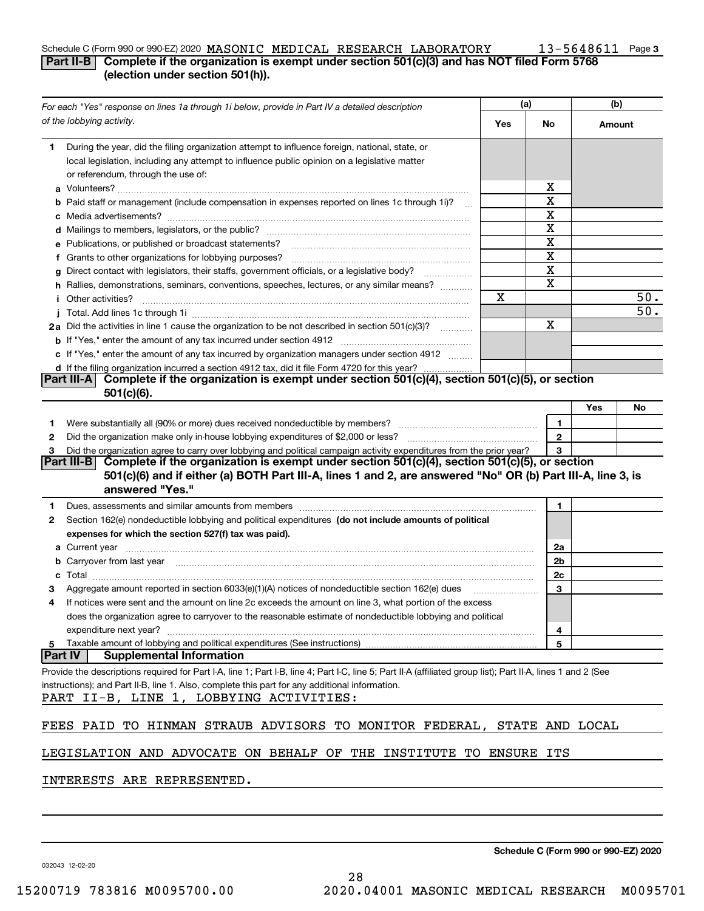Schedule C (Form 990 or 990-EZ) 2020 MASONIC MEDICAL RESEARCH LABORATORY 13-5648611 Page 3

## Part II-B Complete if the organization is exempt under section 501(c)(3) and has NOT filed Form 5768 (election under section 501(h)).

| For each "Yes" response on lines 1a through 1i below, provide in Part IV a detailed description of the lobbying activity. | (a) Yes | (a) No | (b) Amount |
|---|---|---|---|
| **1** During the year, did the filing organization attempt to influence foreign, national, state, or local legislation, including any attempt to influence public opinion on a legislative matter or referendum, through the use of: | | | |
| **a** Volunteers? | | X | |
| **b** Paid staff or management (include compensation in expenses reported on lines 1c through 1i)? | | X | |
| **c** Media advertisements? | | X | |
| **d** Mailings to members, legislators, or the public? | | X | |
| **e** Publications, or published or broadcast statements? | | X | |
| **f** Grants to other organizations for lobbying purposes? | | X | |
| **g** Direct contact with legislators, their staffs, government officials, or a legislative body? | | X | |
| **h** Rallies, demonstrations, seminars, conventions, speeches, lectures, or any similar means? | | X | |
| **i** Other activities? | X | | 50. |
| **j** Total. Add lines 1c through 1i | | | 50. |
| **2a** Did the activities in line 1 cause the organization to be not described in section 501(c)(3)? | | X | |
| **b** If "Yes," enter the amount of any tax incurred under section 4912 | | | |
| **c** If "Yes," enter the amount of any tax incurred by organization managers under section 4912 | | | |
| **d** If the filing organization incurred a section 4912 tax, did it file Form 4720 for this year? | | | |

## Part III-A Complete if the organization is exempt under section 501(c)(4), section 501(c)(5), or section 501(c)(6).

| | | | Yes | No |
|---|---|---|---|---|
| 1 | Were substantially all (90% or more) dues received nondeductible by members? | 1 | | |
| 2 | Did the organization make only in-house lobbying expenditures of $2,000 or less? | 2 | | |
| 3 | Did the organization agree to carry over lobbying and political campaign activity expenditures from the prior year? | 3 | | |

## Part III-B Complete if the organization is exempt under section 501(c)(4), section 501(c)(5), or section 501(c)(6) and if either (a) BOTH Part III-A, lines 1 and 2, are answered "No" OR (b) Part III-A, line 3, is answered "Yes."

| | | | |
|---|---|---|---|
| 1 | Dues, assessments and similar amounts from members | 1 | |
| 2 | Section 162(e) nondeductible lobbying and political expenditures **(do not include amounts of political expenses for which the section 527(f) tax was paid).** | | |
| a | Current year | 2a | |
| b | Carryover from last year | 2b | |
| c | Total | 2c | |
| 3 | Aggregate amount reported in section 6033(e)(1)(A) notices of nondeductible section 162(e) dues | 3 | |
| 4 | If notices were sent and the amount on line 2c exceeds the amount on line 3, what portion of the excess does the organization agree to carryover to the reasonable estimate of nondeductible lobbying and political expenditure next year? | 4 | |
| 5 | Taxable amount of lobbying and political expenditures (See instructions) | 5 | |

## Part IV Supplemental Information

Provide the descriptions required for Part I-A, line 1; Part I-B, line 4; Part I-C, line 5; Part II-A (affiliated group list); Part II-A, lines 1 and 2 (See instructions); and Part II-B, line 1. Also, complete this part for any additional information.

PART II-B, LINE 1, LOBBYING ACTIVITIES:

FEES PAID TO HINMAN STRAUB ADVISORS TO MONITOR FEDERAL, STATE AND LOCAL LEGISLATION AND ADVOCATE ON BEHALF OF THE INSTITUTE TO ENSURE ITS INTERESTS ARE REPRESENTED.

Schedule C (Form 990 or 990-EZ) 2020

032043 12-02-20

15200719 783816 M0095700.00 2020.04001 MASONIC MEDICAL RESEARCH M0095701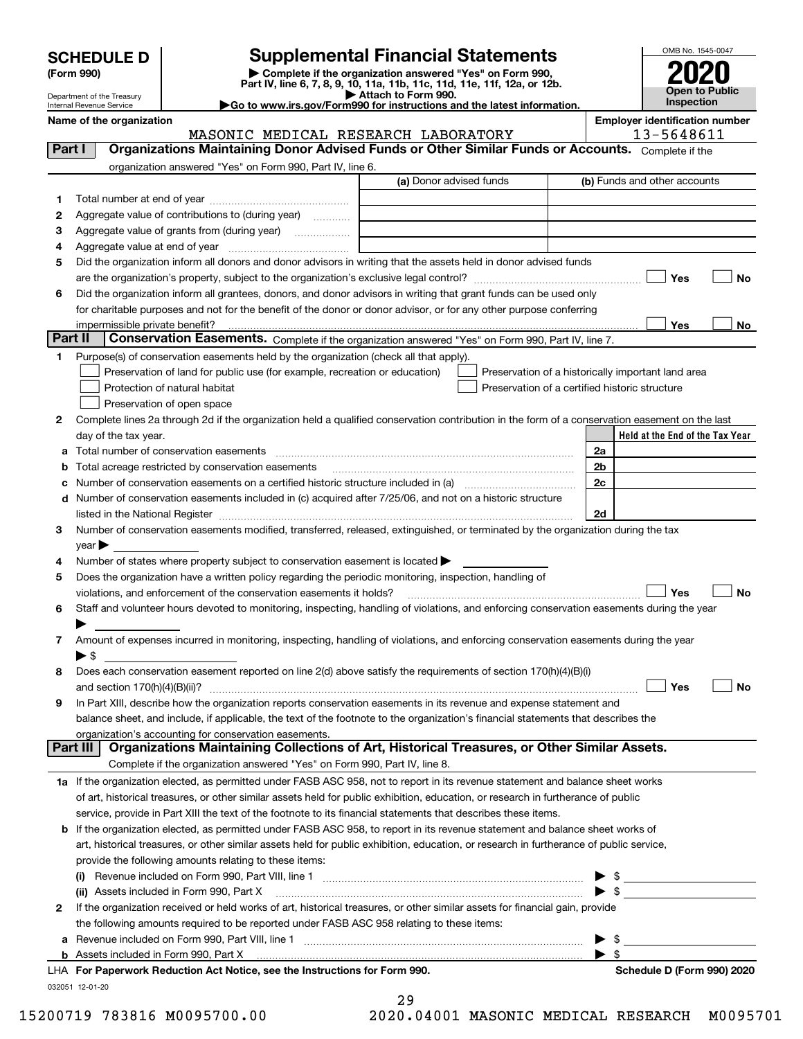# SCHEDULE D (Form 990)

Department of the Treasury
Internal Revenue Service

## Supplemental Financial Statements

▶ Complete if the organization answered "Yes" on Form 990, Part IV, line 6, 7, 8, 9, 10, 11a, 11b, 11c, 11d, 11e, 11f, 12a, or 12b.
▶ Attach to Form 990.
▶Go to www.irs.gov/Form990 for instructions and the latest information.

OMB No. 1545-0047

**2020**

**Open to Public Inspection**

**Name of the organization:** MASONIC MEDICAL RESEARCH LABORATORY

**Employer identification number:** 13-5648611

## Part I — Organizations Maintaining Donor Advised Funds or Other Similar Funds or Accounts.
Complete if the organization answered "Yes" on Form 990, Part IV, line 6.

| | | (a) Donor advised funds | (b) Funds and other accounts |
|---|---|---|---|
| 1 | Total number at end of year | | |
| 2 | Aggregate value of contributions to (during year) | | |
| 3 | Aggregate value of grants from (during year) | | |
| 4 | Aggregate value at end of year | | |

5 Did the organization inform all donors and donor advisors in writing that the assets held in donor advised funds are the organization's property, subject to the organization's exclusive legal control? ☐ Yes ☐ No

6 Did the organization inform all grantees, donors, and donor advisors in writing that grant funds can be used only for charitable purposes and not for the benefit of the donor or donor advisor, or for any other purpose conferring impermissible private benefit? ☐ Yes ☐ No

## Part II — Conservation Easements.
Complete if the organization answered "Yes" on Form 990, Part IV, line 7.

1 Purpose(s) of conservation easements held by the organization (check all that apply).

- ☐ Preservation of land for public use (for example, recreation or education)
- ☐ Protection of natural habitat
- ☐ Preservation of open space
- ☐ Preservation of a historically important land area
- ☐ Preservation of a certified historic structure

2 Complete lines 2a through 2d if the organization held a qualified conservation contribution in the form of a conservation easement on the last day of the tax year.

| | | | Held at the End of the Tax Year |
|---|---|---|---|
| a | Total number of conservation easements | 2a | |
| b | Total acreage restricted by conservation easements | 2b | |
| c | Number of conservation easements on a certified historic structure included in (a) | 2c | |
| d | Number of conservation easements included in (c) acquired after 7/25/06, and not on a historic structure listed in the National Register | 2d | |

3 Number of conservation easements modified, transferred, released, extinguished, or terminated by the organization during the tax year ▶

4 Number of states where property subject to conservation easement is located ▶

5 Does the organization have a written policy regarding the periodic monitoring, inspection, handling of violations, and enforcement of the conservation easements it holds? ☐ Yes ☐ No

6 Staff and volunteer hours devoted to monitoring, inspecting, handling of violations, and enforcing conservation easements during the year ▶

7 Amount of expenses incurred in monitoring, inspecting, handling of violations, and enforcing conservation easements during the year ▶ $

8 Does each conservation easement reported on line 2(d) above satisfy the requirements of section 170(h)(4)(B)(i) and section 170(h)(4)(B)(ii)? ☐ Yes ☐ No

9 In Part XIII, describe how the organization reports conservation easements in its revenue and expense statement and balance sheet, and include, if applicable, the text of the footnote to the organization's financial statements that describes the organization's accounting for conservation easements.

## Part III — Organizations Maintaining Collections of Art, Historical Treasures, or Other Similar Assets.
Complete if the organization answered "Yes" on Form 990, Part IV, line 8.

1a If the organization elected, as permitted under FASB ASC 958, not to report in its revenue statement and balance sheet works of art, historical treasures, or other similar assets held for public exhibition, education, or research in furtherance of public service, provide in Part XIII the text of the footnote to its financial statements that describes these items.

b If the organization elected, as permitted under FASB ASC 958, to report in its revenue statement and balance sheet works of art, historical treasures, or other similar assets held for public exhibition, education, or research in furtherance of public service, provide the following amounts relating to these items:

(i) Revenue included on Form 990, Part VIII, line 1 ▶ $

(ii) Assets included in Form 990, Part X ▶ $

2 If the organization received or held works of art, historical treasures, or other similar assets for financial gain, provide the following amounts required to be reported under FASB ASC 958 relating to these items:

a Revenue included on Form 990, Part VIII, line 1 ▶ $

b Assets included in Form 990, Part X ▶ $

LHA For Paperwork Reduction Act Notice, see the Instructions for Form 990. Schedule D (Form 990) 2020

032051 12-01-20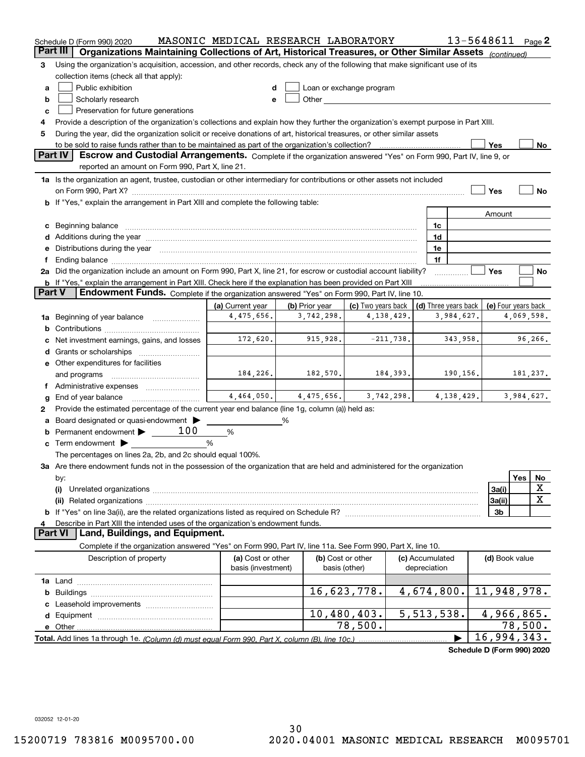Schedule D (Form 990) 2020 MASONIC MEDICAL RESEARCH LABORATORY 13-5648611 Page 2

**Part III** Organizations Maintaining Collections of Art, Historical Treasures, or Other Similar Assets *(continued)*

3 Using the organization's acquisition, accession, and other records, check any of the following that make significant use of its collection items (check all that apply):

a ☐ Public exhibition
b ☐ Scholarly research
c ☐ Preservation for future generations
d ☐ Loan or exchange program
e ☐ Other

4 Provide a description of the organization's collections and explain how they further the organization's exempt purpose in Part XIII.

5 During the year, did the organization solicit or receive donations of art, historical treasures, or other similar assets to be sold to raise funds rather than to be maintained as part of the organization's collection? ☐ Yes ☐ No

**Part IV** **Escrow and Custodial Arrangements.** Complete if the organization answered "Yes" on Form 990, Part IV, line 9, or reported an amount on Form 990, Part X, line 21.

1a Is the organization an agent, trustee, custodian or other intermediary for contributions or other assets not included on Form 990, Part X? ☐ Yes ☐ No

b If "Yes," explain the arrangement in Part XIII and complete the following table:

| | | Amount |
|---|---|---|
| c Beginning balance | 1c | |
| d Additions during the year | 1d | |
| e Distributions during the year | 1e | |
| f Ending balance | 1f | |

2a Did the organization include an amount on Form 990, Part X, line 21, for escrow or custodial account liability? ☐ Yes ☐ No

b If "Yes," explain the arrangement in Part XIII. Check here if the explanation has been provided on Part XIII ☐

**Part V** **Endowment Funds.** Complete if the organization answered "Yes" on Form 990, Part IV, line 10.

| | (a) Current year | (b) Prior year | (c) Two years back | (d) Three years back | (e) Four years back |
|---|---|---|---|---|---|
| 1a Beginning of year balance | 4,475,656. | 3,742,298. | 4,138,429. | 3,984,627. | 4,069,598. |
| b Contributions | | | | | |
| c Net investment earnings, gains, and losses | 172,620. | 915,928. | -211,738. | 343,958. | 96,266. |
| d Grants or scholarships | | | | | |
| e Other expenditures for facilities and programs | 184,226. | 182,570. | 184,393. | 190,156. | 181,237. |
| f Administrative expenses | | | | | |
| g End of year balance | 4,464,050. | 4,475,656. | 3,742,298. | 4,138,429. | 3,984,627. |

2 Provide the estimated percentage of the current year end balance (line 1g, column (a)) held as:

a Board designated or quasi-endowment ▶ %
b Permanent endowment ▶ 100 %
c Term endowment ▶ %

The percentages on lines 2a, 2b, and 2c should equal 100%.

3a Are there endowment funds not in the possession of the organization that are held and administered for the organization by:

| | | Yes | No |
|---|---|---|---|
| (i) Unrelated organizations | 3a(i) | | X |
| (ii) Related organizations | 3a(ii) | | X |
| b If "Yes" on line 3a(ii), are the related organizations listed as required on Schedule R? | 3b | | |

4 Describe in Part XIII the intended uses of the organization's endowment funds.

**Part VI** **Land, Buildings, and Equipment.**

Complete if the organization answered "Yes" on Form 990, Part IV, line 11a. See Form 990, Part X, line 10.

| Description of property | (a) Cost or other basis (investment) | (b) Cost or other basis (other) | (c) Accumulated depreciation | (d) Book value |
|---|---|---|---|---|
| 1a Land | | | | |
| b Buildings | | 16,623,778. | 4,674,800. | 11,948,978. |
| c Leasehold improvements | | | | |
| d Equipment | | 10,480,403. | 5,513,538. | 4,966,865. |
| e Other | | 78,500. | | 78,500. |
| **Total.** Add lines 1a through 1e. *(Column (d) must equal Form 990, Part X, column (B), line 10c.)* | | | ▶ | 16,994,343. |

**Schedule D (Form 990) 2020**

032052 12-01-20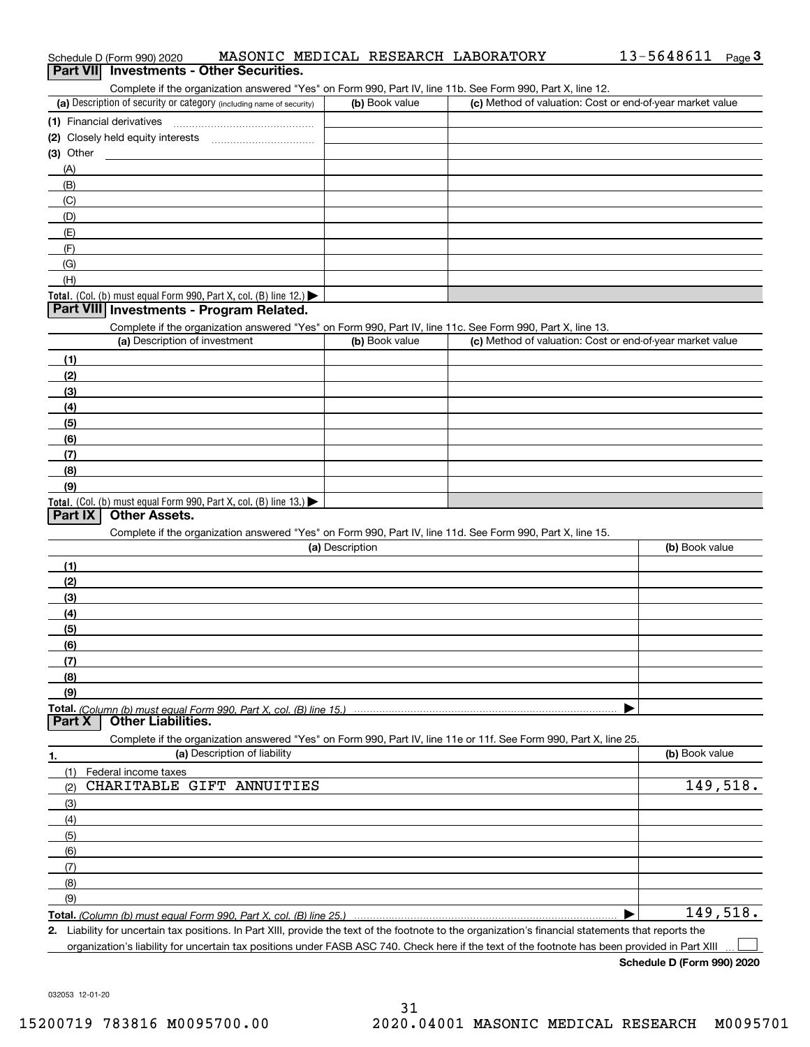Schedule D (Form 990) 2020 MASONIC MEDICAL RESEARCH LABORATORY 13-5648611 Page 3

## Part VII Investments - Other Securities.

Complete if the organization answered "Yes" on Form 990, Part IV, line 11b. See Form 990, Part X, line 12.

| (a) Description of security or category (including name of security) | (b) Book value | (c) Method of valuation: Cost or end-of-year market value |
|---|---|---|
| (1) Financial derivatives | | |
| (2) Closely held equity interests | | |
| (3) Other | | |
| (A) | | |
| (B) | | |
| (C) | | |
| (D) | | |
| (E) | | |
| (F) | | |
| (G) | | |
| (H) | | |
| **Total.** (Col. (b) must equal Form 990, Part X, col. (B) line 12.) ▶ | | |

## Part VIII Investments - Program Related.

Complete if the organization answered "Yes" on Form 990, Part IV, line 11c. See Form 990, Part X, line 13.

| (a) Description of investment | (b) Book value | (c) Method of valuation: Cost or end-of-year market value |
|---|---|---|
| (1) | | |
| (2) | | |
| (3) | | |
| (4) | | |
| (5) | | |
| (6) | | |
| (7) | | |
| (8) | | |
| (9) | | |
| **Total.** (Col. (b) must equal Form 990, Part X, col. (B) line 13.) ▶ | | |

## Part IX Other Assets.

Complete if the organization answered "Yes" on Form 990, Part IV, line 11d. See Form 990, Part X, line 15.

| (a) Description | (b) Book value |
|---|---|
| (1) | |
| (2) | |
| (3) | |
| (4) | |
| (5) | |
| (6) | |
| (7) | |
| (8) | |
| (9) | |
| **Total.** *(Column (b) must equal Form 990, Part X, col. (B) line 15.)* ▶ | |

## Part X Other Liabilities.

Complete if the organization answered "Yes" on Form 990, Part IV, line 11e or 11f. See Form 990, Part X, line 25.

| 1. (a) Description of liability | (b) Book value |
|---|---|
| (1) Federal income taxes | |
| (2) CHARITABLE GIFT ANNUITIES | 149,518. |
| (3) | |
| (4) | |
| (5) | |
| (6) | |
| (7) | |
| (8) | |
| (9) | |
| **Total.** *(Column (b) must equal Form 990, Part X, col. (B) line 25.)* ▶ | 149,518. |

**2.** Liability for uncertain tax positions. In Part XIII, provide the text of the footnote to the organization's financial statements that reports the organization's liability for uncertain tax positions under FASB ASC 740. Check here if the text of the footnote has been provided in Part XIII ☐

**Schedule D (Form 990) 2020**

032053 12-01-20

15200719 783816 M0095700.00 2020.04001 MASONIC MEDICAL RESEARCH M0095701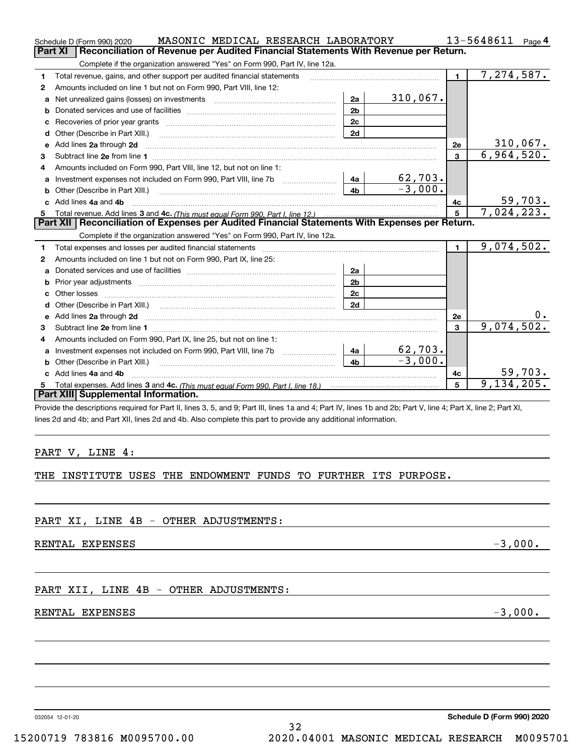Schedule D (Form 990) 2020 MASONIC MEDICAL RESEARCH LABORATORY 13-5648611 Page 4

## Part XI Reconciliation of Revenue per Audited Financial Statements With Revenue per Return.

Complete if the organization answered "Yes" on Form 990, Part IV, line 12a.

| | | | | | |
|---|---|---|---|---|---|
| 1 | Total revenue, gains, and other support per audited financial statements | | | 1 | 7,274,587. |
| 2 | Amounts included on line 1 but not on Form 990, Part VIII, line 12: | | | | |
| a | Net unrealized gains (losses) on investments | 2a | 310,067. | | |
| b | Donated services and use of facilities | 2b | | | |
| c | Recoveries of prior year grants | 2c | | | |
| d | Other (Describe in Part XIII.) | 2d | | | |
| e | Add lines 2a through 2d | | | 2e | 310,067. |
| 3 | Subtract line 2e from line 1 | | | 3 | 6,964,520. |
| 4 | Amounts included on Form 990, Part VIII, line 12, but not on line 1: | | | | |
| a | Investment expenses not included on Form 990, Part VIII, line 7b | 4a | 62,703. | | |
| b | Other (Describe in Part XIII.) | 4b | -3,000. | | |
| c | Add lines 4a and 4b | | | 4c | 59,703. |
| 5 | Total revenue. Add lines 3 and 4c. *(This must equal Form 990, Part I, line 12.)* | | | 5 | 7,024,223. |

## Part XII Reconciliation of Expenses per Audited Financial Statements With Expenses per Return.

Complete if the organization answered "Yes" on Form 990, Part IV, line 12a.

| | | | | | |
|---|---|---|---|---|---|
| 1 | Total expenses and losses per audited financial statements | | | 1 | 9,074,502. |
| 2 | Amounts included on line 1 but not on Form 990, Part IX, line 25: | | | | |
| a | Donated services and use of facilities | 2a | | | |
| b | Prior year adjustments | 2b | | | |
| c | Other losses | 2c | | | |
| d | Other (Describe in Part XIII.) | 2d | | | |
| e | Add lines 2a through 2d | | | 2e | 0. |
| 3 | Subtract line 2e from line 1 | | | 3 | 9,074,502. |
| 4 | Amounts included on Form 990, Part IX, line 25, but not on line 1: | | | | |
| a | Investment expenses not included on Form 990, Part VIII, line 7b | 4a | 62,703. | | |
| b | Other (Describe in Part XIII.) | 4b | -3,000. | | |
| c | Add lines 4a and 4b | | | 4c | 59,703. |
| 5 | Total expenses. Add lines 3 and 4c. *(This must equal Form 990, Part I, line 18.)* | | | 5 | 9,134,205. |

## Part XIII Supplemental Information.

Provide the descriptions required for Part II, lines 3, 5, and 9; Part III, lines 1a and 4; Part IV, lines 1b and 2b; Part V, line 4; Part X, line 2; Part XI, lines 2d and 4b; and Part XII, lines 2d and 4b. Also complete this part to provide any additional information.

PART V, LINE 4:

THE INSTITUTE USES THE ENDOWMENT FUNDS TO FURTHER ITS PURPOSE.

PART XI, LINE 4B - OTHER ADJUSTMENTS:

RENTAL EXPENSES -3,000.

PART XII, LINE 4B - OTHER ADJUSTMENTS:

RENTAL EXPENSES -3,000.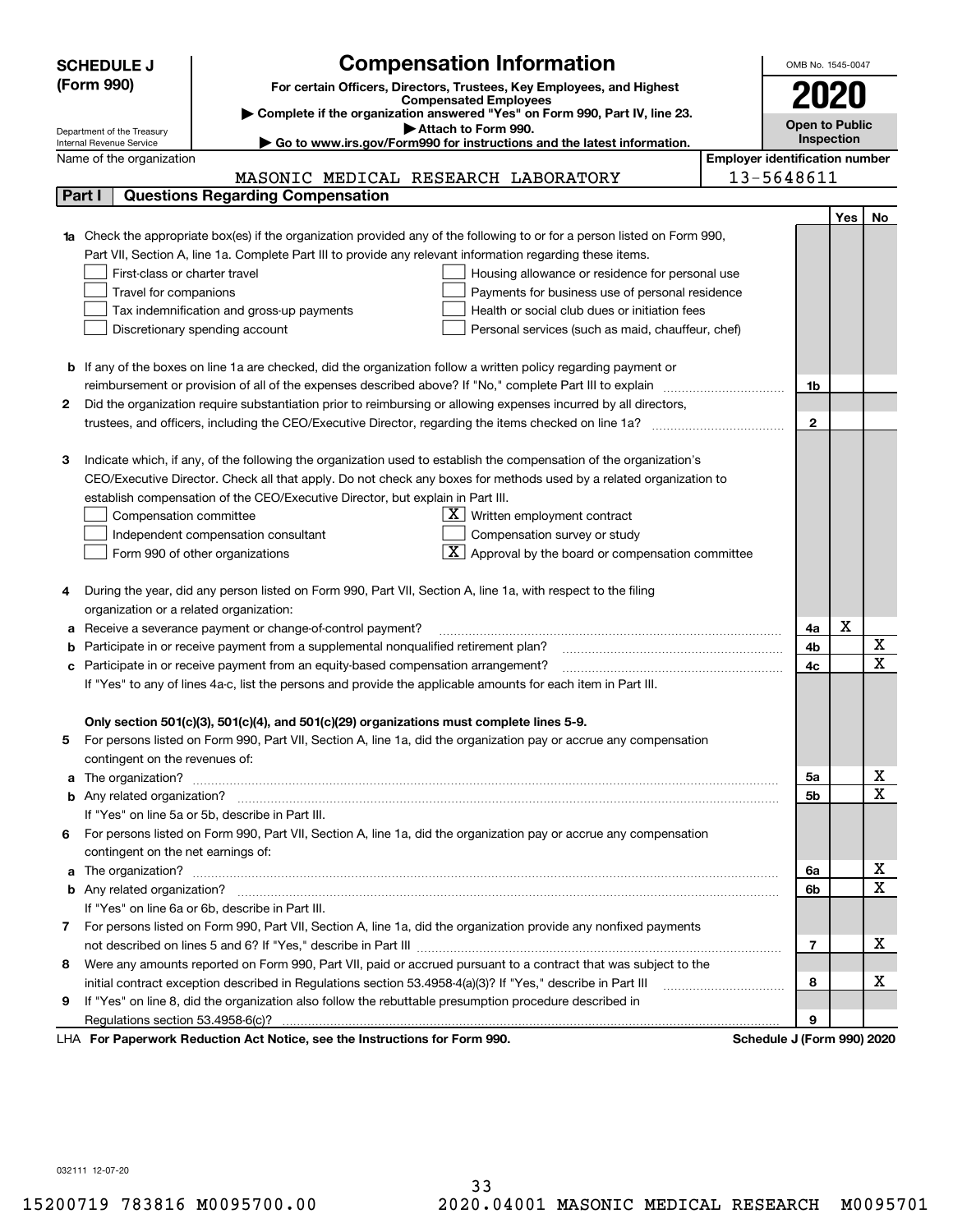**SCHEDULE J (Form 990)**

Department of the Treasury
Internal Revenue Service

# Compensation Information

**For certain Officers, Directors, Trustees, Key Employees, and Highest Compensated Employees**

▶ Complete if the organization answered "Yes" on Form 990, Part IV, line 23.

▶ Attach to Form 990.

▶ Go to www.irs.gov/Form990 for instructions and the latest information.

OMB No. 1545-0047

**2020**

**Open to Public Inspection**

Name of the organization: MASONIC MEDICAL RESEARCH LABORATORY

Employer identification number: 13-5648611

## Part I Questions Regarding Compensation

| | | | Yes | No |
|---|---|---|---|---|
| **1a** | Check the appropriate box(es) if the organization provided any of the following to or for a person listed on Form 990, Part VII, Section A, line 1a. Complete Part III to provide any relevant information regarding these items.<br>☐ First-class or charter travel ☐ Housing allowance or residence for personal use<br>☐ Travel for companions ☐ Payments for business use of personal residence<br>☐ Tax indemnification and gross-up payments ☐ Health or social club dues or initiation fees<br>☐ Discretionary spending account ☐ Personal services (such as maid, chauffeur, chef) | | | |
| **b** | If any of the boxes on line 1a are checked, did the organization follow a written policy regarding payment or reimbursement or provision of all of the expenses described above? If "No," complete Part III to explain | 1b | | |
| **2** | Did the organization require substantiation prior to reimbursing or allowing expenses incurred by all directors, trustees, and officers, including the CEO/Executive Director, regarding the items checked on line 1a? | 2 | | |
| **3** | Indicate which, if any, of the following the organization used to establish the compensation of the organization's CEO/Executive Director. Check all that apply. Do not check any boxes for methods used by a related organization to establish compensation of the CEO/Executive Director, but explain in Part III.<br>☐ Compensation committee ☒ Written employment contract<br>☐ Independent compensation consultant ☐ Compensation survey or study<br>☐ Form 990 of other organizations ☒ Approval by the board or compensation committee | | | |
| **4** | During the year, did any person listed on Form 990, Part VII, Section A, line 1a, with respect to the filing organization or a related organization: | | | |
| **a** | Receive a severance payment or change-of-control payment? | 4a | X | |
| **b** | Participate in or receive payment from a supplemental nonqualified retirement plan? | 4b | | X |
| **c** | Participate in or receive payment from an equity-based compensation arrangement? | 4c | | X |
| | If "Yes" to any of lines 4a-c, list the persons and provide the applicable amounts for each item in Part III. | | | |
| | **Only section 501(c)(3), 501(c)(4), and 501(c)(29) organizations must complete lines 5-9.** | | | |
| **5** | For persons listed on Form 990, Part VII, Section A, line 1a, did the organization pay or accrue any compensation contingent on the revenues of: | | | |
| **a** | The organization? | 5a | | X |
| **b** | Any related organization? | 5b | | X |
| | If "Yes" on line 5a or 5b, describe in Part III. | | | |
| **6** | For persons listed on Form 990, Part VII, Section A, line 1a, did the organization pay or accrue any compensation contingent on the net earnings of: | | | |
| **a** | The organization? | 6a | | X |
| **b** | Any related organization? | 6b | | X |
| | If "Yes" on line 6a or 6b, describe in Part III. | | | |
| **7** | For persons listed on Form 990, Part VII, Section A, line 1a, did the organization provide any nonfixed payments not described on lines 5 and 6? If "Yes," describe in Part III | 7 | | X |
| **8** | Were any amounts reported on Form 990, Part VII, paid or accrued pursuant to a contract that was subject to the initial contract exception described in Regulations section 53.4958-4(a)(3)? If "Yes," describe in Part III | 8 | | X |
| **9** | If "Yes" on line 8, did the organization also follow the rebuttable presumption procedure described in Regulations section 53.4958-6(c)? | 9 | | |

LHA **For Paperwork Reduction Act Notice, see the Instructions for Form 990.** **Schedule J (Form 990) 2020**

032111 12-07-20

15200719 783816 M0095700.00 2020.04001 MASONIC MEDICAL RESEARCH M0095701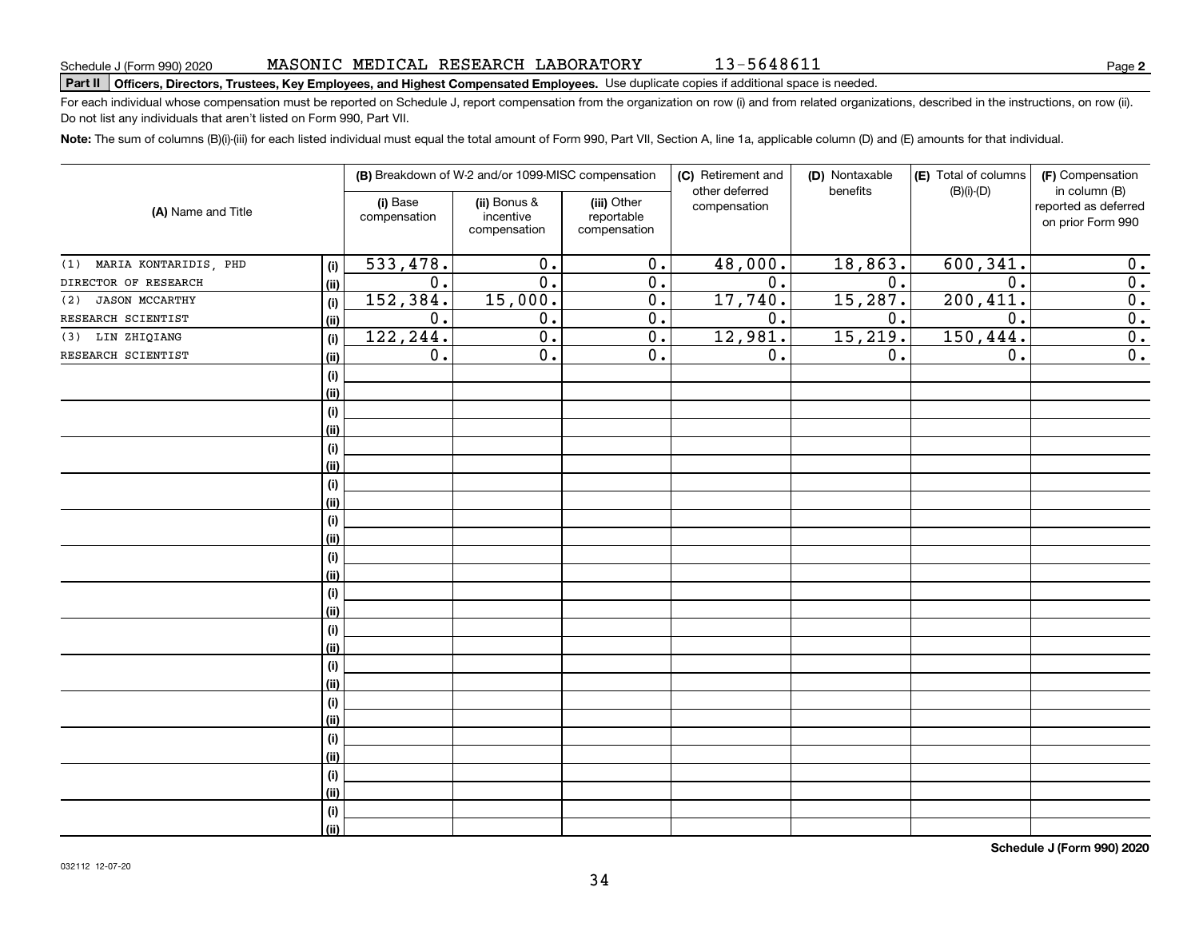Schedule J (Form 990) 2020 MASONIC MEDICAL RESEARCH LABORATORY 13-5648611

**Part II | Officers, Directors, Trustees, Key Employees, and Highest Compensated Employees.** Use duplicate copies if additional space is needed.

For each individual whose compensation must be reported on Schedule J, report compensation from the organization on row (i) and from related organizations, described in the instructions, on row (ii). Do not list any individuals that aren't listed on Form 990, Part VII.

**Note:** The sum of columns (B)(i)-(iii) for each listed individual must equal the total amount of Form 990, Part VII, Section A, line 1a, applicable column (D) and (E) amounts for that individual.

| (A) Name and Title | | (B) Breakdown of W-2 and/or 1099-MISC compensation | | | (C) Retirement and other deferred compensation | (D) Nontaxable benefits | (E) Total of columns (B)(i)-(D) | (F) Compensation in column (B) reported as deferred on prior Form 990 |
|---|---|---|---|---|---|---|---|---|
| | | (i) Base compensation | (ii) Bonus & incentive compensation | (iii) Other reportable compensation | | | | |
| (1) MARIA KONTARIDIS, PHD | (i) | 533,478. | 0. | 0. | 48,000. | 18,863. | 600,341. | 0. |
| DIRECTOR OF RESEARCH | (ii) | 0. | 0. | 0. | 0. | 0. | 0. | 0. |
| (2) JASON MCCARTHY | (i) | 152,384. | 15,000. | 0. | 17,740. | 15,287. | 200,411. | 0. |
| RESEARCH SCIENTIST | (ii) | 0. | 0. | 0. | 0. | 0. | 0. | 0. |
| (3) LIN ZHIQIANG | (i) | 122,244. | 0. | 0. | 12,981. | 15,219. | 150,444. | 0. |
| RESEARCH SCIENTIST | (ii) | 0. | 0. | 0. | 0. | 0. | 0. | 0. |

**Schedule J (Form 990) 2020**

032112 12-07-20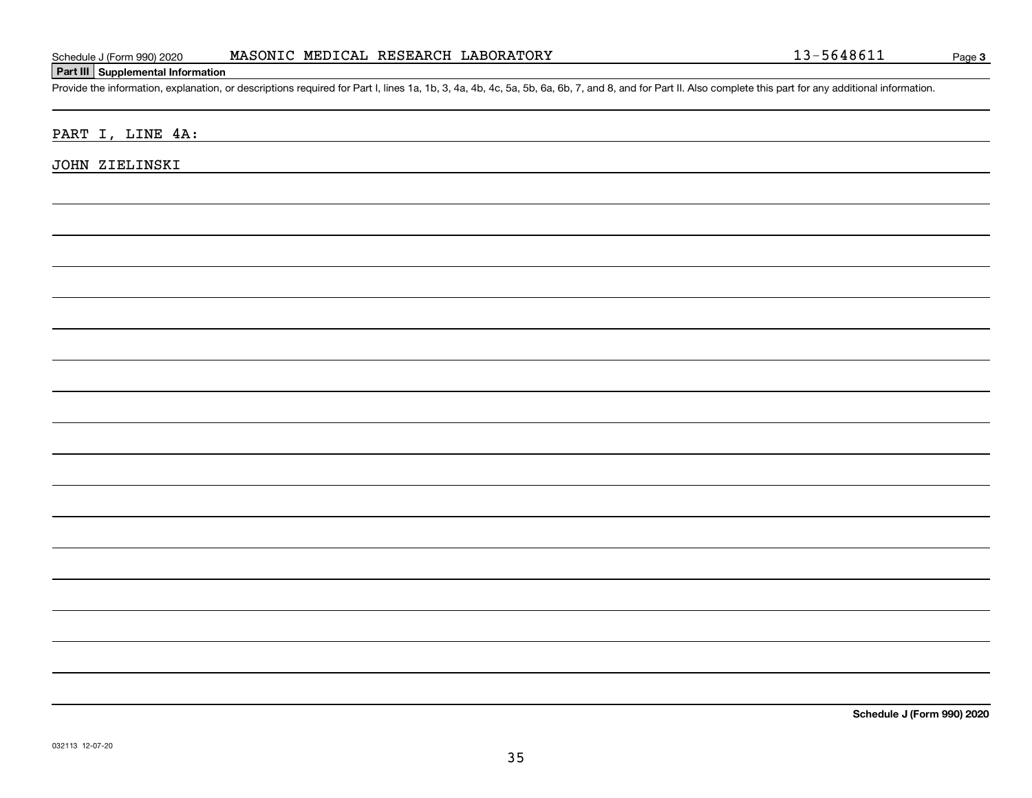Schedule J (Form 990) 2020 MASONIC MEDICAL RESEARCH LABORATORY 13-5648611 Page 3

**Part III Supplemental Information**

Provide the information, explanation, or descriptions required for Part I, lines 1a, 1b, 3, 4a, 4b, 4c, 5a, 5b, 6a, 6b, 7, and 8, and for Part II. Also complete this part for any additional information.

PART I, LINE 4A:

JOHN ZIELINSKI

**Schedule J (Form 990) 2020**

032113 12-07-20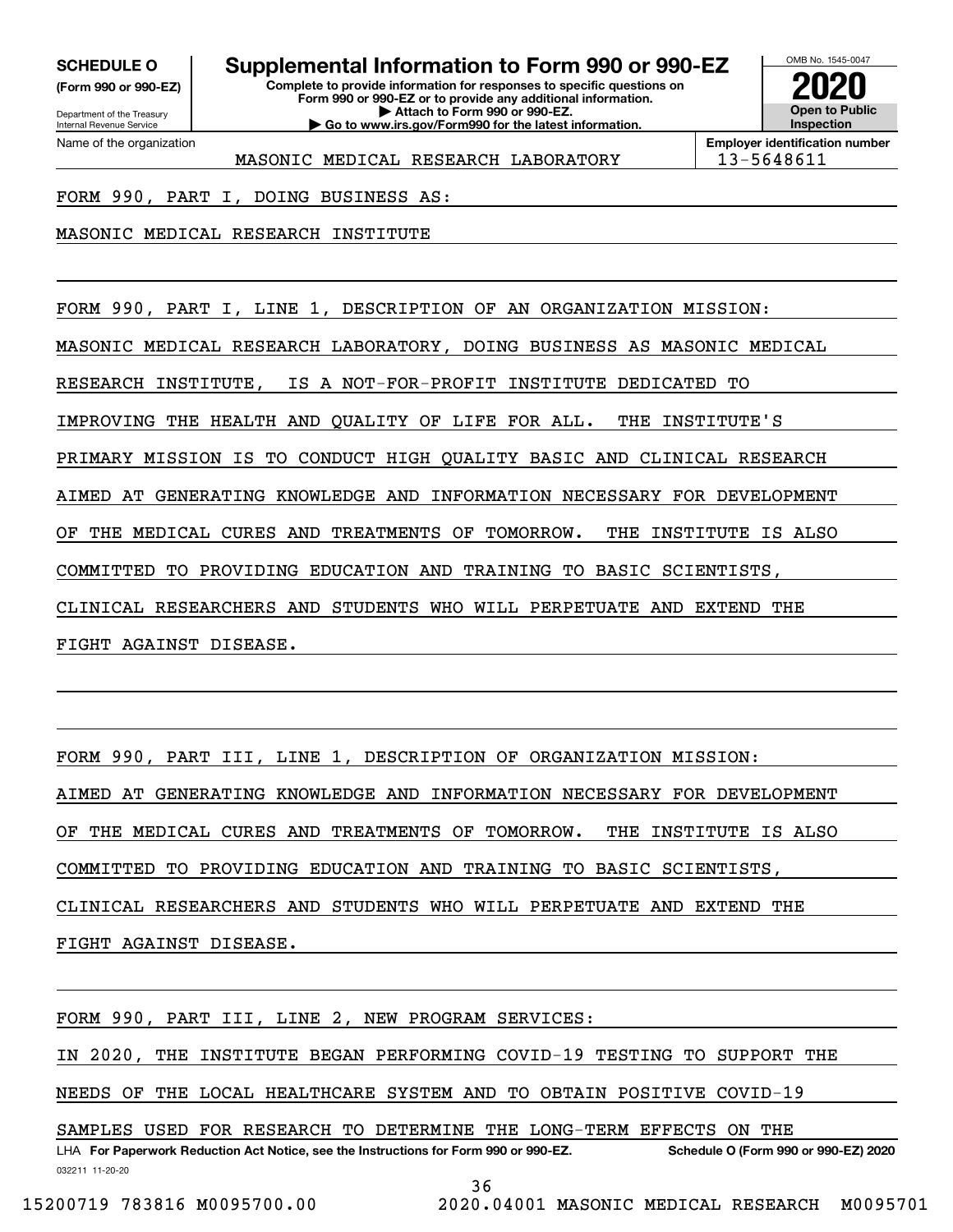**SCHEDULE O**
**(Form 990 or 990-EZ)**

Department of the Treasury
Internal Revenue Service

# Supplemental Information to Form 990 or 990-EZ

**Complete to provide information for responses to specific questions on Form 990 or 990-EZ or to provide any additional information.**
**▶ Attach to Form 990 or 990-EZ.**
**▶ Go to www.irs.gov/Form990 for the latest information.**

OMB No. 1545-0047
**2020**
**Open to Public Inspection**

Name of the organization: MASONIC MEDICAL RESEARCH LABORATORY
**Employer identification number:** 13-5648611

FORM 990, PART I, DOING BUSINESS AS:

MASONIC MEDICAL RESEARCH INSTITUTE

FORM 990, PART I, LINE 1, DESCRIPTION OF AN ORGANIZATION MISSION:

MASONIC MEDICAL RESEARCH LABORATORY, DOING BUSINESS AS MASONIC MEDICAL RESEARCH INSTITUTE, IS A NOT-FOR-PROFIT INSTITUTE DEDICATED TO IMPROVING THE HEALTH AND QUALITY OF LIFE FOR ALL. THE INSTITUTE'S PRIMARY MISSION IS TO CONDUCT HIGH QUALITY BASIC AND CLINICAL RESEARCH AIMED AT GENERATING KNOWLEDGE AND INFORMATION NECESSARY FOR DEVELOPMENT OF THE MEDICAL CURES AND TREATMENTS OF TOMORROW. THE INSTITUTE IS ALSO COMMITTED TO PROVIDING EDUCATION AND TRAINING TO BASIC SCIENTISTS, CLINICAL RESEARCHERS AND STUDENTS WHO WILL PERPETUATE AND EXTEND THE FIGHT AGAINST DISEASE.

FORM 990, PART III, LINE 1, DESCRIPTION OF ORGANIZATION MISSION:

AIMED AT GENERATING KNOWLEDGE AND INFORMATION NECESSARY FOR DEVELOPMENT OF THE MEDICAL CURES AND TREATMENTS OF TOMORROW. THE INSTITUTE IS ALSO COMMITTED TO PROVIDING EDUCATION AND TRAINING TO BASIC SCIENTISTS, CLINICAL RESEARCHERS AND STUDENTS WHO WILL PERPETUATE AND EXTEND THE FIGHT AGAINST DISEASE.

FORM 990, PART III, LINE 2, NEW PROGRAM SERVICES:

IN 2020, THE INSTITUTE BEGAN PERFORMING COVID-19 TESTING TO SUPPORT THE NEEDS OF THE LOCAL HEALTHCARE SYSTEM AND TO OBTAIN POSITIVE COVID-19 SAMPLES USED FOR RESEARCH TO DETERMINE THE LONG-TERM EFFECTS ON THE

LHA **For Paperwork Reduction Act Notice, see the Instructions for Form 990 or 990-EZ.** **Schedule O (Form 990 or 990-EZ) 2020**
032211 11-20-20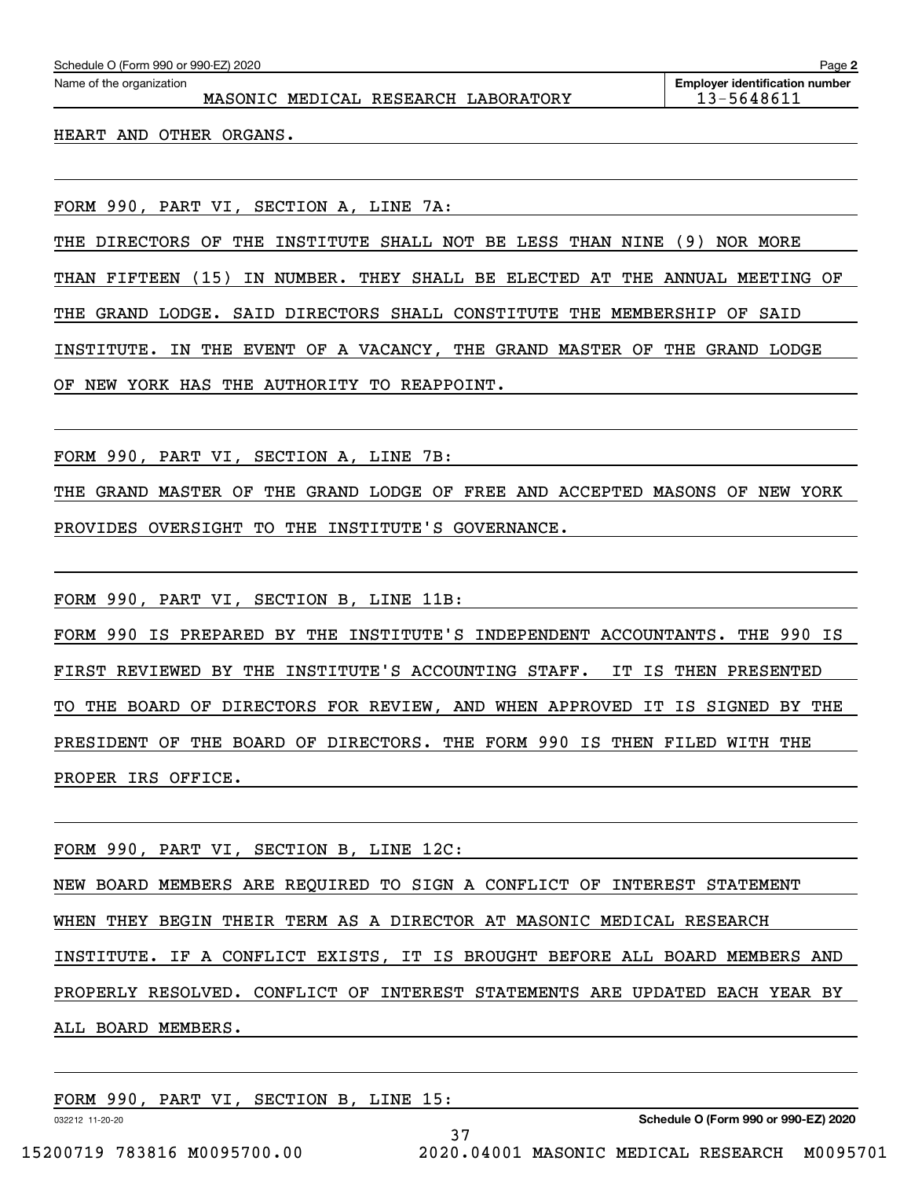Name of the organization: MASONIC MEDICAL RESEARCH LABORATORY

Employer identification number: 13-5648611

HEART AND OTHER ORGANS.

FORM 990, PART VI, SECTION A, LINE 7A:

THE DIRECTORS OF THE INSTITUTE SHALL NOT BE LESS THAN NINE (9) NOR MORE THAN FIFTEEN (15) IN NUMBER. THEY SHALL BE ELECTED AT THE ANNUAL MEETING OF THE GRAND LODGE. SAID DIRECTORS SHALL CONSTITUTE THE MEMBERSHIP OF SAID INSTITUTE. IN THE EVENT OF A VACANCY, THE GRAND MASTER OF THE GRAND LODGE OF NEW YORK HAS THE AUTHORITY TO REAPPOINT.

FORM 990, PART VI, SECTION A, LINE 7B:

THE GRAND MASTER OF THE GRAND LODGE OF FREE AND ACCEPTED MASONS OF NEW YORK PROVIDES OVERSIGHT TO THE INSTITUTE'S GOVERNANCE.

FORM 990, PART VI, SECTION B, LINE 11B:

FORM 990 IS PREPARED BY THE INSTITUTE'S INDEPENDENT ACCOUNTANTS. THE 990 IS FIRST REVIEWED BY THE INSTITUTE'S ACCOUNTING STAFF. IT IS THEN PRESENTED TO THE BOARD OF DIRECTORS FOR REVIEW, AND WHEN APPROVED IT IS SIGNED BY THE PRESIDENT OF THE BOARD OF DIRECTORS. THE FORM 990 IS THEN FILED WITH THE PROPER IRS OFFICE.

FORM 990, PART VI, SECTION B, LINE 12C:

NEW BOARD MEMBERS ARE REQUIRED TO SIGN A CONFLICT OF INTEREST STATEMENT WHEN THEY BEGIN THEIR TERM AS A DIRECTOR AT MASONIC MEDICAL RESEARCH INSTITUTE. IF A CONFLICT EXISTS, IT IS BROUGHT BEFORE ALL BOARD MEMBERS AND PROPERLY RESOLVED. CONFLICT OF INTEREST STATEMENTS ARE UPDATED EACH YEAR BY ALL BOARD MEMBERS.

FORM 990, PART VI, SECTION B, LINE 15: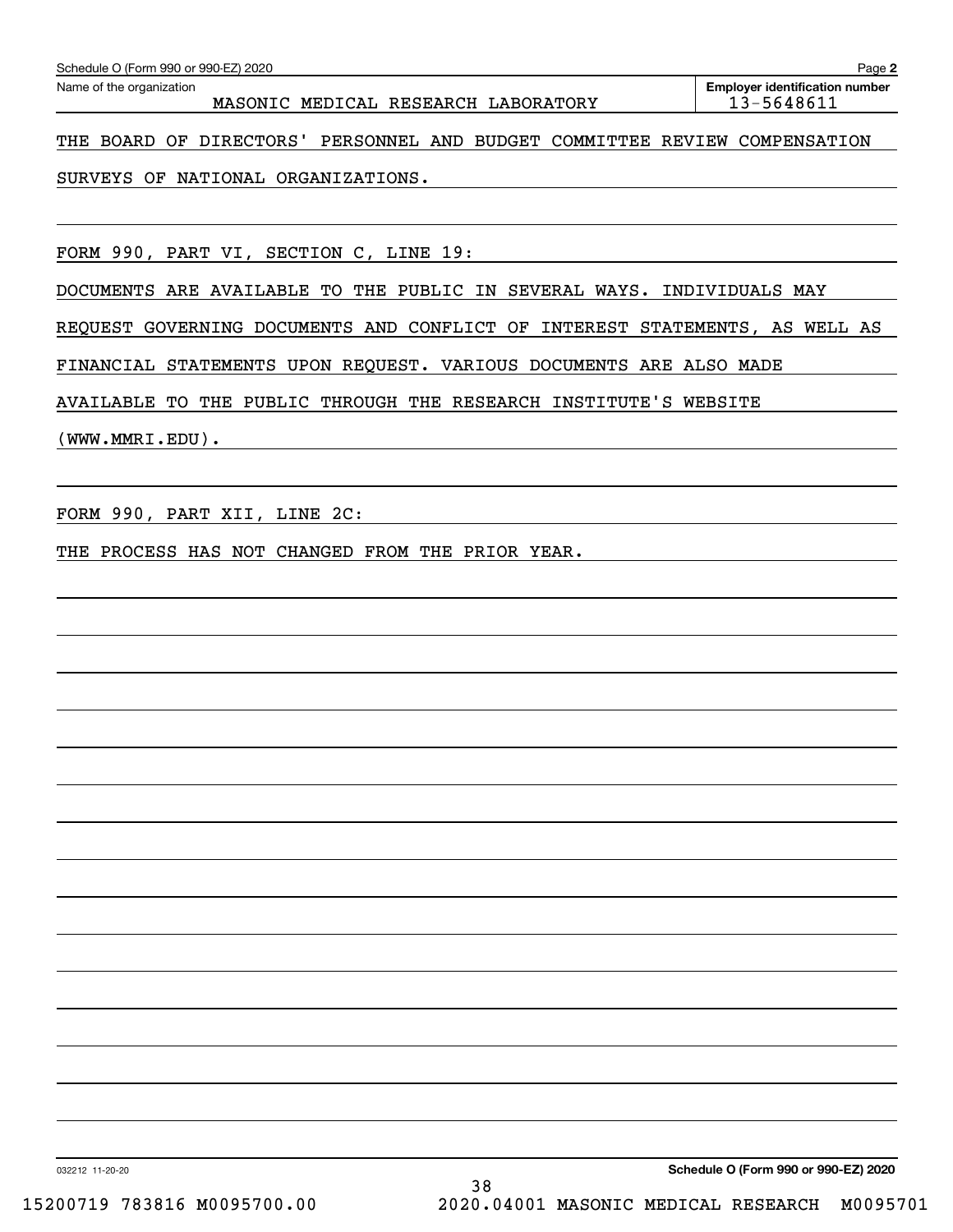Schedule O (Form 990 or 990-EZ) 2020

Name of the organization: MASONIC MEDICAL RESEARCH LABORATORY

Employer identification number: 13-5648611

THE BOARD OF DIRECTORS' PERSONNEL AND BUDGET COMMITTEE REVIEW COMPENSATION SURVEYS OF NATIONAL ORGANIZATIONS.

FORM 990, PART VI, SECTION C, LINE 19:

DOCUMENTS ARE AVAILABLE TO THE PUBLIC IN SEVERAL WAYS. INDIVIDUALS MAY REQUEST GOVERNING DOCUMENTS AND CONFLICT OF INTEREST STATEMENTS, AS WELL AS FINANCIAL STATEMENTS UPON REQUEST. VARIOUS DOCUMENTS ARE ALSO MADE AVAILABLE TO THE PUBLIC THROUGH THE RESEARCH INSTITUTE'S WEBSITE (WWW.MMRI.EDU).

FORM 990, PART XII, LINE 2C:

THE PROCESS HAS NOT CHANGED FROM THE PRIOR YEAR.

032212 11-20-20

Schedule O (Form 990 or 990-EZ) 2020

15200719 783816 M0095700.00 2020.04001 MASONIC MEDICAL RESEARCH M0095701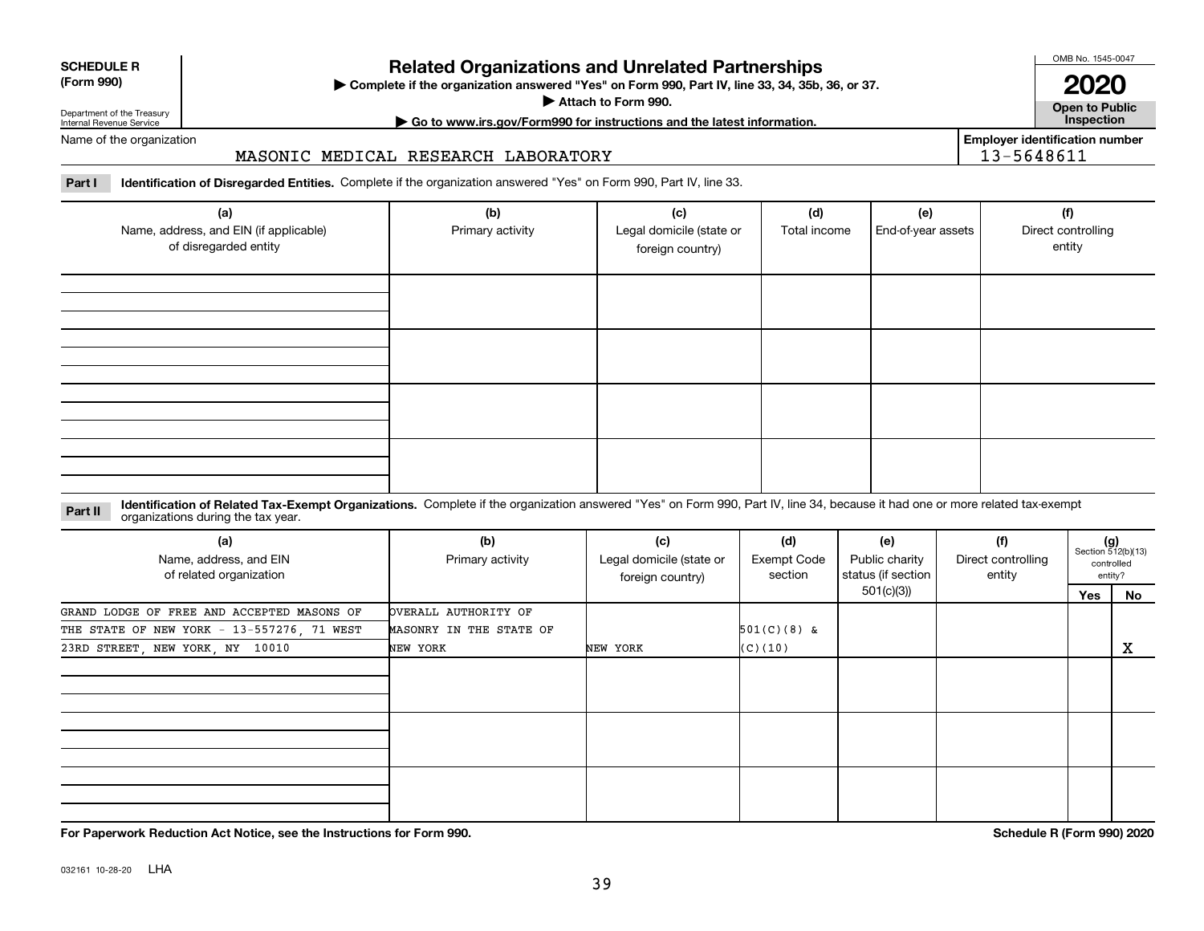**SCHEDULE R**
**(Form 990)**

Department of the Treasury
Internal Revenue Service

# Related Organizations and Unrelated Partnerships

▶ **Complete if the organization answered "Yes" on Form 990, Part IV, line 33, 34, 35b, 36, or 37.**
▶ **Attach to Form 990.**
▶ **Go to www.irs.gov/Form990 for instructions and the latest information.**

OMB No. 1545-0047
**2020**
**Open to Public Inspection**

Name of the organization: MASONIC MEDICAL RESEARCH LABORATORY

**Employer identification number:** 13-5648611

**Part I** **Identification of Disregarded Entities.** Complete if the organization answered "Yes" on Form 990, Part IV, line 33.

| (a) Name, address, and EIN (if applicable) of disregarded entity | (b) Primary activity | (c) Legal domicile (state or foreign country) | (d) Total income | (e) End-of-year assets | (f) Direct controlling entity |
|---|---|---|---|---|---|
| | | | | | |
| | | | | | |
| | | | | | |
| | | | | | |

**Part II** **Identification of Related Tax-Exempt Organizations.** Complete if the organization answered "Yes" on Form 990, Part IV, line 34, because it had one or more related tax-exempt organizations during the tax year.

| (a) Name, address, and EIN of related organization | (b) Primary activity | (c) Legal domicile (state or foreign country) | (d) Exempt Code section | (e) Public charity status (if section 501(c)(3)) | (f) Direct controlling entity | (g) Section 512(b)(13) controlled entity? Yes | No |
|---|---|---|---|---|---|---|---|
| GRAND LODGE OF FREE AND ACCEPTED MASONS OF THE STATE OF NEW YORK - 13-557276, 71 WEST 23RD STREET, NEW YORK, NY 10010 | OVERALL AUTHORITY OF MASONRY IN THE STATE OF NEW YORK | NEW YORK | 501(C)(8) & (C)(10) | | | | X |
| | | | | | | | |
| | | | | | | | |
| | | | | | | | |

**For Paperwork Reduction Act Notice, see the Instructions for Form 990.**

**Schedule R (Form 990) 2020**

032161 10-28-20 LHA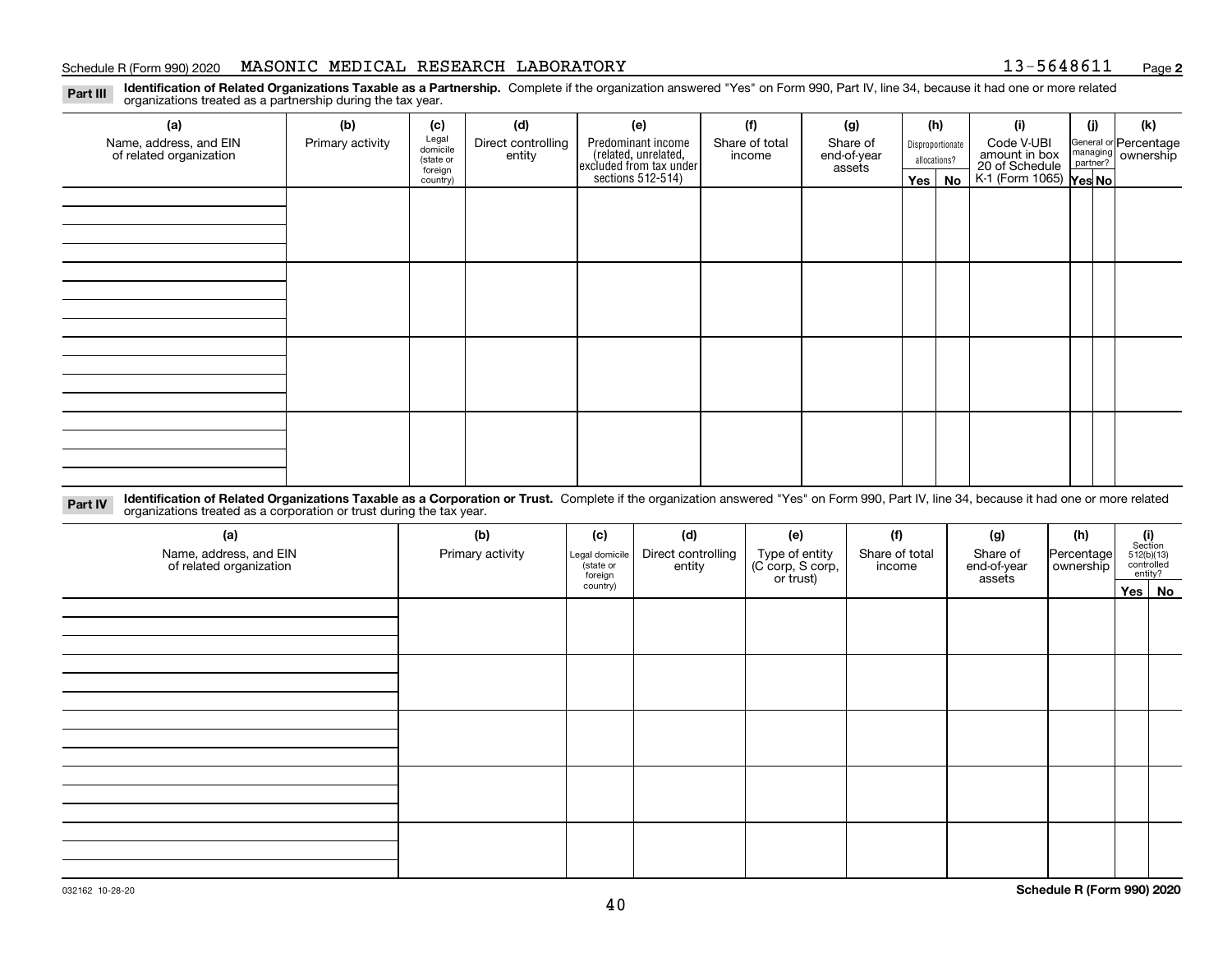Schedule R (Form 990) 2020 MASONIC MEDICAL RESEARCH LABORATORY 13-5648611 Page **2**

**Part III** **Identification of Related Organizations Taxable as a Partnership.** Complete if the organization answered "Yes" on Form 990, Part IV, line 34, because it had one or more related organizations treated as a partnership during the tax year.

| (a) Name, address, and EIN of related organization | (b) Primary activity | (c) Legal domicile (state or foreign country) | (d) Direct controlling entity | (e) Predominant income (related, unrelated, excluded from tax under sections 512-514) | (f) Share of total income | (g) Share of end-of-year assets | (h) Disproportionate allocations? Yes | No | (i) Code V-UBI amount in box 20 of Schedule K-1 (Form 1065) | (j) General or managing partner? Yes | No | (k) Percentage ownership |
|---|---|---|---|---|---|---|---|---|---|---|---|---|
| | | | | | | | | | | | | |
| | | | | | | | | | | | | |
| | | | | | | | | | | | | |
| | | | | | | | | | | | | |

**Part IV** **Identification of Related Organizations Taxable as a Corporation or Trust.** Complete if the organization answered "Yes" on Form 990, Part IV, line 34, because it had one or more related organizations treated as a corporation or trust during the tax year.

| (a) Name, address, and EIN of related organization | (b) Primary activity | (c) Legal domicile (state or foreign country) | (d) Direct controlling entity | (e) Type of entity (C corp, S corp, or trust) | (f) Share of total income | (g) Share of end-of-year assets | (h) Percentage ownership | (i) Section 512(b)(13) controlled entity? Yes | No |
|---|---|---|---|---|---|---|---|---|---|
| | | | | | | | | | |
| | | | | | | | | | |
| | | | | | | | | | |
| | | | | | | | | | |
| | | | | | | | | | |

032162 10-28-20 **Schedule R (Form 990) 2020**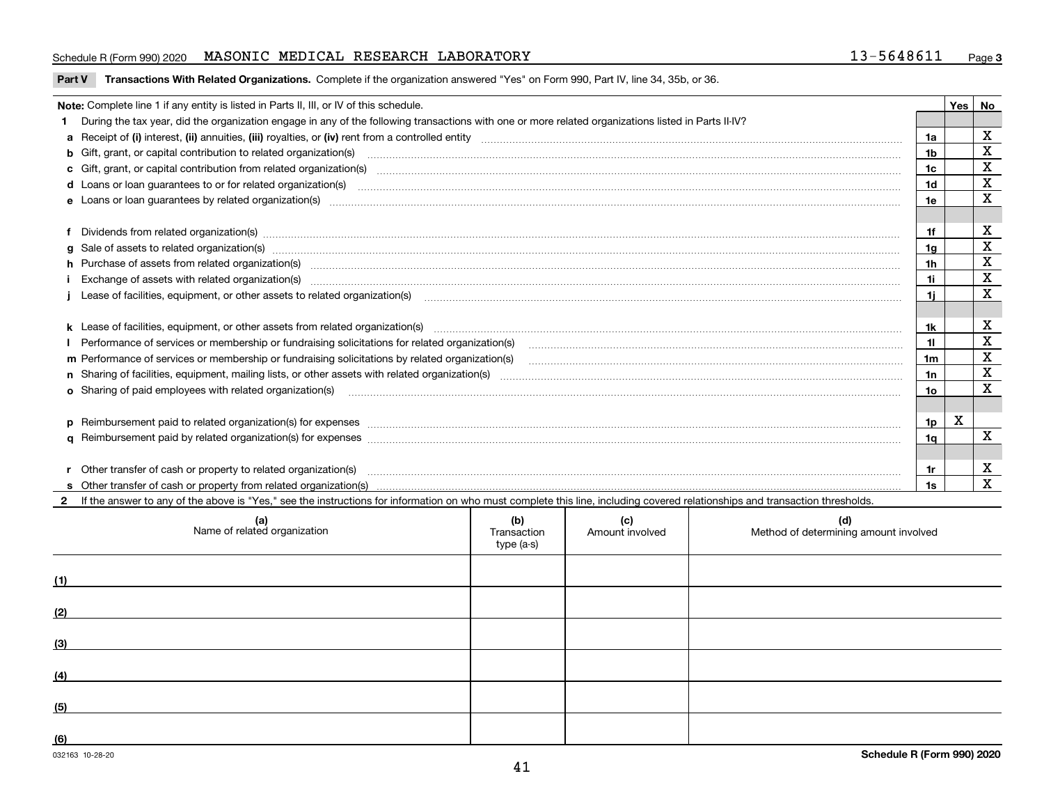Schedule R (Form 990) 2020 MASONIC MEDICAL RESEARCH LABORATORY 13-5648611

## Part V Transactions With Related Organizations. Complete if the organization answered "Yes" on Form 990, Part IV, line 34, 35b, or 36.

| Note: Complete line 1 if any entity is listed in Parts II, III, or IV of this schedule. | | Yes | No |
|---|---|---|---|
| **1** During the tax year, did the organization engage in any of the following transactions with one or more related organizations listed in Parts II-IV? | | | |
| **a** Receipt of **(i)** interest, **(ii)** annuities, **(iii)** royalties, or **(iv)** rent from a controlled entity | 1a | | X |
| **b** Gift, grant, or capital contribution to related organization(s) | 1b | | X |
| **c** Gift, grant, or capital contribution from related organization(s) | 1c | | X |
| **d** Loans or loan guarantees to or for related organization(s) | 1d | | X |
| **e** Loans or loan guarantees by related organization(s) | 1e | | X |
| **f** Dividends from related organization(s) | 1f | | X |
| **g** Sale of assets to related organization(s) | 1g | | X |
| **h** Purchase of assets from related organization(s) | 1h | | X |
| **i** Exchange of assets with related organization(s) | 1i | | X |
| **j** Lease of facilities, equipment, or other assets to related organization(s) | 1j | | X |
| **k** Lease of facilities, equipment, or other assets from related organization(s) | 1k | | X |
| **l** Performance of services or membership or fundraising solicitations for related organization(s) | 1l | | X |
| **m** Performance of services or membership or fundraising solicitations by related organization(s) | 1m | | X |
| **n** Sharing of facilities, equipment, mailing lists, or other assets with related organization(s) | 1n | | X |
| **o** Sharing of paid employees with related organization(s) | 1o | | X |
| **p** Reimbursement paid to related organization(s) for expenses | 1p | X | |
| **q** Reimbursement paid by related organization(s) for expenses | 1q | | X |
| **r** Other transfer of cash or property to related organization(s) | 1r | | X |
| **s** Other transfer of cash or property from related organization(s) | 1s | | X |

**2** If the answer to any of the above is "Yes," see the instructions for information on who must complete this line, including covered relationships and transaction thresholds.

| | (a) Name of related organization | (b) Transaction type (a-s) | (c) Amount involved | (d) Method of determining amount involved |
|---|---|---|---|---|
| (1) | | | | |
| (2) | | | | |
| (3) | | | | |
| (4) | | | | |
| (5) | | | | |
| (6) | | | | |

032163 10-28-20

Schedule R (Form 990) 2020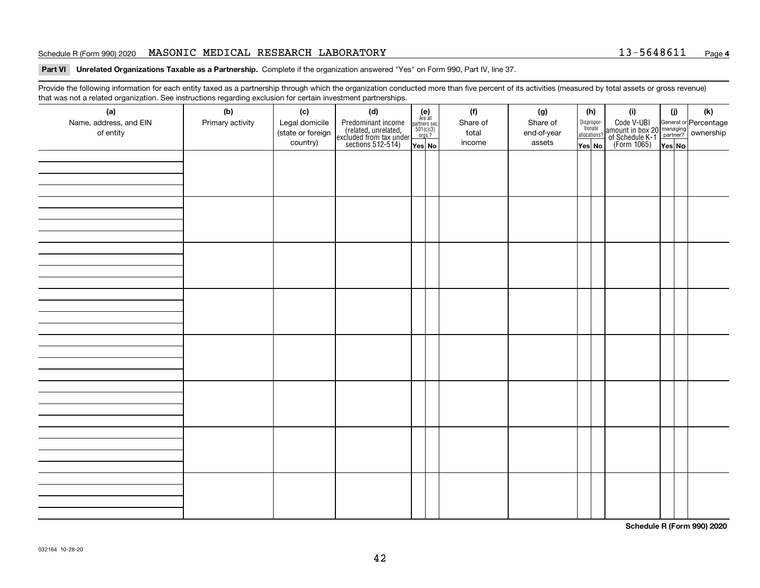Schedule R (Form 990) 2020 MASONIC MEDICAL RESEARCH LABORATORY 13-5648611 Page **4**

**Part VI Unrelated Organizations Taxable as a Partnership.** Complete if the organization answered "Yes" on Form 990, Part IV, line 37.

Provide the following information for each entity taxed as a partnership through which the organization conducted more than five percent of its activities (measured by total assets or gross revenue) that was not a related organization. See instructions regarding exclusion for certain investment partnerships.

| (a) Name, address, and EIN of entity | (b) Primary activity | (c) Legal domicile (state or foreign country) | (d) Predominant income (related, unrelated, excluded from tax under sections 512-514) | (e) Are all partners sec. 501(c)(3) orgs.? | | (f) Share of total income | (g) Share of end-of-year assets | (h) Disproportionate allocations? | | (i) Code V-UBI amount in box 20 of Schedule K-1 (Form 1065) | (j) General or managing partner? | | (k) Percentage ownership |
|---|---|---|---|---|---|---|---|---|---|---|---|---|---|
| | | | | Yes | No | | | Yes | No | | Yes | No | |
| | | | | | | | | | | | | | |
| | | | | | | | | | | | | | |
| | | | | | | | | | | | | | |
| | | | | | | | | | | | | | |
| | | | | | | | | | | | | | |
| | | | | | | | | | | | | | |
| | | | | | | | | | | | | | |
| | | | | | | | | | | | | | |

**Schedule R (Form 990) 2020**

032164 10-28-20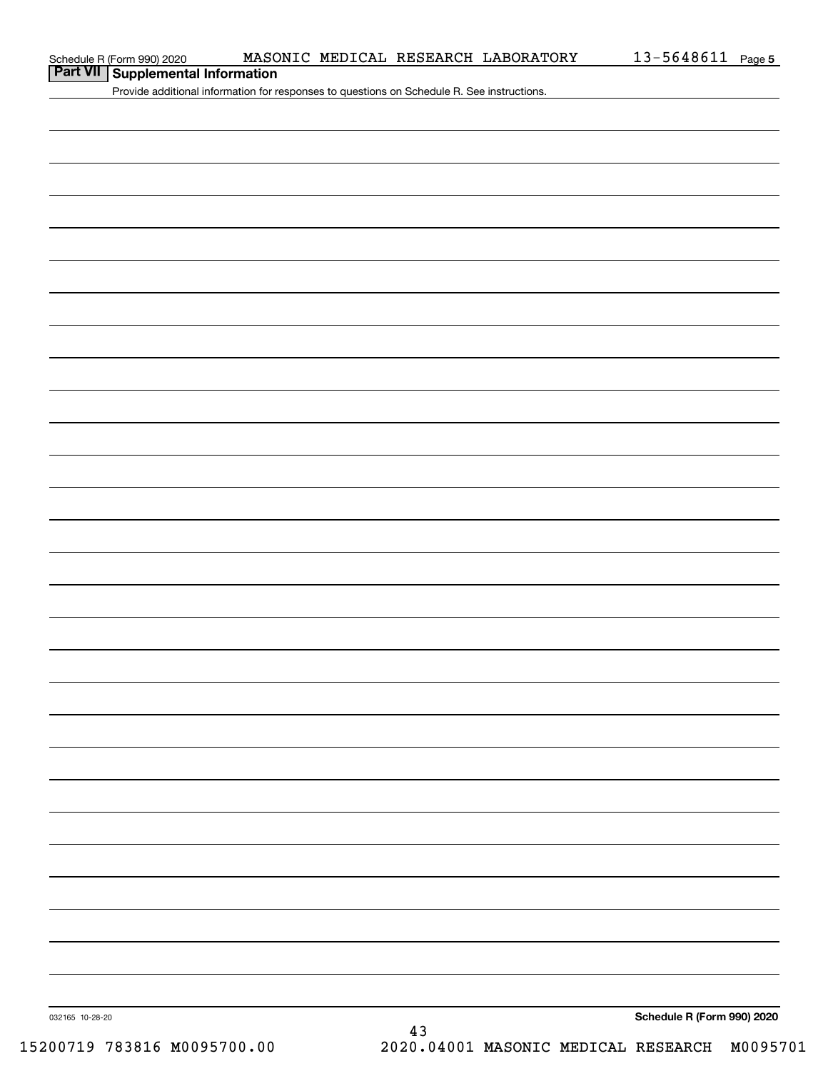Schedule R (Form 990) 2020 MASONIC MEDICAL RESEARCH LABORATORY 13-5648611 Page 5

## Part VII Supplemental Information

Provide additional information for responses to questions on Schedule R. See instructions.

032165 10-28-20

**Schedule R (Form 990) 2020**

15200719 783816 M0095700.00 2020.04001 MASONIC MEDICAL RESEARCH M0095701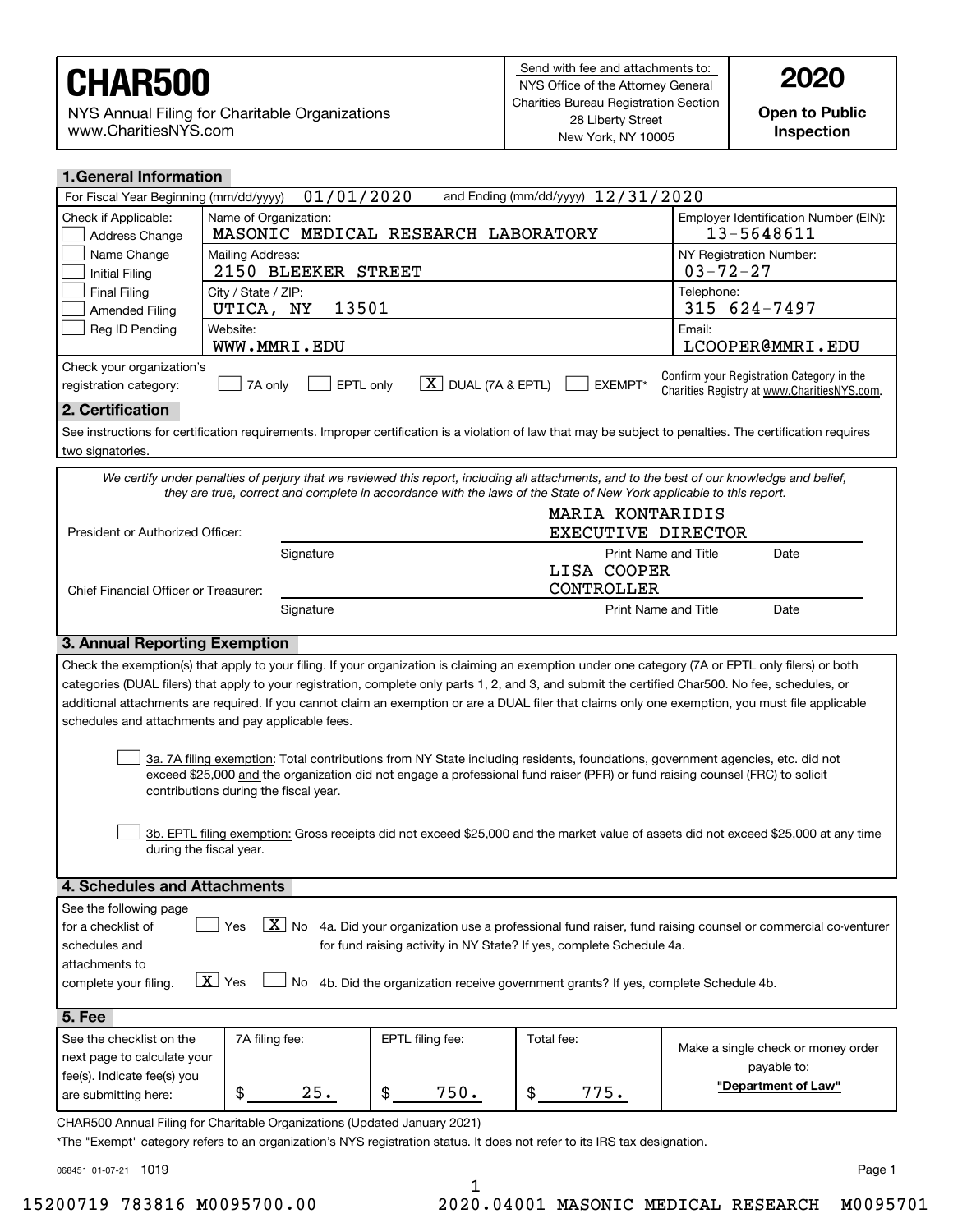# CHAR500

NYS Annual Filing for Charitable Organizations
www.CharitiesNYS.com

Send with fee and attachments to:
NYS Office of the Attorney General
Charities Bureau Registration Section
28 Liberty Street
New York, NY 10005

**2020**

**Open to Public Inspection**

## 1. General Information

For Fiscal Year Beginning (mm/dd/yyyy) 01/01/2020 and Ending (mm/dd/yyyy) 12/31/2020

| Check if Applicable: | | |
|---|---|---|
| ☐ Address Change<br>☐ Name Change<br>☐ Initial Filing<br>☐ Final Filing<br>☐ Amended Filing<br>☐ Reg ID Pending | Name of Organization: MASONIC MEDICAL RESEARCH LABORATORY | Employer Identification Number (EIN): 13-5648611 |
| | Mailing Address: 2150 BLEEKER STREET | NY Registration Number: 03-72-27 |
| | City / State / ZIP: UTICA, NY 13501 | Telephone: 315 624-7497 |
| | Website: WWW.MMRI.EDU | Email: LCOOPER@MMRI.EDU |

Check your organization's registration category: ☐ 7A only ☐ EPTL only ☒ DUAL (7A & EPTL) ☐ EXEMPT*

Confirm your Registration Category in the Charities Registry at www.CharitiesNYS.com.

## 2. Certification

See instructions for certification requirements. Improper certification is a violation of law that may be subject to penalties. The certification requires two signatories.

*We certify under penalties of perjury that we reviewed this report, including all attachments, and to the best of our knowledge and belief, they are true, correct and complete in accordance with the laws of the State of New York applicable to this report.*

| | Signature | Print Name and Title | Date |
|---|---|---|---|
| President or Authorized Officer: | | MARIA KONTARIDIS EXECUTIVE DIRECTOR | |
| Chief Financial Officer or Treasurer: | | LISA COOPER CONTROLLER | |

## 3. Annual Reporting Exemption

Check the exemption(s) that apply to your filing. If your organization is claiming an exemption under one category (7A or EPTL only filers) or both categories (DUAL filers) that apply to your registration, complete only parts 1, 2, and 3, and submit the certified Char500. No fee, schedules, or additional attachments are required. If you cannot claim an exemption or are a DUAL filer that claims only one exemption, you must file applicable schedules and attachments and pay applicable fees.

☐ 3a. 7A filing exemption: Total contributions from NY State including residents, foundations, government agencies, etc. did not exceed $25,000 and the organization did not engage a professional fund raiser (PFR) or fund raising counsel (FRC) to solicit contributions during the fiscal year.

☐ 3b. EPTL filing exemption: Gross receipts did not exceed $25,000 and the market value of assets did not exceed $25,000 at any time during the fiscal year.

## 4. Schedules and Attachments

See the following page for a checklist of schedules and attachments to complete your filing.

☐ Yes ☒ No 4a. Did your organization use a professional fund raiser, fund raising counsel or commercial co-venturer for fund raising activity in NY State? If yes, complete Schedule 4a.

☒ Yes ☐ No 4b. Did the organization receive government grants? If yes, complete Schedule 4b.

## 5. Fee

| See the checklist on the next page to calculate your fee(s). Indicate fee(s) you are submitting here: | 7A filing fee: | EPTL filing fee: | Total fee: | Make a single check or money order payable to: |
|---|---|---|---|---|
| | $ 25. | $ 750. | $ 775. | **"Department of Law"** |

CHAR500 Annual Filing for Charitable Organizations (Updated January 2021)

*The "Exempt" category refers to an organization's NYS registration status. It does not refer to its IRS tax designation.

068451 01-07-21 1019

15200719 783816 M0095700.00 2020.04001 MASONIC MEDICAL RESEARCH M0095701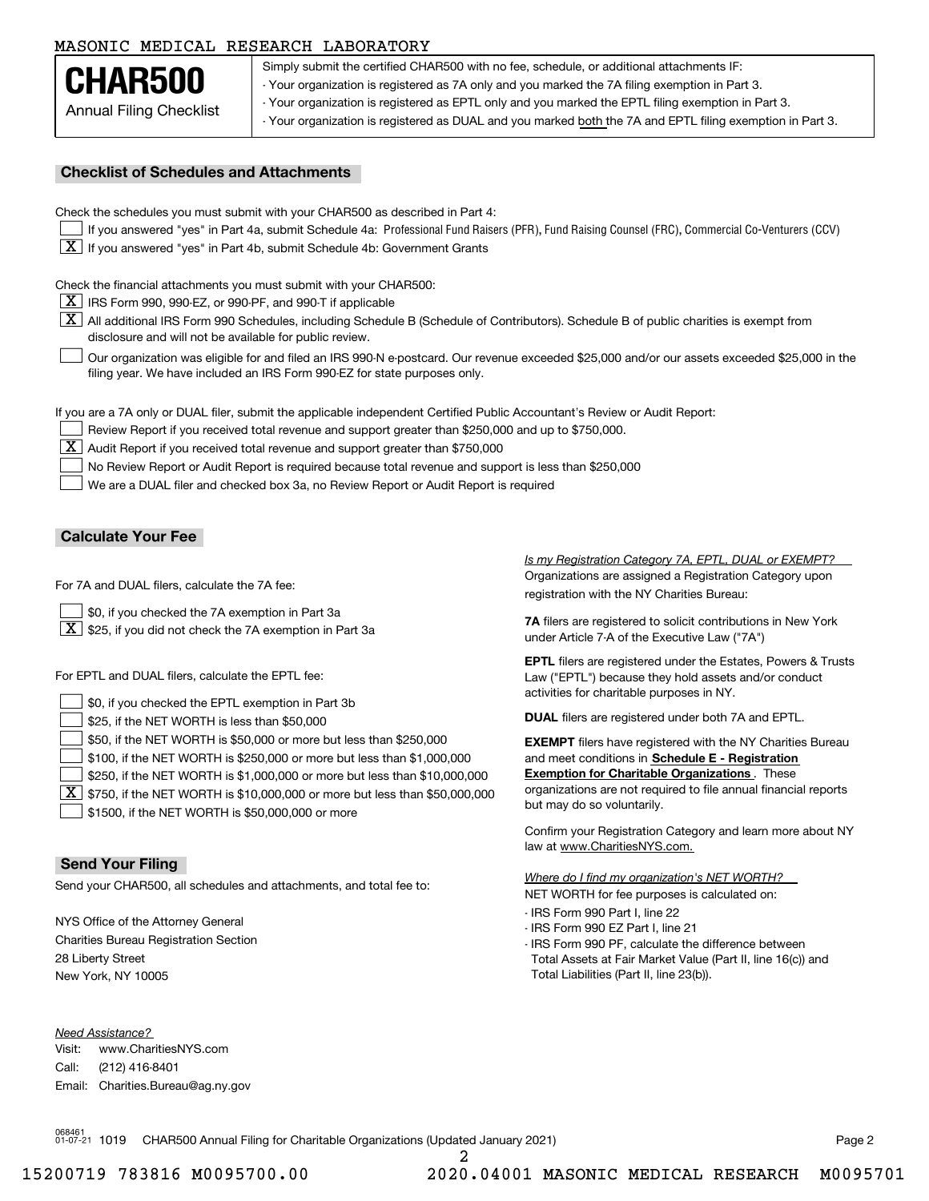MASONIC MEDICAL RESEARCH LABORATORY

# CHAR500

Annual Filing Checklist

Simply submit the certified CHAR500 with no fee, schedule, or additional attachments IF:
- Your organization is registered as 7A only and you marked the 7A filing exemption in Part 3.
- Your organization is registered as EPTL only and you marked the EPTL filing exemption in Part 3.
- Your organization is registered as DUAL and you marked both the 7A and EPTL filing exemption in Part 3.

## Checklist of Schedules and Attachments

Check the schedules you must submit with your CHAR500 as described in Part 4:

- [ ] If you answered "yes" in Part 4a, submit Schedule 4a: Professional Fund Raisers (PFR), Fund Raising Counsel (FRC), Commercial Co-Venturers (CCV)
- [X] If you answered "yes" in Part 4b, submit Schedule 4b: Government Grants

Check the financial attachments you must submit with your CHAR500:

- [X] IRS Form 990, 990-EZ, or 990-PF, and 990-T if applicable
- [X] All additional IRS Form 990 Schedules, including Schedule B (Schedule of Contributors). Schedule B of public charities is exempt from disclosure and will not be available for public review.
- [ ] Our organization was eligible for and filed an IRS 990-N e-postcard. Our revenue exceeded $25,000 and/or our assets exceeded $25,000 in the filing year. We have included an IRS Form 990-EZ for state purposes only.

If you are a 7A only or DUAL filer, submit the applicable independent Certified Public Accountant's Review or Audit Report:

- [ ] Review Report if you received total revenue and support greater than $250,000 and up to $750,000.
- [X] Audit Report if you received total revenue and support greater than $750,000
- [ ] No Review Report or Audit Report is required because total revenue and support is less than $250,000
- [ ] We are a DUAL filer and checked box 3a, no Review Report or Audit Report is required

## Calculate Your Fee

For 7A and DUAL filers, calculate the 7A fee:

- [ ] $0, if you checked the 7A exemption in Part 3a
- [X] $25, if you did not check the 7A exemption in Part 3a

For EPTL and DUAL filers, calculate the EPTL fee:

- [ ] $0, if you checked the EPTL exemption in Part 3b
- [ ] $25, if the NET WORTH is less than $50,000
- [ ] $50, if the NET WORTH is $50,000 or more but less than $250,000
- [ ] $100, if the NET WORTH is $250,000 or more but less than $1,000,000
- [ ] $250, if the NET WORTH is $1,000,000 or more but less than $10,000,000
- [X] $750, if the NET WORTH is $10,000,000 or more but less than $50,000,000
- [ ] $1500, if the NET WORTH is $50,000,000 or more

*Is my Registration Category 7A, EPTL, DUAL or EXEMPT?*

Organizations are assigned a Registration Category upon registration with the NY Charities Bureau:

**7A** filers are registered to solicit contributions in New York under Article 7-A of the Executive Law ("7A")

**EPTL** filers are registered under the Estates, Powers & Trusts Law ("EPTL") because they hold assets and/or conduct activities for charitable purposes in NY.

**DUAL** filers are registered under both 7A and EPTL.

**EXEMPT** filers have registered with the NY Charities Bureau and meet conditions in **Schedule E - Registration Exemption for Charitable Organizations**. These organizations are not required to file annual financial reports but may do so voluntarily.

Confirm your Registration Category and learn more about NY law at www.CharitiesNYS.com.

*Where do I find my organization's NET WORTH?*

NET WORTH for fee purposes is calculated on:
- IRS Form 990 Part I, line 22
- IRS Form 990 EZ Part I, line 21
- IRS Form 990 PF, calculate the difference between Total Assets at Fair Market Value (Part II, line 16(c)) and Total Liabilities (Part II, line 23(b)).

## Send Your Filing

Send your CHAR500, all schedules and attachments, and total fee to:

NYS Office of the Attorney General
Charities Bureau Registration Section
28 Liberty Street
New York, NY 10005

*Need Assistance?*

Visit: www.CharitiesNYS.com
Call: (212) 416-8401
Email: Charities.Bureau@ag.ny.gov

068461 01-07-21 1019 CHAR500 Annual Filing for Charitable Organizations (Updated January 2021)

15200719 783816 M0095700.00 2020.04001 MASONIC MEDICAL RESEARCH M0095701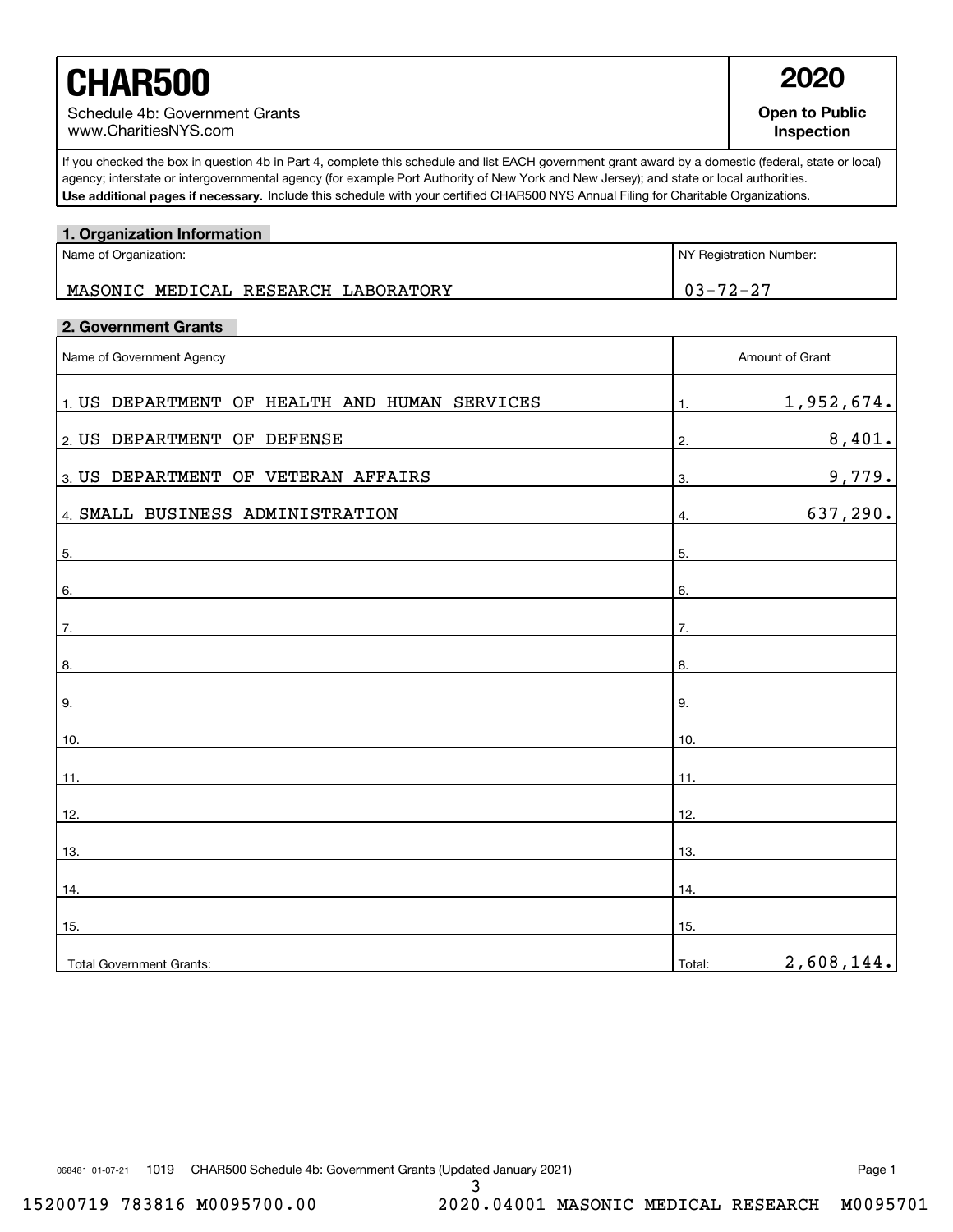# CHAR500

Schedule 4b: Government Grants
www.CharitiesNYS.com

**2020**

**Open to Public Inspection**

If you checked the box in question 4b in Part 4, complete this schedule and list EACH government grant award by a domestic (federal, state or local) agency; interstate or intergovernmental agency (for example Port Authority of New York and New Jersey); and state or local authorities. **Use additional pages if necessary.** Include this schedule with your certified CHAR500 NYS Annual Filing for Charitable Organizations.

## 1. Organization Information

| Name of Organization: | NY Registration Number: |
|---|---|
| MASONIC MEDICAL RESEARCH LABORATORY | 03-72-27 |

## 2. Government Grants

| Name of Government Agency | Amount of Grant |
|---|---|
| 1. US DEPARTMENT OF HEALTH AND HUMAN SERVICES | 1. 1,952,674. |
| 2. US DEPARTMENT OF DEFENSE | 2. 8,401. |
| 3. US DEPARTMENT OF VETERAN AFFAIRS | 3. 9,779. |
| 4. SMALL BUSINESS ADMINISTRATION | 4. 637,290. |
| 5. | 5. |
| 6. | 6. |
| 7. | 7. |
| 8. | 8. |
| 9. | 9. |
| 10. | 10. |
| 11. | 11. |
| 12. | 12. |
| 13. | 13. |
| 14. | 14. |
| 15. | 15. |
| Total Government Grants: | Total: 2,608,144. |

068481 01-07-21 1019 CHAR500 Schedule 4b: Government Grants (Updated January 2021)

15200719 783816 M0095700.00 2020.04001 MASONIC MEDICAL RESEARCH M0095701